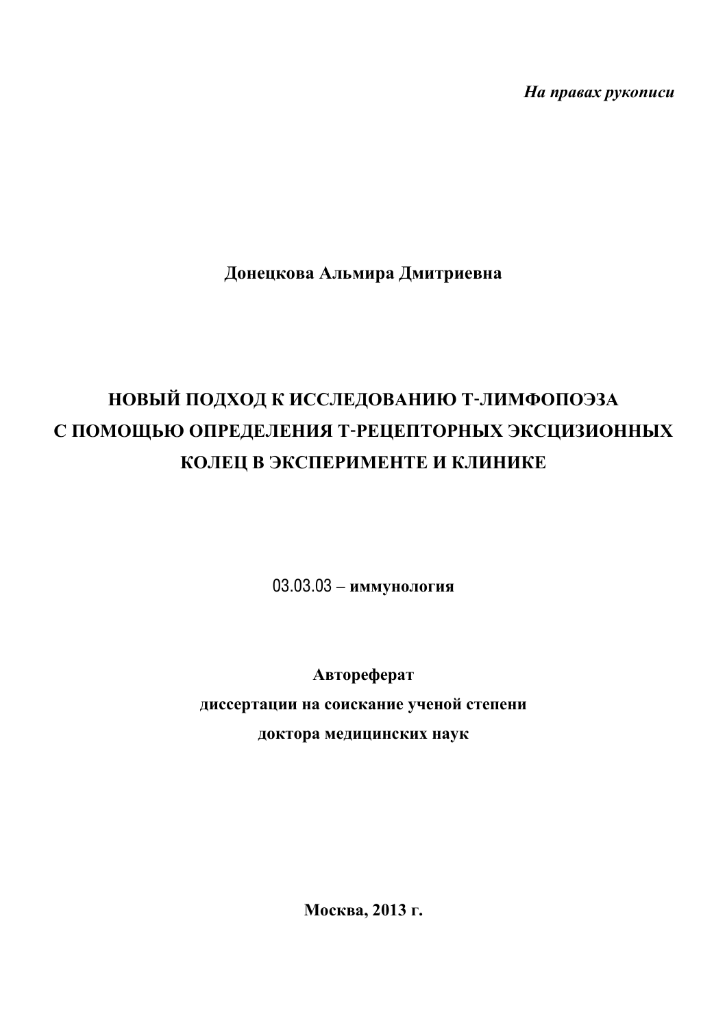*На правах рукописи*

**Донецкова Альмира Дмитриевна**

# НОВЫЙ ПОДХОД К ИССЛЕДОВАНИЮ Т-ЛИМФОПОЭЗА С ПОМОЩЬЮ ОПРЕДЕЛЕНИЯ Т-РЕЦЕПТОРНЫХ ЭКСЦИЗИОННЫХ КОЛЕЦ В ЭКСПЕРИМЕНТЕ И КЛИНИКЕ

03.03.03 – **иммунология**

**Автореферат**
**диссертации на соискание ученой степени**
**доктора медицинских наук**

**Москва, 2013 г.**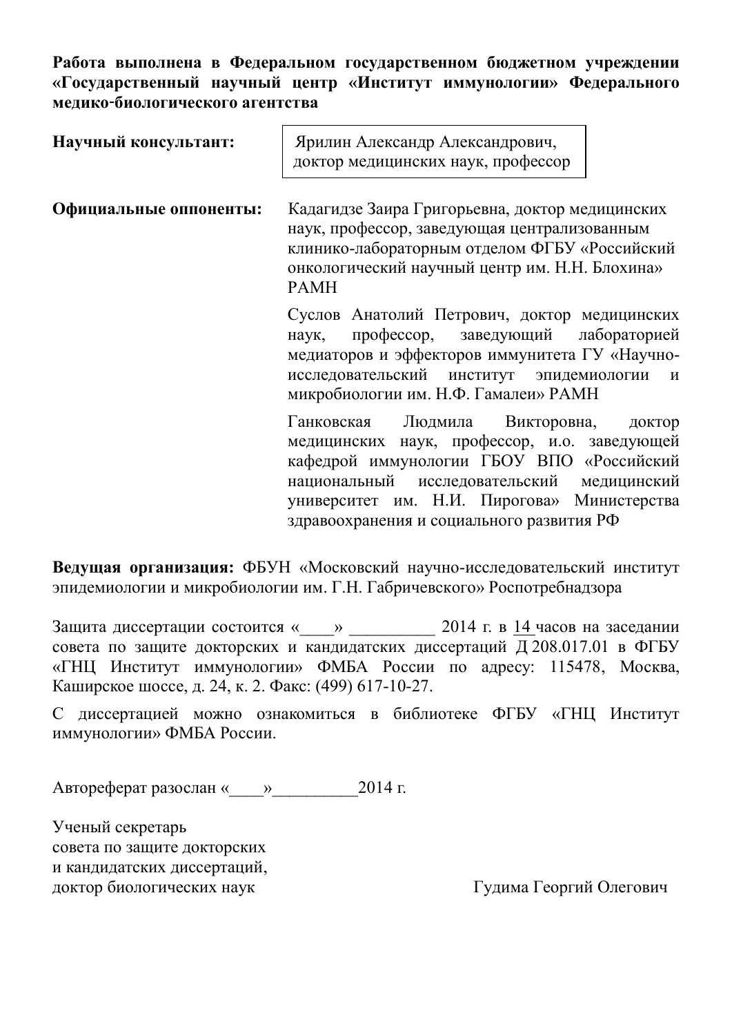**Работа выполнена в Федеральном государственном бюджетном учреждении «Государственный научный центр «Институт иммунологии» Федерального медико-биологического агентства**

**Научный консультант:** Ярилин Александр Александрович, доктор медицинских наук, профессор

**Официальные оппоненты:** Кадагидзе Заира Григорьевна, доктор медицинских наук, профессор, заведующая централизованным клинико-лабораторным отделом ФГБУ «Российский онкологический научный центр им. Н.Н. Блохина» РАМН

Суслов Анатолий Петрович, доктор медицинских наук, профессор, заведующий лабораторией медиаторов и эффекторов иммунитета ГУ «Научно-исследовательский институт эпидемиологии и микробиологии им. Н.Ф. Гамалеи» РАМН

Ганковская Людмила Викторовна, доктор медицинских наук, профессор, и.о. заведующей кафедрой иммунологии ГБОУ ВПО «Российский национальный исследовательский медицинский университет им. Н.И. Пирогова» Министерства здравоохранения и социального развития РФ

**Ведущая организация:** ФБУН «Московский научно-исследовательский институт эпидемиологии и микробиологии им. Г.Н. Габричевского» Роспотребнадзора

Защита диссертации состоится «____» __________ 2014 г. в 14 часов на заседании совета по защите докторских и кандидатских диссертаций Д 208.017.01 в ФГБУ «ГНЦ Институт иммунологии» ФМБА России по адресу: 115478, Москва, Каширское шоссе, д. 24, к. 2. Факс: (499) 617-10-27.

С диссертацией можно ознакомиться в библиотеке ФГБУ «ГНЦ Институт иммунологии» ФМБА России.

Автореферат разослан «____»__________2014 г.

Ученый секретарь
совета по защите докторских
и кандидатских диссертаций,
доктор биологических наук Гудима Георгий Олегович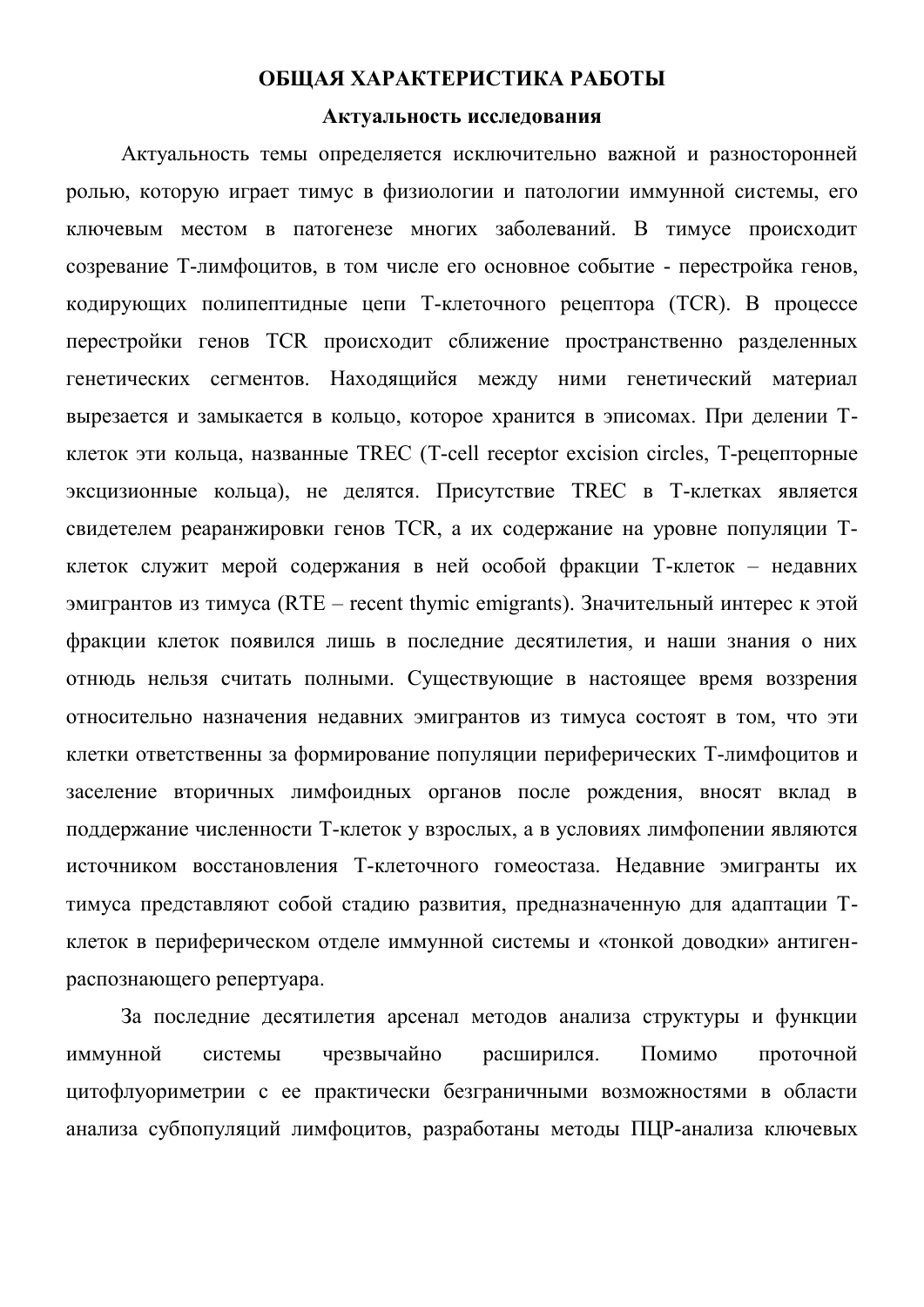## ОБЩАЯ ХАРАКТЕРИСТИКА РАБОТЫ

### Актуальность исследования

Актуальность темы определяется исключительно важной и разносторонней ролью, которую играет тимус в физиологии и патологии иммунной системы, его ключевым местом в патогенезе многих заболеваний. В тимусе происходит созревание Т-лимфоцитов, в том числе его основное событие - перестройка генов, кодирующих полипептидные цепи Т-клеточного рецептора (TCR). В процессе перестройки генов TCR происходит сближение пространственно разделенных генетических сегментов. Находящийся между ними генетический материал вырезается и замыкается в кольцо, которое хранится в эписомах. При делении Т-клеток эти кольца, названные TREC (T-cell receptor excision circles, Т-рецепторные эксцизионные кольца), не делятся. Присутствие TREC в Т-клетках является свидетелем реаранжировки генов TCR, а их содержание на уровне популяции Т-клеток служит мерой содержания в ней особой фракции Т-клеток – недавних эмигрантов из тимуса (RTE – recent thymic emigrants). Значительный интерес к этой фракции клеток появился лишь в последние десятилетия, и наши знания о них отнюдь нельзя считать полными. Существующие в настоящее время воззрения относительно назначения недавних эмигрантов из тимуса состоят в том, что эти клетки ответственны за формирование популяции периферических Т-лимфоцитов и заселение вторичных лимфоидных органов после рождения, вносят вклад в поддержание численности Т-клеток у взрослых, а в условиях лимфопении являются источником восстановления Т-клеточного гомеостаза. Недавние эмигранты их тимуса представляют собой стадию развития, предназначенную для адаптации Т-клеток в периферическом отделе иммунной системы и «тонкой доводки» антиген-распознающего репертуара.

За последние десятилетия арсенал методов анализа структуры и функции иммунной системы чрезвычайно расширился. Помимо проточной цитофлуориметрии с ее практически безграничными возможностями в области анализа субпопуляций лимфоцитов, разработаны методы ПЦР-анализа ключевых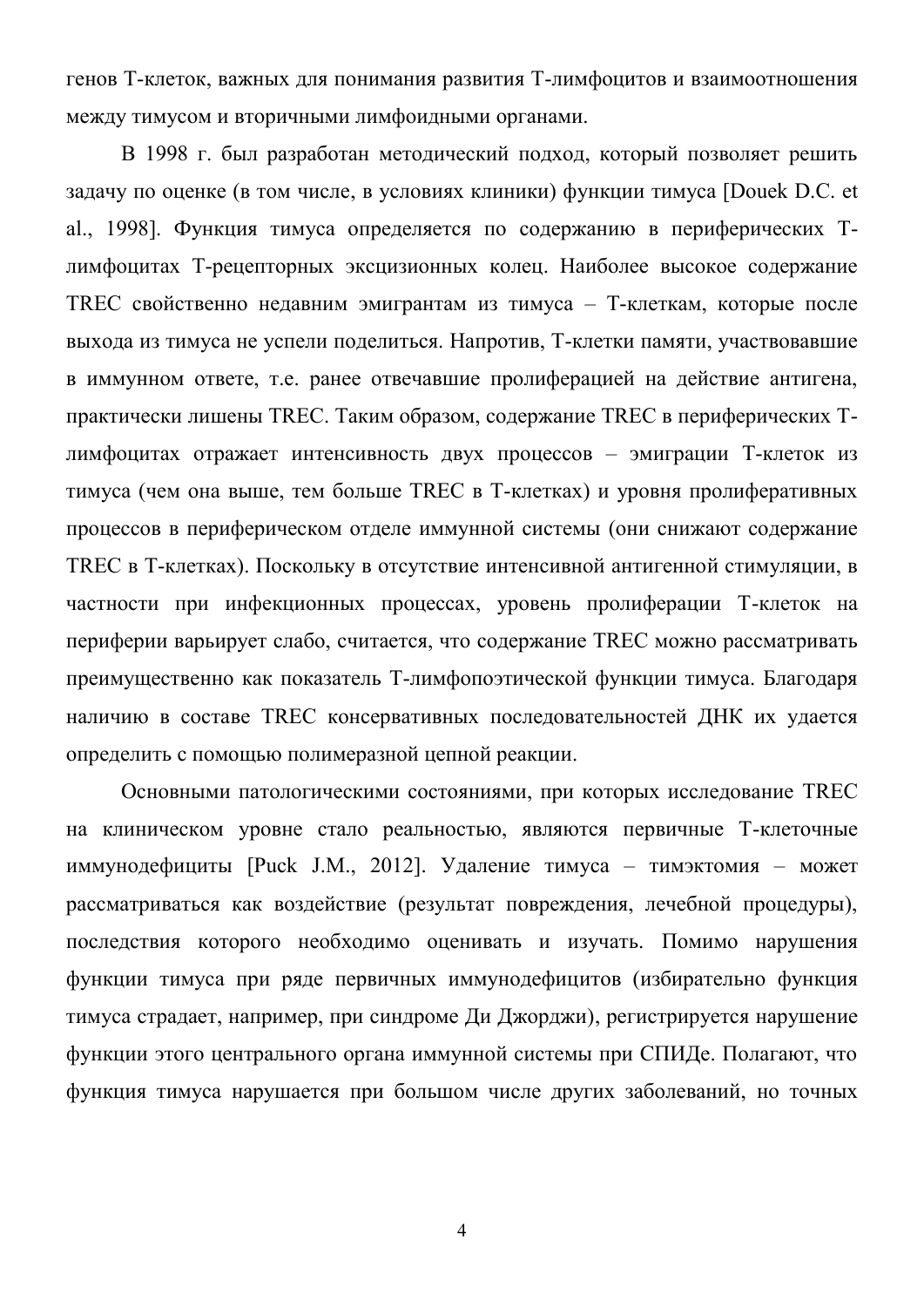генов Т-клеток, важных для понимания развития Т-лимфоцитов и взаимоотношения между тимусом и вторичными лимфоидными органами.

В 1998 г. был разработан методический подход, который позволяет решить задачу по оценке (в том числе, в условиях клиники) функции тимуса [Douek D.C. et al., 1998]. Функция тимуса определяется по содержанию в периферических Т-лимфоцитах Т-рецепторных эксцизионных колец. Наиболее высокое содержание TREC свойственно недавним эмигрантам из тимуса – Т-клеткам, которые после выхода из тимуса не успели поделиться. Напротив, Т-клетки памяти, участвовавшие в иммунном ответе, т.е. ранее отвечавшие пролиферацией на действие антигена, практически лишены TREC. Таким образом, содержание TREC в периферических Т-лимфоцитах отражает интенсивность двух процессов – эмиграции Т-клеток из тимуса (чем она выше, тем больше TREC в Т-клетках) и уровня пролиферативных процессов в периферическом отделе иммунной системы (они снижают содержание TREC в Т-клетках). Поскольку в отсутствие интенсивной антигенной стимуляции, в частности при инфекционных процессах, уровень пролиферации Т-клеток на периферии варьирует слабо, считается, что содержание TREC можно рассматривать преимущественно как показатель Т-лимфопоэтической функции тимуса. Благодаря наличию в составе TREC консервативных последовательностей ДНК их удается определить с помощью полимеразной цепной реакции.

Основными патологическими состояниями, при которых исследование TREC на клиническом уровне стало реальностью, являются первичные Т-клеточные иммунодефициты [Puck J.M., 2012]. Удаление тимуса – тимэктомия – может рассматриваться как воздействие (результат повреждения, лечебной процедуры), последствия которого необходимо оценивать и изучать. Помимо нарушения функции тимуса при ряде первичных иммунодефицитов (избирательно функция тимуса страдает, например, при синдроме Ди Джорджи), регистрируется нарушение функции этого центрального органа иммунной системы при СПИДе. Полагают, что функция тимуса нарушается при большом числе других заболеваний, но точных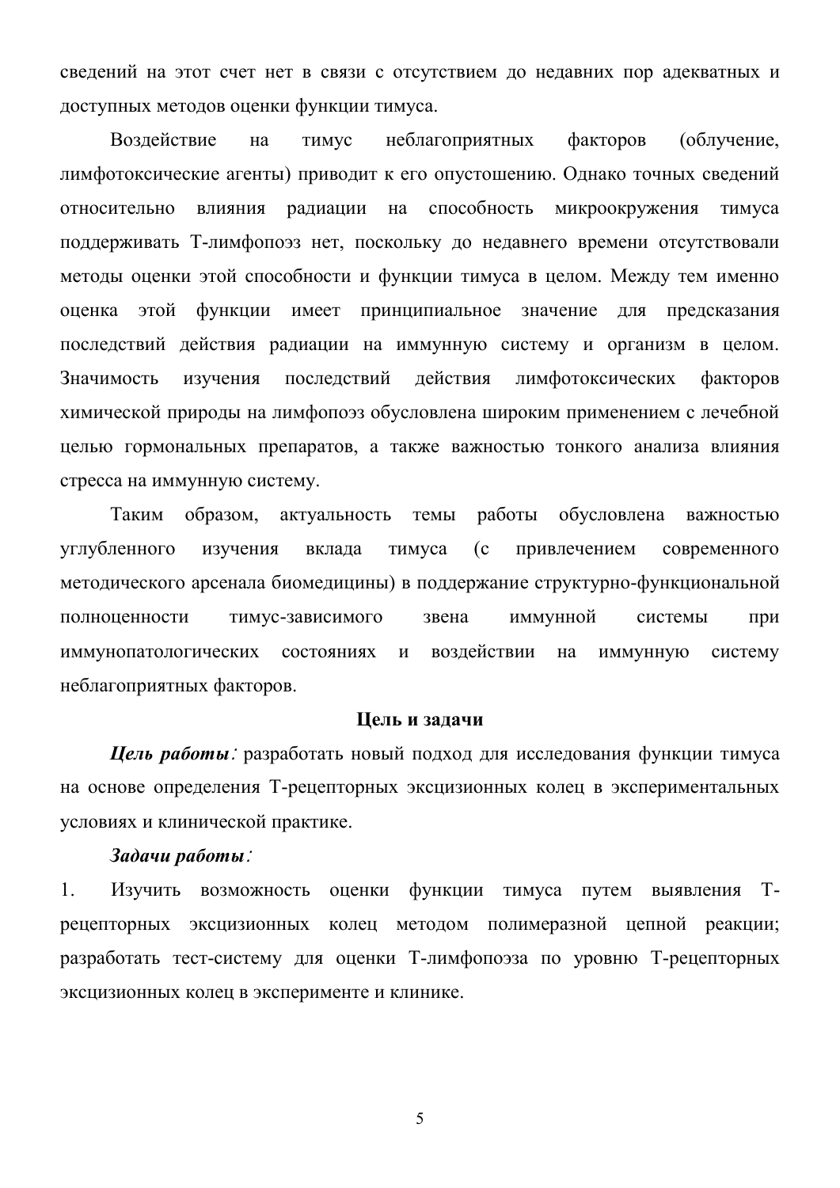сведений на этот счет нет в связи с отсутствием до недавних пор адекватных и доступных методов оценки функции тимуса.

Воздействие на тимус неблагоприятных факторов (облучение, лимфотоксические агенты) приводит к его опустошению. Однако точных сведений относительно влияния радиации на способность микроокружения тимуса поддерживать Т-лимфопоэз нет, поскольку до недавнего времени отсутствовали методы оценки этой способности и функции тимуса в целом. Между тем именно оценка этой функции имеет принципиальное значение для предсказания последствий действия радиации на иммунную систему и организм в целом. Значимость изучения последствий действия лимфотоксических факторов химической природы на лимфопоэз обусловлена широким применением с лечебной целью гормональных препаратов, а также важностью тонкого анализа влияния стресса на иммунную систему.

Таким образом, актуальность темы работы обусловлена важностью углубленного изучения вклада тимуса (с привлечением современного методического арсенала биомедицины) в поддержание структурно-функциональной полноценности тимус-зависимого звена иммунной системы при иммунопатологических состояниях и воздействии на иммунную систему неблагоприятных факторов.

## Цель и задачи

***Цель работы:*** разработать новый подход для исследования функции тимуса на основе определения Т-рецепторных эксцизионных колец в экспериментальных условиях и клинической практике.

***Задачи работы:***

1. Изучить возможность оценки функции тимуса путем выявления Т-рецепторных эксцизионных колец методом полимеразной цепной реакции; разработать тест-систему для оценки Т-лимфопоэза по уровню Т-рецепторных эксцизионных колец в эксперименте и клинике.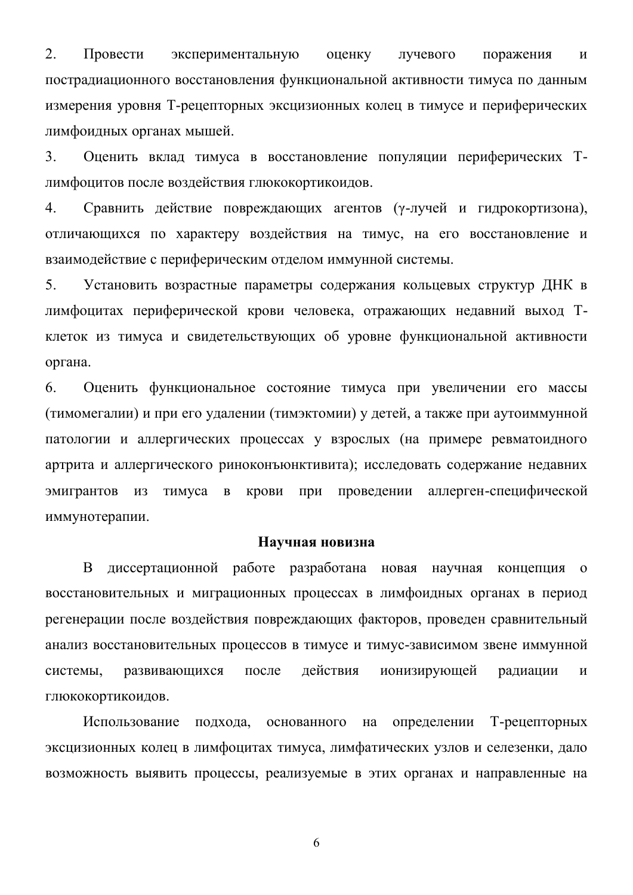2. Провести экспериментальную оценку лучевого поражения и пострадиационного восстановления функциональной активности тимуса по данным измерения уровня Т-рецепторных эксцизионных колец в тимусе и периферических лимфоидных органах мышей.

3. Оценить вклад тимуса в восстановление популяции периферических Т-лимфоцитов после воздействия глюкокортикоидов.

4. Сравнить действие повреждающих агентов (γ-лучей и гидрокортизона), отличающихся по характеру воздействия на тимус, на его восстановление и взаимодействие с периферическим отделом иммунной системы.

5. Установить возрастные параметры содержания кольцевых структур ДНК в лимфоцитах периферической крови человека, отражающих недавний выход Т-клеток из тимуса и свидетельствующих об уровне функциональной активности органа.

6. Оценить функциональное состояние тимуса при увеличении его массы (тимомегалии) и при его удалении (тимэктомии) у детей, а также при аутоиммунной патологии и аллергических процессах у взрослых (на примере ревматоидного артрита и аллергического риноконъюнктивита); исследовать содержание недавних эмигрантов из тимуса в крови при проведении аллерген-специфической иммунотерапии.

**Научная новизна**

В диссертационной работе разработана новая научная концепция о восстановительных и миграционных процессах в лимфоидных органах в период регенерации после воздействия повреждающих факторов, проведен сравнительный анализ восстановительных процессов в тимусе и тимус-зависимом звене иммунной системы, развивающихся после действия ионизирующей радиации и глюкокортикоидов.

Использование подхода, основанного на определении Т-рецепторных эксцизионных колец в лимфоцитах тимуса, лимфатических узлов и селезенки, дало возможность выявить процессы, реализуемые в этих органах и направленные на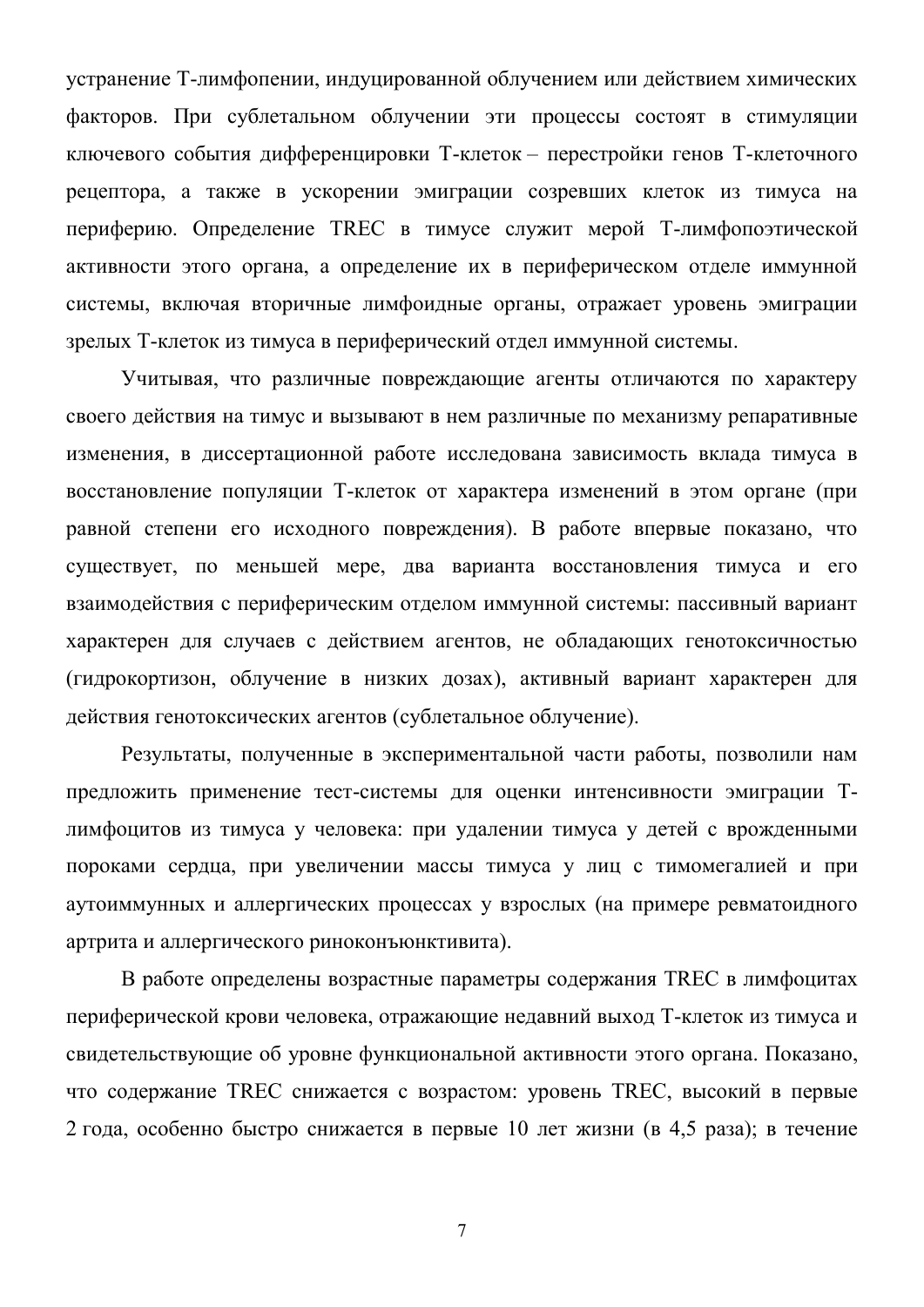устранение Т-лимфопении, индуцированной облучением или действием химических факторов. При сублетальном облучении эти процессы состоят в стимуляции ключевого события дифференцировки Т-клеток – перестройки генов Т-клеточного рецептора, а также в ускорении эмиграции созревших клеток из тимуса на периферию. Определение TREC в тимусе служит мерой Т-лимфопоэтической активности этого органа, а определение их в периферическом отделе иммунной системы, включая вторичные лимфоидные органы, отражает уровень эмиграции зрелых Т-клеток из тимуса в периферический отдел иммунной системы.

Учитывая, что различные повреждающие агенты отличаются по характеру своего действия на тимус и вызывают в нем различные по механизму репаративные изменения, в диссертационной работе исследована зависимость вклада тимуса в восстановление популяции Т-клеток от характера изменений в этом органе (при равной степени его исходного повреждения). В работе впервые показано, что существует, по меньшей мере, два варианта восстановления тимуса и его взаимодействия с периферическим отделом иммунной системы: пассивный вариант характерен для случаев с действием агентов, не обладающих генотоксичностью (гидрокортизон, облучение в низких дозах), активный вариант характерен для действия генотоксических агентов (сублетальное облучение).

Результаты, полученные в экспериментальной части работы, позволили нам предложить применение тест-системы для оценки интенсивности эмиграции Т-лимфоцитов из тимуса у человека: при удалении тимуса у детей с врожденными пороками сердца, при увеличении массы тимуса у лиц с тимомегалией и при аутоиммунных и аллергических процессах у взрослых (на примере ревматоидного артрита и аллергического риноконъюнктивита).

В работе определены возрастные параметры содержания TREC в лимфоцитах периферической крови человека, отражающие недавний выход Т-клеток из тимуса и свидетельствующие об уровне функциональной активности этого органа. Показано, что содержание TREC снижается с возрастом: уровень TREC, высокий в первые 2 года, особенно быстро снижается в первые 10 лет жизни (в 4,5 раза); в течение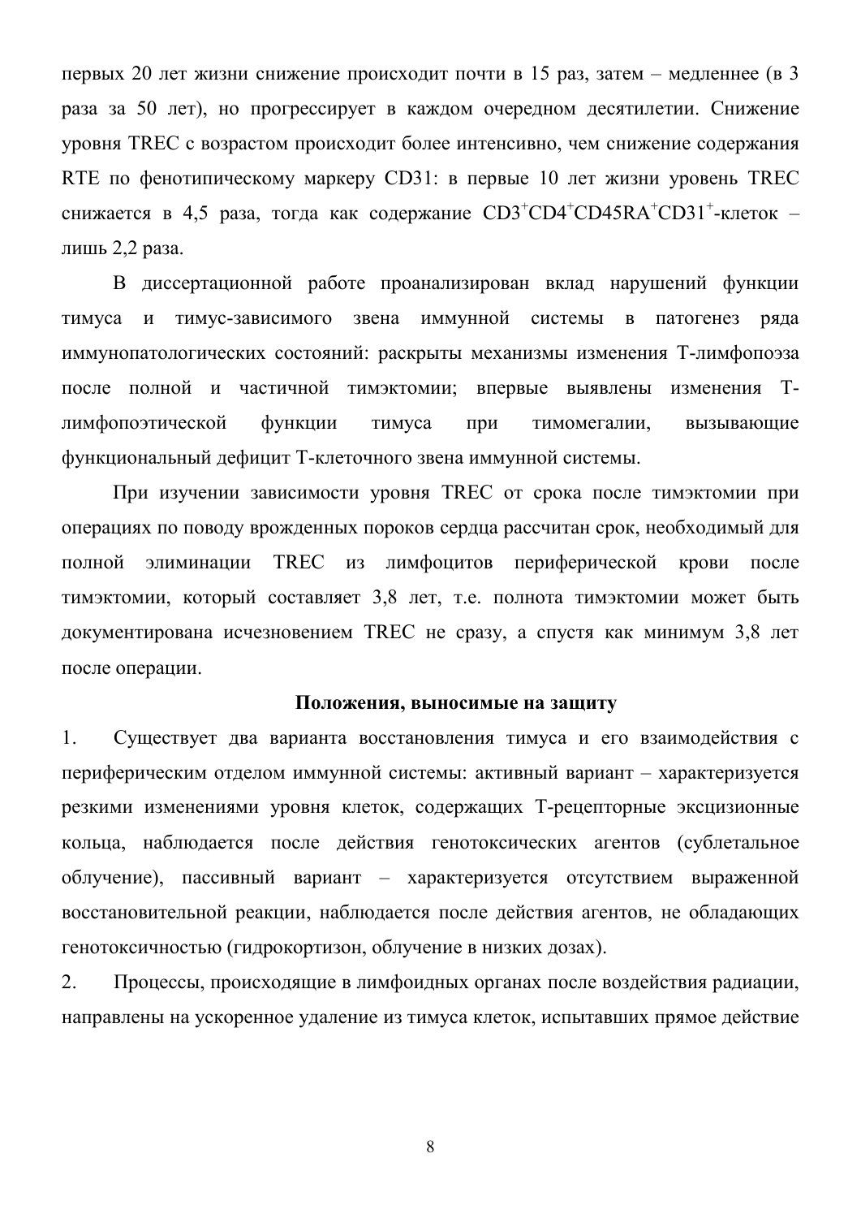первых 20 лет жизни снижение происходит почти в 15 раз, затем – медленнее (в 3 раза за 50 лет), но прогрессирует в каждом очередном десятилетии. Снижение уровня TREC с возрастом происходит более интенсивно, чем снижение содержания RTE по фенотипическому маркеру CD31: в первые 10 лет жизни уровень TREC снижается в 4,5 раза, тогда как содержание $CD3^{+}CD4^{+}CD45RA^{+}CD31^{+}$-клеток – лишь 2,2 раза.

В диссертационной работе проанализирован вклад нарушений функции тимуса и тимус-зависимого звена иммунной системы в патогенез ряда иммунопатологических состояний: раскрыты механизмы изменения Т-лимфопоэза после полной и частичной тимэктомии; впервые выявлены изменения Т-лимфопоэтической функции тимуса при тимомегалии, вызывающие функциональный дефицит Т-клеточного звена иммунной системы.

При изучении зависимости уровня TREC от срока после тимэктомии при операциях по поводу врожденных пороков сердца рассчитан срок, необходимый для полной элиминации TREC из лимфоцитов периферической крови после тимэктомии, который составляет 3,8 лет, т.е. полнота тимэктомии может быть документирована исчезновением TREC не сразу, а спустя как минимум 3,8 лет после операции.

**Положения, выносимые на защиту**

1. Существует два варианта восстановления тимуса и его взаимодействия с периферическим отделом иммунной системы: активный вариант – характеризуется резкими изменениями уровня клеток, содержащих Т-рецепторные эксцизионные кольца, наблюдается после действия генотоксических агентов (сублетальное облучение), пассивный вариант – характеризуется отсутствием выраженной восстановительной реакции, наблюдается после действия агентов, не обладающих генотоксичностью (гидрокортизон, облучение в низких дозах).
2. Процессы, происходящие в лимфоидных органах после воздействия радиации, направлены на ускоренное удаление из тимуса клеток, испытавших прямое действие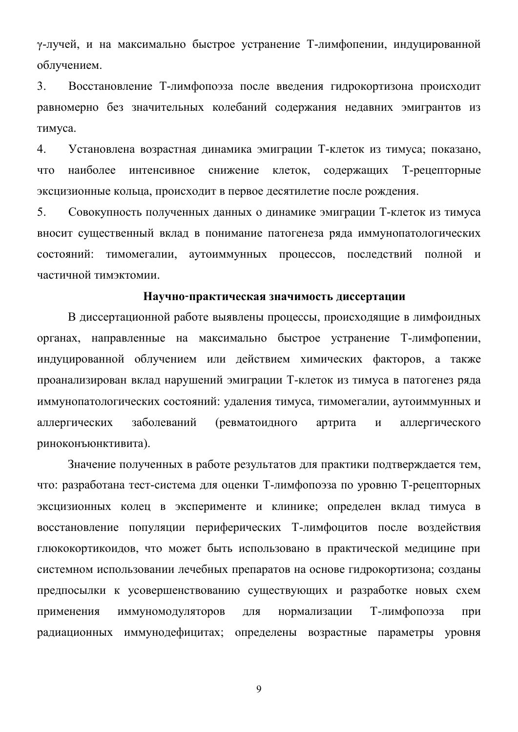γ-лучей, и на максимально быстрое устранение Т-лимфопении, индуцированной облучением.

3. Восстановление Т-лимфопоэза после введения гидрокортизона происходит равномерно без значительных колебаний содержания недавних эмигрантов из тимуса.

4. Установлена возрастная динамика эмиграции Т-клеток из тимуса; показано, что наиболее интенсивное снижение клеток, содержащих Т-рецепторные эксцизионные кольца, происходит в первое десятилетие после рождения.

5. Совокупность полученных данных о динамике эмиграции Т-клеток из тимуса вносит существенный вклад в понимание патогенеза ряда иммунопатологических состояний: тимомегалии, аутоиммунных процессов, последствий полной и частичной тимэктомии.

**Научно-практическая значимость диссертации**

В диссертационной работе выявлены процессы, происходящие в лимфоидных органах, направленные на максимально быстрое устранение Т-лимфопении, индуцированной облучением или действием химических факторов, а также проанализирован вклад нарушений эмиграции Т-клеток из тимуса в патогенез ряда иммунопатологических состояний: удаления тимуса, тимомегалии, аутоиммунных и аллергических заболеваний (ревматоидного артрита и аллергического риноконъюнктивита).

Значение полученных в работе результатов для практики подтверждается тем, что: разработана тест-система для оценки Т-лимфопоэза по уровню Т-рецепторных эксцизионных колец в эксперименте и клинике; определен вклад тимуса в восстановление популяции периферических Т-лимфоцитов после воздействия глюкокортикоидов, что может быть использовано в практической медицине при системном использовании лечебных препаратов на основе гидрокортизона; созданы предпосылки к усовершенствованию существующих и разработке новых схем применения иммуномодуляторов для нормализации Т-лимфопоэза при радиационных иммунодефицитах; определены возрастные параметры уровня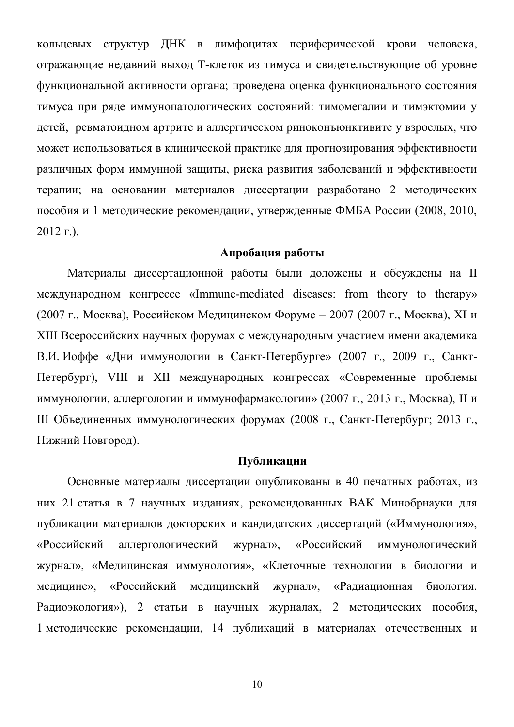кольцевых структур ДНК в лимфоцитах периферической крови человека, отражающие недавний выход Т-клеток из тимуса и свидетельствующие об уровне функциональной активности органа; проведена оценка функционального состояния тимуса при ряде иммунопатологических состояний: тимомегалии и тимэктомии у детей, ревматоидном артрите и аллергическом риноконъюнктивите у взрослых, что может использоваться в клинической практике для прогнозирования эффективности различных форм иммунной защиты, риска развития заболеваний и эффективности терапии; на основании материалов диссертации разработано 2 методических пособия и 1 методические рекомендации, утвержденные ФМБА России (2008, 2010, 2012 г.).

## Апробация работы

Материалы диссертационной работы были доложены и обсуждены на II международном конгрессе «Immune-mediated diseases: from theory to therapy» (2007 г., Москва), Российском Медицинском Форуме – 2007 (2007 г., Москва), XI и XIII Всероссийских научных форумах с международным участием имени академика В.И. Иоффе «Дни иммунологии в Санкт-Петербурге» (2007 г., 2009 г., Санкт-Петербург), VIII и XII международных конгрессах «Современные проблемы иммунологии, аллергологии и иммунофармакологии» (2007 г., 2013 г., Москва), II и III Объединенных иммунологических форумах (2008 г., Санкт-Петербург; 2013 г., Нижний Новгород).

## Публикации

Основные материалы диссертации опубликованы в 40 печатных работах, из них 21 статья в 7 научных изданиях, рекомендованных ВАК Минобрнауки для публикации материалов докторских и кандидатских диссертаций («Иммунология», «Российский аллергологический журнал», «Российский иммунологический журнал», «Медицинская иммунология», «Клеточные технологии в биологии и медицине», «Российский медицинский журнал», «Радиационная биология. Радиоэкология»), 2 статьи в научных журналах, 2 методических пособия, 1 методические рекомендации, 14 публикаций в материалах отечественных и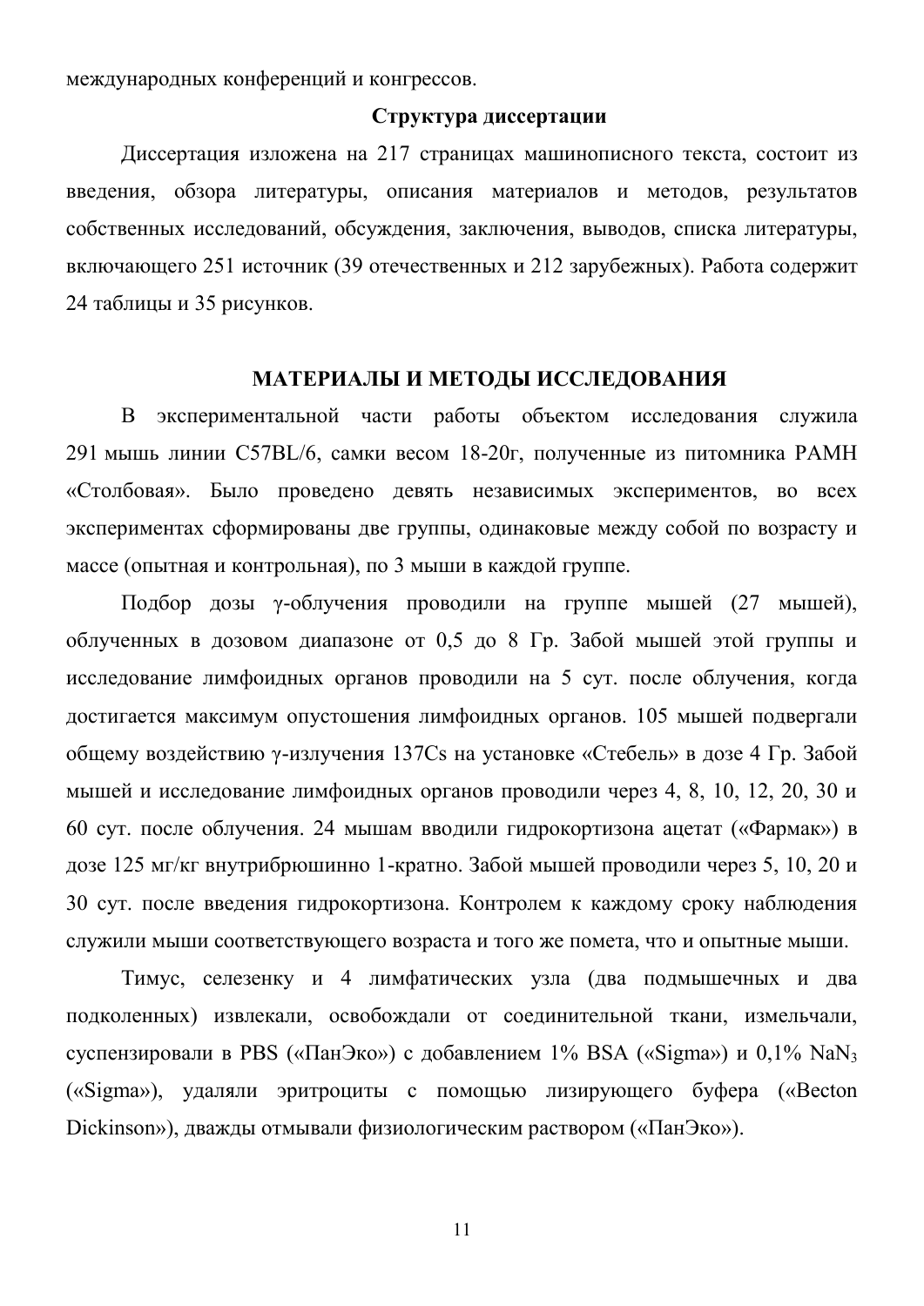международных конференций и конгрессов.

## Структура диссертации

Диссертация изложена на 217 страницах машинописного текста, состоит из введения, обзора литературы, описания материалов и методов, результатов собственных исследований, обсуждения, заключения, выводов, списка литературы, включающего 251 источник (39 отечественных и 212 зарубежных). Работа содержит 24 таблицы и 35 рисунков.

## МАТЕРИАЛЫ И МЕТОДЫ ИССЛЕДОВАНИЯ

В экспериментальной части работы объектом исследования служила 291 мышь линии C57BL/6, самки весом 18-20г, полученные из питомника РАМН «Столбовая». Было проведено девять независимых экспериментов, во всех экспериментах сформированы две группы, одинаковые между собой по возрасту и массе (опытная и контрольная), по 3 мыши в каждой группе.

Подбор дозы γ-облучения проводили на группе мышей (27 мышей), облученных в дозовом диапазоне от 0,5 до 8 Гр. Забой мышей этой группы и исследование лимфоидных органов проводили на 5 сут. после облучения, когда достигается максимум опустошения лимфоидных органов. 105 мышей подвергали общему воздействию γ-излучения 137Cs на установке «Стебель» в дозе 4 Гр. Забой мышей и исследование лимфоидных органов проводили через 4, 8, 10, 12, 20, 30 и 60 сут. после облучения. 24 мышам вводили гидрокортизона ацетат («Фармак») в дозе 125 мг/кг внутрибрюшинно 1-кратно. Забой мышей проводили через 5, 10, 20 и 30 сут. после введения гидрокортизона. Контролем к каждому сроку наблюдения служили мыши соответствующего возраста и того же помета, что и опытные мыши.

Тимус, селезенку и 4 лимфатических узла (два подмышечных и два подколенных) извлекали, освобождали от соединительной ткани, измельчали, суспензировали в PBS («ПанЭко») с добавлением 1% BSA («Sigma») и 0,1% $NaN_3$ («Sigma»), удаляли эритроциты с помощью лизирующего буфера («Becton Dickinson»), дважды отмывали физиологическим раствором («ПанЭко»).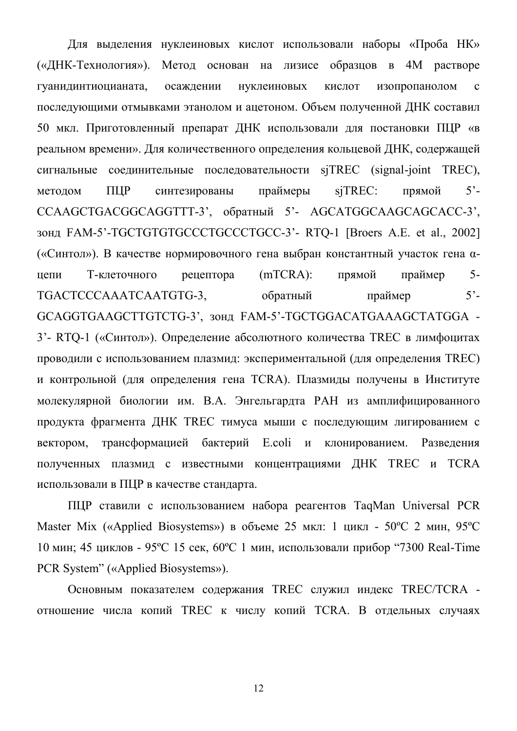Для выделения нуклеиновых кислот использовали наборы «Проба НК» («ДНК-Технология»). Метод основан на лизисе образцов в 4М растворе гуанидинтиоцианата, осаждении нуклеиновых кислот изопропанолом с последующими отмывками этанолом и ацетоном. Объем полученной ДНК составил 50 мкл. Приготовленный препарат ДНК использовали для постановки ПЦР «в реальном времени». Для количественного определения кольцевой ДНК, содержащей сигнальные соединительные последовательности sjTREC (signal-joint TREC), методом ПЦР синтезированы праймеры sjTREC: прямой 5'-CCAAGCTGACGGCAGGTTT-3', обратный 5'- AGCATGGCAAGCAGCACC-3', зонд FAM-5'-TGCTGTGTGCCCTGCCCTGCC-3'- RTQ-1 [Broers A.E. et al., 2002] («Синтол»). В качестве нормировочного гена выбран константный участок гена α-цепи Т-клеточного рецептора (mTCRA): прямой праймер 5-TGACTCCCAAATCAATGTG-3, обратный праймер 5'-GCAGGTGAAGCTTGTCTG-3', зонд FAM-5'-TGCTGGACATGAAAGCTATGGA - 3'- RTQ-1 («Синтол»). Определение абсолютного количества TREC в лимфоцитах проводили с использованием плазмид: экспериментальной (для определения TREC) и контрольной (для определения гена TCRA). Плазмиды получены в Институте молекулярной биологии им. В.А. Энгельгардта РАН из амплифицированного продукта фрагмента ДНК TREC тимуса мыши с последующим лигированием с вектором, трансформацией бактерий E.coli и клонированием. Разведения полученных плазмид с известными концентрациями ДНК TREC и TCRA использовали в ПЦР в качестве стандарта.

ПЦР ставили с использованием набора реагентов TaqMan Universal PCR Master Mix («Applied Biosystems») в объеме 25 мкл: 1 цикл - 50ºС 2 мин, 95ºС 10 мин; 45 циклов - 95ºС 15 сек, 60ºС 1 мин, использовали прибор "7300 Real-Time PCR System" («Applied Biosystems»).

Основным показателем содержания TREC служил индекс TREC/TCRA - отношение числа копий TREC к числу копий TCRA. В отдельных случаях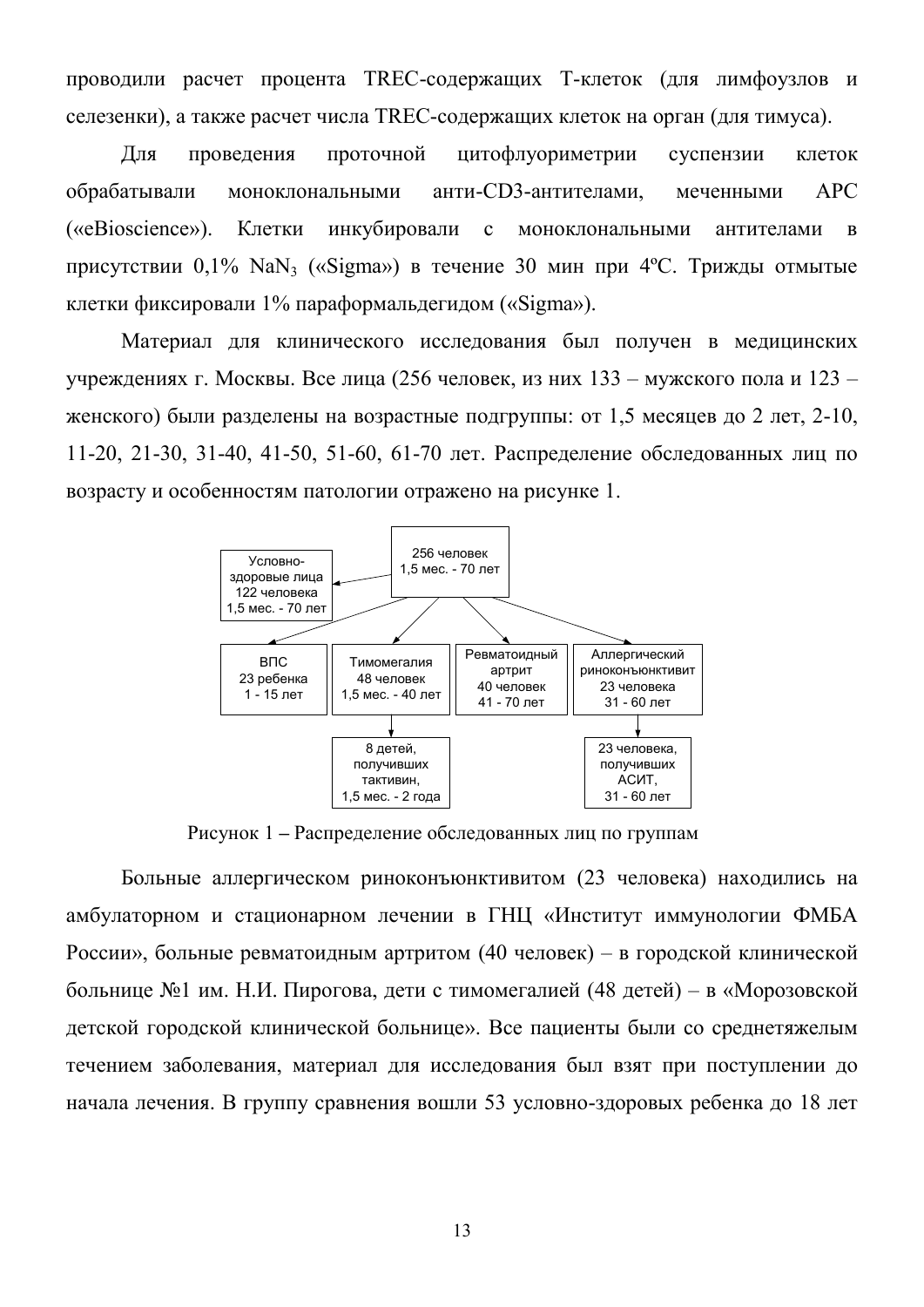проводили расчет процента TREC-содержащих Т-клеток (для лимфоузлов и селезенки), а также расчет числа TREC-содержащих клеток на орган (для тимуса).

Для проведения проточной цитофлуориметрии суспензии клеток обрабатывали моноклональными анти-CD3-антителами, меченными APC («eBioscience»). Клетки инкубировали с моноклональными антителами в присутствии 0,1% $NaN_3$ («Sigma») в течение 30 мин при 4ºC. Трижды отмытые клетки фиксировали 1% параформальдегидом («Sigma»).

Материал для клинического исследования был получен в медицинских учреждениях г. Москвы. Все лица (256 человек, из них 133 – мужского пола и 123 – женского) были разделены на возрастные подгруппы: от 1,5 месяцев до 2 лет, 2-10, 11-20, 21-30, 31-40, 41-50, 51-60, 61-70 лет. Распределение обследованных лиц по возрасту и особенностям патологии отражено на рисунке 1.

256 человек 1,5 мес. - 70 лет

- Условно-здоровые лица 122 человека 1,5 мес. - 70 лет
- ВПС 23 ребенка 1 - 15 лет
- Тимомегалия 48 человек 1,5 мес. - 40 лет
  - 8 детей, получивших тактивин, 1,5 мес. - 2 года
- Ревматоидный артрит 40 человек 41 - 70 лет
- Аллергический риноконъюнктивит 23 человека 31 - 60 лет
  - 23 человека, получивших АСИТ, 31 - 60 лет

Рисунок 1 – Распределение обследованных лиц по группам

Больные аллергическом риноконъюнктивитом (23 человека) находились на амбулаторном и стационарном лечении в ГНЦ «Институт иммунологии ФМБА России», больные ревматоидным артритом (40 человек) – в городской клинической больнице №1 им. Н.И. Пирогова, дети с тимомегалией (48 детей) – в «Морозовской детской городской клинической больнице». Все пациенты были со среднетяжелым течением заболевания, материал для исследования был взят при поступлении до начала лечения. В группу сравнения вошли 53 условно-здоровых ребенка до 18 лет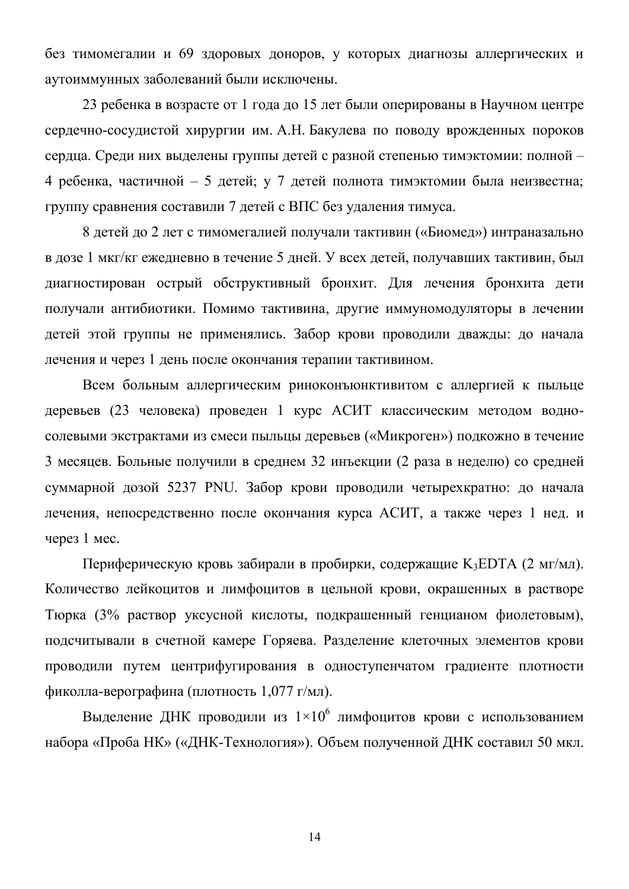без тимомегалии и 69 здоровых доноров, у которых диагнозы аллергических и аутоиммунных заболеваний были исключены.

23 ребенка в возрасте от 1 года до 15 лет были оперированы в Научном центре сердечно-сосудистой хирургии им. А.Н. Бакулева по поводу врожденных пороков сердца. Среди них выделены группы детей с разной степенью тимэктомии: полной – 4 ребенка, частичной – 5 детей; у 7 детей полнота тимэктомии была неизвестна; группу сравнения составили 7 детей с ВПС без удаления тимуса.

8 детей до 2 лет с тимомегалией получали тактивин («Биомед») интраназально в дозе 1 мкг/кг ежедневно в течение 5 дней. У всех детей, получавших тактивин, был диагностирован острый обструктивный бронхит. Для лечения бронхита дети получали антибиотики. Помимо тактивина, другие иммуномодуляторы в лечении детей этой группы не применялись. Забор крови проводили дважды: до начала лечения и через 1 день после окончания терапии тактивином.

Всем больным аллергическим риноконъюнктивитом с аллергией к пыльце деревьев (23 человека) проведен 1 курс АСИТ классическим методом водно-солевыми экстрактами из смеси пыльцы деревьев («Микроген») подкожно в течение 3 месяцев. Больные получили в среднем 32 инъекции (2 раза в неделю) со средней суммарной дозой 5237 PNU. Забор крови проводили четырехкратно: до начала лечения, непосредственно после окончания курса АСИТ, а также через 1 нед. и через 1 мес.

Периферическую кровь забирали в пробирки, содержащие $K_3EDTA$ (2 мг/мл). Количество лейкоцитов и лимфоцитов в цельной крови, окрашенных в растворе Тюрка (3% раствор уксусной кислоты, подкрашенный генцианом фиолетовым), подсчитывали в счетной камере Горяева. Разделение клеточных элементов крови проводили путем центрифугирования в одноступенчатом градиенте плотности фиколла-верографина (плотность 1,077 г/мл).

Выделение ДНК проводили из $1\times10^6$ лимфоцитов крови с использованием набора «Проба НК» («ДНК-Технология»). Объем полученной ДНК составил 50 мкл.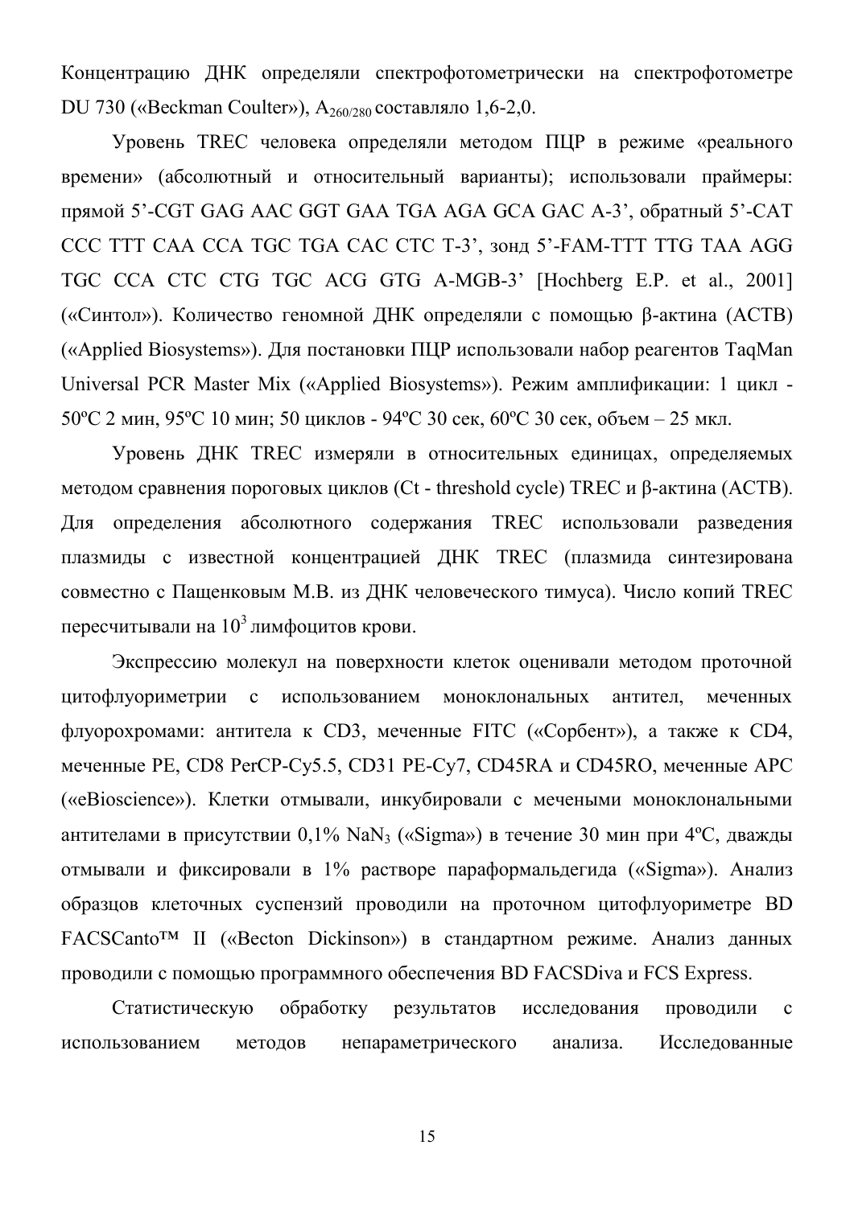Концентрацию ДНК определяли спектрофотометрически на спектрофотометре DU 730 («Beckman Coulter»), $A_{260/280}$ составляло 1,6-2,0.

Уровень TREC человека определяли методом ПЦР в режиме «реального времени» (абсолютный и относительный варианты); использовали праймеры: прямой 5’-CGT GAG AAC GGT GAA TGA AGA GCA GAC A-3’, обратный 5’-CAT CCC TTT CAA CCA TGC TGA CAC CTC T-3’, зонд 5’-FAM-TTT TTG TAA AGG TGC CCA CTC CTG TGC ACG GTG A-MGB-3’ [Hochberg E.P. et al., 2001] («Синтол»). Количество геномной ДНК определяли с помощью β-актина (ACTB) («Applied Biosystems»). Для постановки ПЦР использовали набор реагентов TaqMan Universal PCR Master Mix («Applied Biosystems»). Режим амплификации: 1 цикл - 50ºC 2 мин, 95ºC 10 мин; 50 циклов - 94ºC 30 сек, 60ºC 30 сек, объем – 25 мкл.

Уровень ДНК TREC измеряли в относительных единицах, определяемых методом сравнения пороговых циклов (Ct - threshold cycle) TREC и β-актина (ACTB). Для определения абсолютного содержания TREC использовали разведения плазмиды с известной концентрацией ДНК TREC (плазмида синтезирована совместно с Пащенковым М.В. из ДНК человеческого тимуса). Число копий TREC пересчитывали на $10^3$ лимфоцитов крови.

Экспрессию молекул на поверхности клеток оценивали методом проточной цитофлуориметрии с использованием моноклональных антител, меченных флуорохромами: антитела к CD3, меченные FITC («Сорбент»), а также к CD4, меченные PE, CD8 PerCP-Cy5.5, CD31 PE-Cy7, CD45RA и CD45RO, меченные APC («eBioscience»). Клетки отмывали, инкубировали с мечеными моноклональными антителами в присутствии 0,1% $NaN_3$ («Sigma») в течение 30 мин при 4ºC, дважды отмывали и фиксировали в 1% растворе параформальдегида («Sigma»). Анализ образцов клеточных суспензий проводили на проточном цитофлуориметре BD FACSCanto™ II («Becton Dickinson») в стандартном режиме. Анализ данных проводили с помощью программного обеспечения BD FACSDiva и FCS Express.

Статистическую обработку результатов исследования проводили с использованием методов непараметрического анализа. Исследованные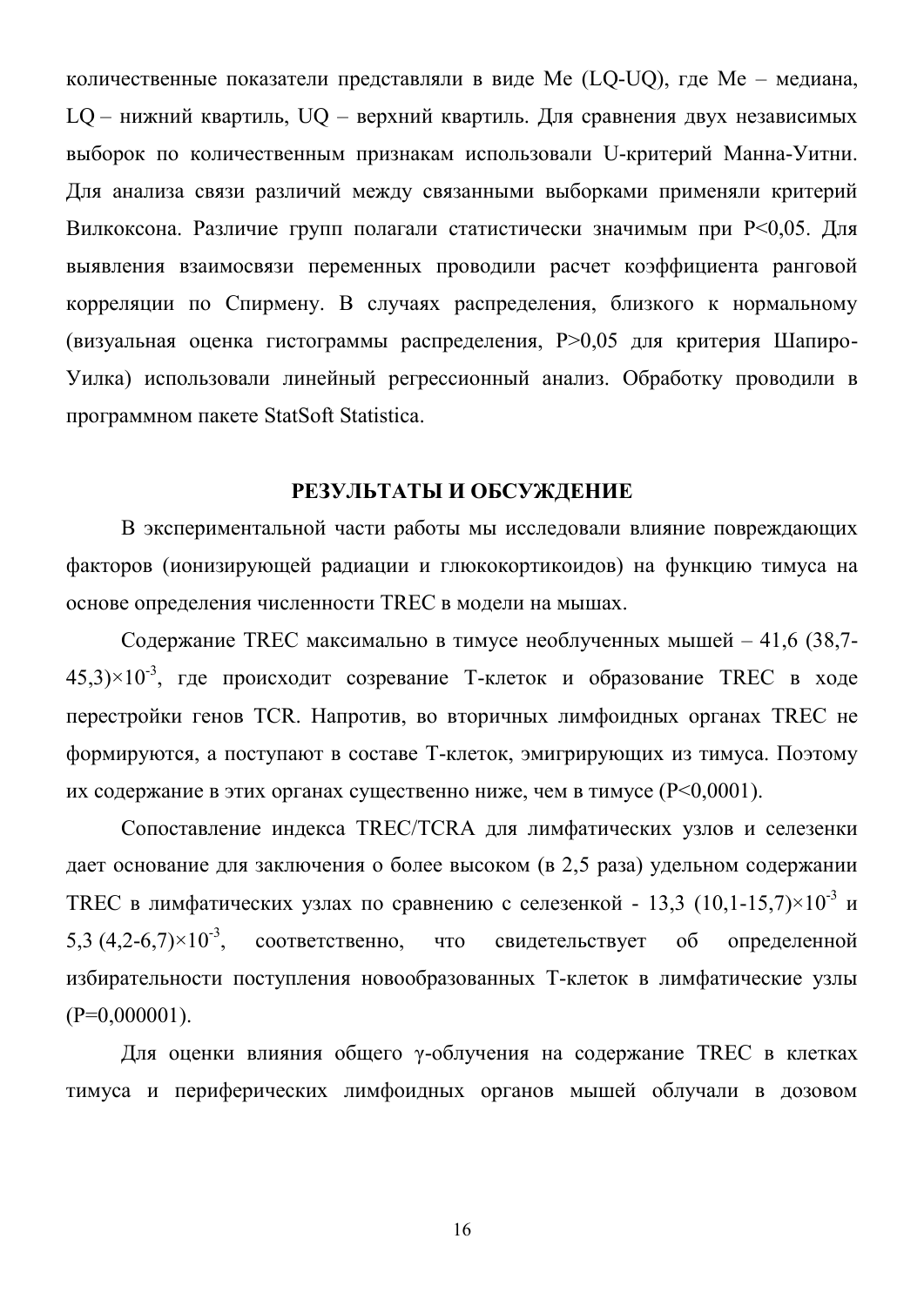количественные показатели представляли в виде Me (LQ-UQ), где Me – медиана, LQ – нижний квартиль, UQ – верхний квартиль. Для сравнения двух независимых выборок по количественным признакам использовали U-критерий Манна-Уитни. Для анализа связи различий между связанными выборками применяли критерий Вилкоксона. Различие групп полагали статистически значимым при $P<0,05$. Для выявления взаимосвязи переменных проводили расчет коэффициента ранговой корреляции по Спирмену. В случаях распределения, близкого к нормальному (визуальная оценка гистограммы распределения, $P>0,05$ для критерия Шапиро-Уилка) использовали линейный регрессионный анализ. Обработку проводили в программном пакете StatSoft Statistica.

## РЕЗУЛЬТАТЫ И ОБСУЖДЕНИЕ

В экспериментальной части работы мы исследовали влияние повреждающих факторов (ионизирующей радиации и глюкокортикоидов) на функцию тимуса на основе определения численности TREC в модели на мышах.

Содержание TREC максимально в тимусе необлученных мышей – 41,6 (38,7-45,3)$\times10^{-3}$, где происходит созревание Т-клеток и образование TREC в ходе перестройки генов TCR. Напротив, во вторичных лимфоидных органах TREC не формируются, а поступают в составе Т-клеток, эмигрирующих из тимуса. Поэтому их содержание в этих органах существенно ниже, чем в тимусе ($P<0,0001$).

Сопоставление индекса TREC/TCRA для лимфатических узлов и селезенки дает основание для заключения о более высоком (в 2,5 раза) удельном содержании TREC в лимфатических узлах по сравнению с селезенкой - 13,3 (10,1-15,7)$\times10^{-3}$ и 5,3 (4,2-6,7)$\times10^{-3}$, соответственно, что свидетельствует об определенной избирательности поступления новообразованных Т-клеток в лимфатические узлы ($P=0,000001$).

Для оценки влияния общего $\gamma$-облучения на содержание TREC в клетках тимуса и периферических лимфоидных органов мышей облучали в дозовом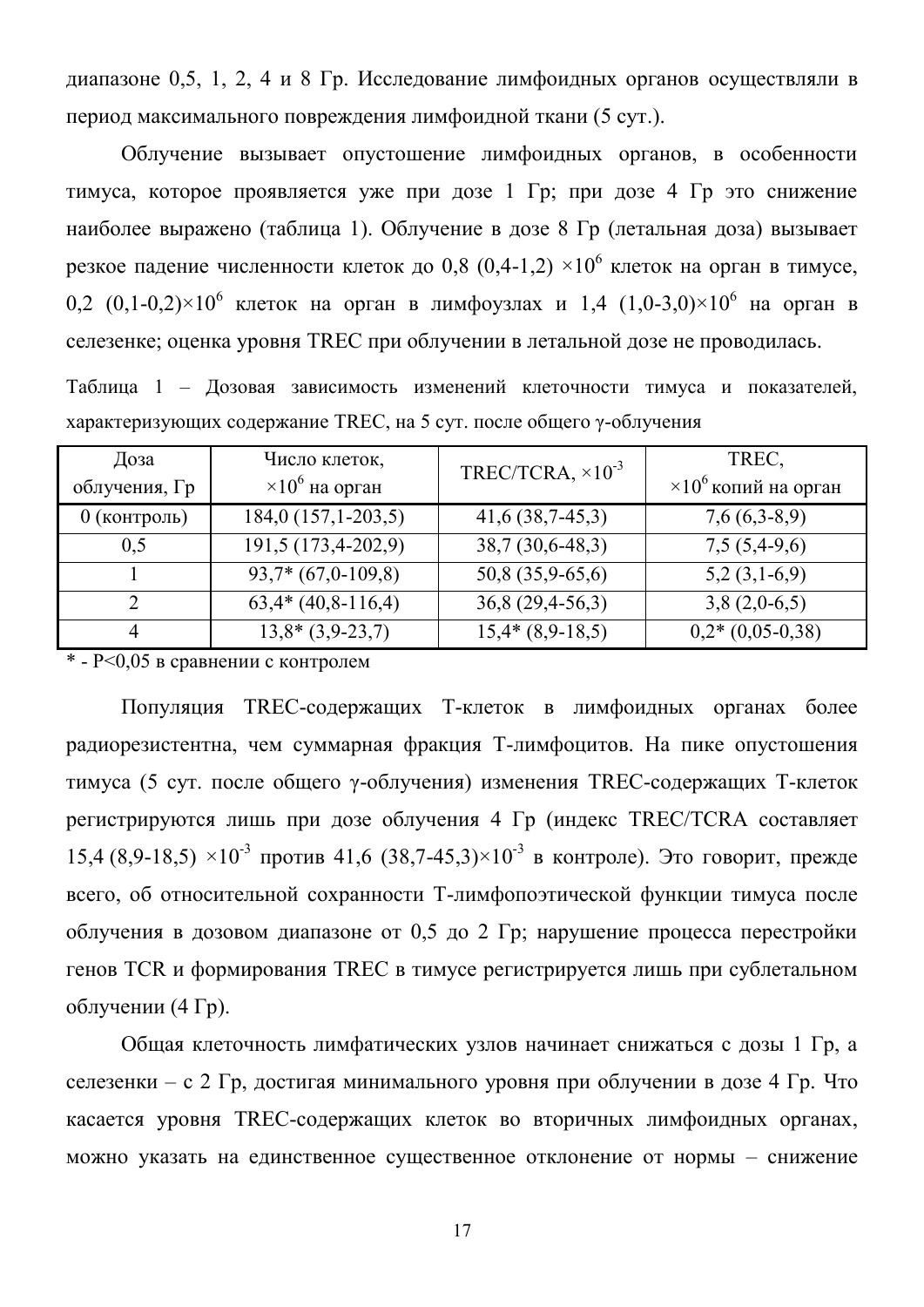диапазоне 0,5, 1, 2, 4 и 8 Гр. Исследование лимфоидных органов осуществляли в период максимального повреждения лимфоидной ткани (5 сут.).

Облучение вызывает опустошение лимфоидных органов, в особенности тимуса, которое проявляется уже при дозе 1 Гр; при дозе 4 Гр это снижение наиболее выражено (таблица 1). Облучение в дозе 8 Гр (летальная доза) вызывает резкое падение численности клеток до 0,8 (0,4-1,2) $\times10^6$ клеток на орган в тимусе, 0,2 (0,1-0,2)$\times10^6$ клеток на орган в лимфоузлах и 1,4 (1,0-3,0)$\times10^6$ на орган в селезенке; оценка уровня TREC при облучении в летальной дозе не проводилась.

Таблица 1 – Дозовая зависимость изменений клеточности тимуса и показателей, характеризующих содержание TREC, на 5 сут. после общего γ-облучения

| Доза облучения, Гр | Число клеток, $\times10^6$ на орган | TREC/TCRA, $\times10^{-3}$ | TREC, $\times10^6$ копий на орган |
|---|---|---|---|
| 0 (контроль) | 184,0 (157,1-203,5) | 41,6 (38,7-45,3) | 7,6 (6,3-8,9) |
| 0,5 | 191,5 (173,4-202,9) | 38,7 (30,6-48,3) | 7,5 (5,4-9,6) |
| 1 | 93,7* (67,0-109,8) | 50,8 (35,9-65,6) | 5,2 (3,1-6,9) |
| 2 | 63,4* (40,8-116,4) | 36,8 (29,4-56,3) | 3,8 (2,0-6,5) |
| 4 | 13,8* (3,9-23,7) | 15,4* (8,9-18,5) | 0,2* (0,05-0,38) |

\* - $P<0,05$ в сравнении с контролем

Популяция TREC-содержащих Т-клеток в лимфоидных органах более радиорезистентна, чем суммарная фракция Т-лимфоцитов. На пике опустошения тимуса (5 сут. после общего γ-облучения) изменения TREC-содержащих Т-клеток регистрируются лишь при дозе облучения 4 Гр (индекс TREC/TCRA составляет 15,4 (8,9-18,5) $\times10^{-3}$ против 41,6 (38,7-45,3)$\times10^{-3}$ в контроле). Это говорит, прежде всего, об относительной сохранности Т-лимфопоэтической функции тимуса после облучения в дозовом диапазоне от 0,5 до 2 Гр; нарушение процесса перестройки генов TCR и формирования TREC в тимусе регистрируется лишь при сублетальном облучении (4 Гр).

Общая клеточность лимфатических узлов начинает снижаться с дозы 1 Гр, а селезенки – с 2 Гр, достигая минимального уровня при облучении в дозе 4 Гр. Что касается уровня TREC-содержащих клеток во вторичных лимфоидных органах, можно указать на единственное существенное отклонение от нормы – снижение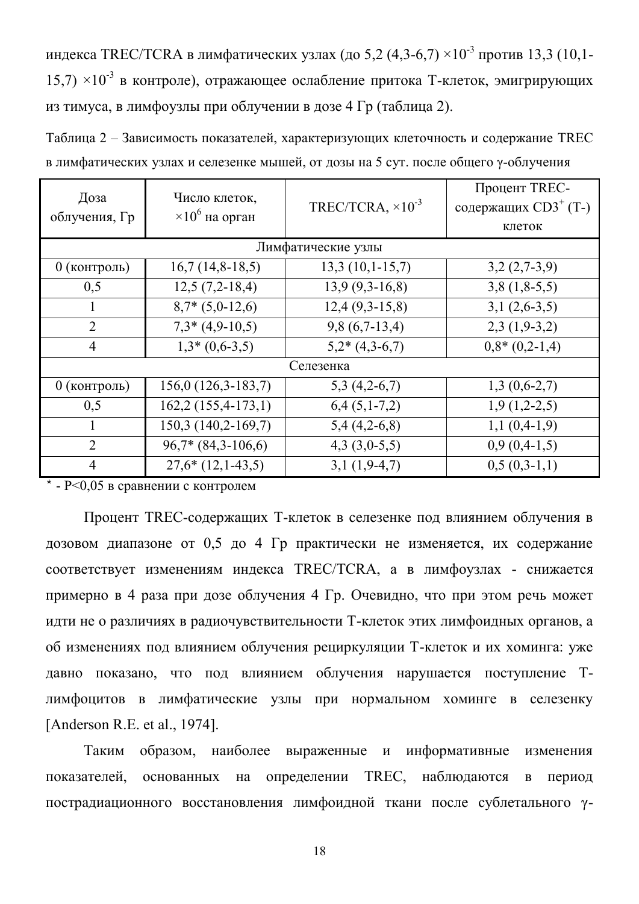индекса TREC/TCRA в лимфатических узлах (до 5,2 (4,3-6,7) $\times 10^{-3}$ против 13,3 (10,1-15,7) $\times 10^{-3}$ в контроле), отражающее ослабление притока Т-клеток, эмигрирующих из тимуса, в лимфоузлы при облучении в дозе 4 Гр (таблица 2).

Таблица 2 – Зависимость показателей, характеризующих клеточность и содержание TREC в лимфатических узлах и селезенке мышей, от дозы на 5 сут. после общего γ-облучения

| Доза облучения, Гр | Число клеток, $\times 10^6$ на орган | TREC/TCRA, $\times 10^{-3}$ | Процент TREC-содержащих $CD3^+$ (Т-) клеток |
|---|---|---|---|
| Лимфатические узлы | | | |
| 0 (контроль) | 16,7 (14,8-18,5) | 13,3 (10,1-15,7) | 3,2 (2,7-3,9) |
| 0,5 | 12,5 (7,2-18,4) | 13,9 (9,3-16,8) | 3,8 (1,8-5,5) |
| 1 | 8,7* (5,0-12,6) | 12,4 (9,3-15,8) | 3,1 (2,6-3,5) |
| 2 | 7,3* (4,9-10,5) | 9,8 (6,7-13,4) | 2,3 (1,9-3,2) |
| 4 | 1,3* (0,6-3,5) | 5,2* (4,3-6,7) | 0,8* (0,2-1,4) |
| Селезенка | | | |
| 0 (контроль) | 156,0 (126,3-183,7) | 5,3 (4,2-6,7) | 1,3 (0,6-2,7) |
| 0,5 | 162,2 (155,4-173,1) | 6,4 (5,1-7,2) | 1,9 (1,2-2,5) |
| 1 | 150,3 (140,2-169,7) | 5,4 (4,2-6,8) | 1,1 (0,4-1,9) |
| 2 | 96,7* (84,3-106,6) | 4,3 (3,0-5,5) | 0,9 (0,4-1,5) |
| 4 | 27,6* (12,1-43,5) | 3,1 (1,9-4,7) | 0,5 (0,3-1,1) |

* - $P<0,05$ в сравнении с контролем

Процент TREC-содержащих Т-клеток в селезенке под влиянием облучения в дозовом диапазоне от 0,5 до 4 Гр практически не изменяется, их содержание соответствует изменениям индекса TREC/TCRA, а в лимфоузлах - снижается примерно в 4 раза при дозе облучения 4 Гр. Очевидно, что при этом речь может идти не о различиях в радиочувствительности Т-клеток этих лимфоидных органов, а об изменениях под влиянием облучения рециркуляции Т-клеток и их хоминга: уже давно показано, что под влиянием облучения нарушается поступление Т-лимфоцитов в лимфатические узлы при нормальном хоминге в селезенку [Anderson R.E. et al., 1974].

Таким образом, наиболее выраженные и информативные изменения показателей, основанных на определении TREC, наблюдаются в период пострадиационного восстановления лимфоидной ткани после сублетального γ-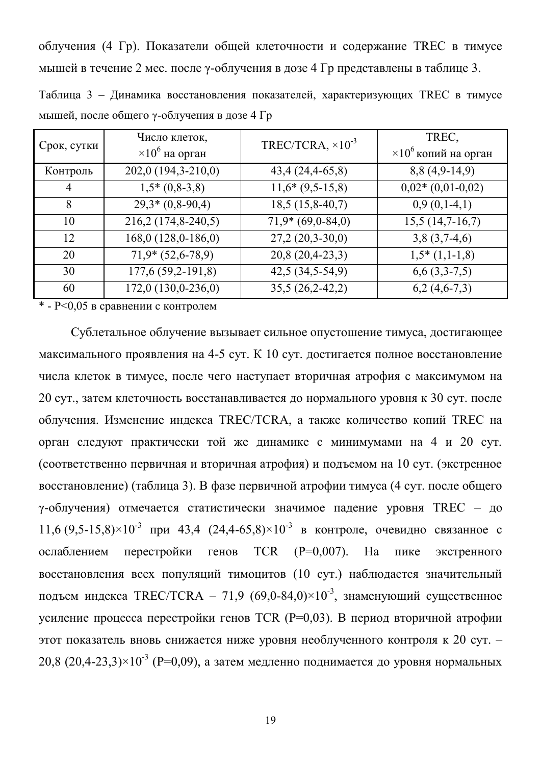облучения (4 Гр). Показатели общей клеточности и содержание TREC в тимусе мышей в течение 2 мес. после γ-облучения в дозе 4 Гр представлены в таблице 3.

Таблица 3 – Динамика восстановления показателей, характеризующих TREC в тимусе мышей, после общего γ-облучения в дозе 4 Гр

| Срок, сутки | Число клеток, $\times 10^6$ на орган | TREC/TCRA, $\times 10^{-3}$ | TREC, $\times 10^6$ копий на орган |
|---|---|---|---|
| Контроль | 202,0 (194,3-210,0) | 43,4 (24,4-65,8) | 8,8 (4,9-14,9) |
| 4 | 1,5* (0,8-3,8) | 11,6* (9,5-15,8) | 0,02* (0,01-0,02) |
| 8 | 29,3* (0,8-90,4) | 18,5 (15,8-40,7) | 0,9 (0,1-4,1) |
| 10 | 216,2 (174,8-240,5) | 71,9* (69,0-84,0) | 15,5 (14,7-16,7) |
| 12 | 168,0 (128,0-186,0) | 27,2 (20,3-30,0) | 3,8 (3,7-4,6) |
| 20 | 71,9* (52,6-78,9) | 20,8 (20,4-23,3) | 1,5* (1,1-1,8) |
| 30 | 177,6 (59,2-191,8) | 42,5 (34,5-54,9) | 6,6 (3,3-7,5) |
| 60 | 172,0 (130,0-236,0) | 35,5 (26,2-42,2) | 6,2 (4,6-7,3) |

* - $P<0{,}05$ в сравнении с контролем

Сублетальное облучение вызывает сильное опустошение тимуса, достигающее максимального проявления на 4-5 сут. К 10 сут. достигается полное восстановление числа клеток в тимусе, после чего наступает вторичная атрофия с максимумом на 20 сут., затем клеточность восстанавливается до нормального уровня к 30 сут. после облучения. Изменение индекса TREC/TCRA, а также количество копий TREC на орган следуют практически той же динамике с минимумами на 4 и 20 сут. (соответственно первичная и вторичная атрофия) и подъемом на 10 сут. (экстренное восстановление) (таблица 3). В фазе первичной атрофии тимуса (4 сут. после общего γ-облучения) отмечается статистически значимое падение уровня TREC – до 11,6 (9,5-15,8)$\times 10^{-3}$ при 43,4 (24,4-65,8)$\times 10^{-3}$ в контроле, очевидно связанное с ослаблением перестройки генов TCR ($P=0{,}007$). На пике экстренного восстановления всех популяций тимоцитов (10 сут.) наблюдается значительный подъем индекса TREC/TCRA – 71,9 (69,0-84,0)$\times 10^{-3}$, знаменующий существенное усиление процесса перестройки генов TCR ($P=0{,}03$). В период вторичной атрофии этот показатель вновь снижается ниже уровня необлученного контроля к 20 сут. – 20,8 (20,4-23,3)$\times 10^{-3}$ ($P=0{,}09$), а затем медленно поднимается до уровня нормальных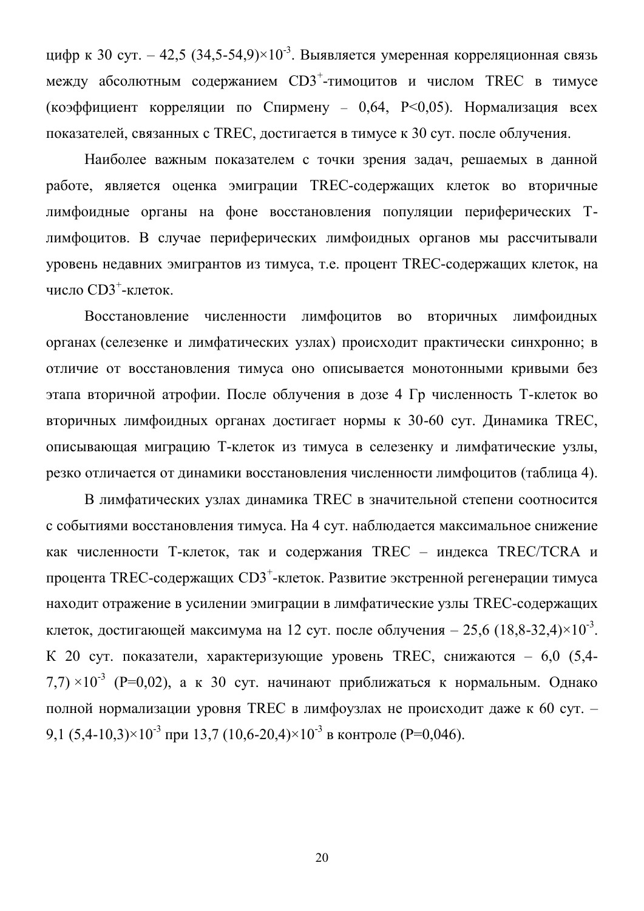цифр к 30 сут. – 42,5 (34,5-54,9)$\times 10^{-3}$. Выявляется умеренная корреляционная связь между абсолютным содержанием $CD3^{+}$-тимоцитов и числом TREC в тимусе (коэффициент корреляции по Спирмену – 0,64, $P<0,05$). Нормализация всех показателей, связанных с TREC, достигается в тимусе к 30 сут. после облучения.

Наиболее важным показателем с точки зрения задач, решаемых в данной работе, является оценка эмиграции TREC-содержащих клеток во вторичные лимфоидные органы на фоне восстановления популяции периферических Т-лимфоцитов. В случае периферических лимфоидных органов мы рассчитывали уровень недавних эмигрантов из тимуса, т.е. процент TREC-содержащих клеток, на число $CD3^{+}$-клеток.

Восстановление численности лимфоцитов во вторичных лимфоидных органах (селезенке и лимфатических узлах) происходит практически синхронно; в отличие от восстановления тимуса оно описывается монотонными кривыми без этапа вторичной атрофии. После облучения в дозе 4 Гр численность Т-клеток во вторичных лимфоидных органах достигает нормы к 30-60 сут. Динамика TREC, описывающая миграцию Т-клеток из тимуса в селезенку и лимфатические узлы, резко отличается от динамики восстановления численности лимфоцитов (таблица 4).

В лимфатических узлах динамика TREC в значительной степени соотносится с событиями восстановления тимуса. На 4 сут. наблюдается максимальное снижение как численности Т-клеток, так и содержания TREC – индекса TREC/TCRA и процента TREC-содержащих $CD3^{+}$-клеток. Развитие экстренной регенерации тимуса находит отражение в усилении эмиграции в лимфатические узлы TREC-содержащих клеток, достигающей максимума на 12 сут. после облучения – 25,6 (18,8-32,4)$\times 10^{-3}$. К 20 сут. показатели, характеризующие уровень TREC, снижаются – 6,0 (5,4-7,7) $\times 10^{-3}$ ($P=0,02$), а к 30 сут. начинают приближаться к нормальным. Однако полной нормализации уровня TREC в лимфоузлах не происходит даже к 60 сут. – 9,1 (5,4-10,3)$\times 10^{-3}$ при 13,7 (10,6-20,4)$\times 10^{-3}$ в контроле ($P=0,046$).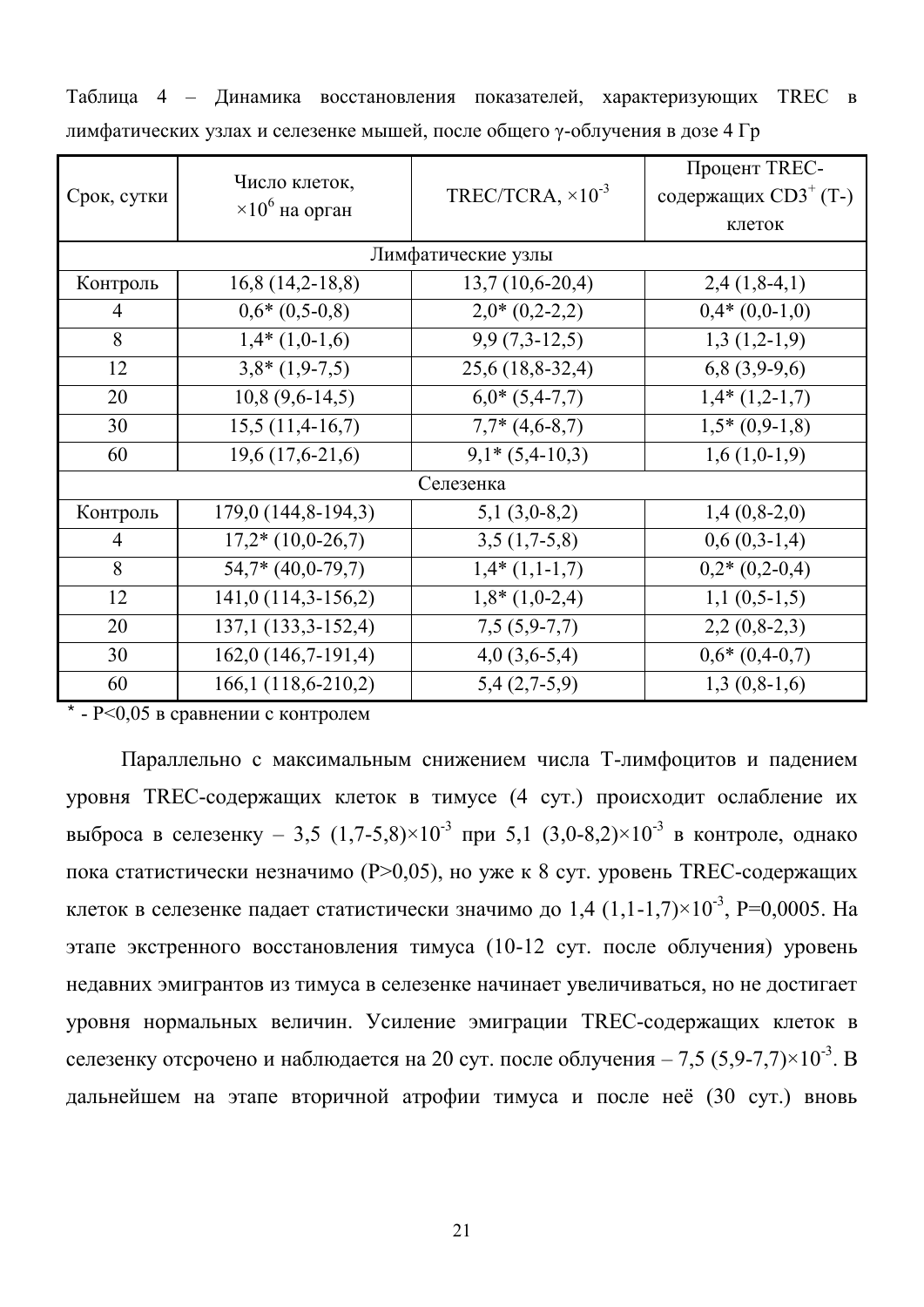Таблица 4 – Динамика восстановления показателей, характеризующих TREC в лимфатических узлах и селезенке мышей, после общего γ-облучения в дозе 4 Гр

| Срок, сутки | Число клеток, $\times 10^6$ на орган | TREC/TCRA, $\times 10^{-3}$ | Процент TREC-содержащих $CD3^+$ (Т-) клеток |
|---|---|---|---|
| Лимфатические узлы | | | |
| Контроль | 16,8 (14,2-18,8) | 13,7 (10,6-20,4) | 2,4 (1,8-4,1) |
| 4 | 0,6* (0,5-0,8) | 2,0* (0,2-2,2) | 0,4* (0,0-1,0) |
| 8 | 1,4* (1,0-1,6) | 9,9 (7,3-12,5) | 1,3 (1,2-1,9) |
| 12 | 3,8* (1,9-7,5) | 25,6 (18,8-32,4) | 6,8 (3,9-9,6) |
| 20 | 10,8 (9,6-14,5) | 6,0* (5,4-7,7) | 1,4* (1,2-1,7) |
| 30 | 15,5 (11,4-16,7) | 7,7* (4,6-8,7) | 1,5* (0,9-1,8) |
| 60 | 19,6 (17,6-21,6) | 9,1* (5,4-10,3) | 1,6 (1,0-1,9) |
| Селезенка | | | |
| Контроль | 179,0 (144,8-194,3) | 5,1 (3,0-8,2) | 1,4 (0,8-2,0) |
| 4 | 17,2* (10,0-26,7) | 3,5 (1,7-5,8) | 0,6 (0,3-1,4) |
| 8 | 54,7* (40,0-79,7) | 1,4* (1,1-1,7) | 0,2* (0,2-0,4) |
| 12 | 141,0 (114,3-156,2) | 1,8* (1,0-2,4) | 1,1 (0,5-1,5) |
| 20 | 137,1 (133,3-152,4) | 7,5 (5,9-7,7) | 2,2 (0,8-2,3) |
| 30 | 162,0 (146,7-191,4) | 4,0 (3,6-5,4) | 0,6* (0,4-0,7) |
| 60 | 166,1 (118,6-210,2) | 5,4 (2,7-5,9) | 1,3 (0,8-1,6) |

* - P<0,05 в сравнении с контролем

Параллельно с максимальным снижением числа Т-лимфоцитов и падением уровня TREC-содержащих клеток в тимусе (4 сут.) происходит ослабление их выброса в селезенку – 3,5 (1,7-5,8)$\times 10^{-3}$ при 5,1 (3,0-8,2)$\times 10^{-3}$ в контроле, однако пока статистически незначимо (P>0,05), но уже к 8 сут. уровень TREC-содержащих клеток в селезенке падает статистически значимо до 1,4 (1,1-1,7)$\times 10^{-3}$, P=0,0005. На этапе экстренного восстановления тимуса (10-12 сут. после облучения) уровень недавних эмигрантов из тимуса в селезенке начинает увеличиваться, но не достигает уровня нормальных величин. Усиление эмиграции TREC-содержащих клеток в селезенку отсрочено и наблюдается на 20 сут. после облучения – 7,5 (5,9-7,7)$\times 10^{-3}$. В дальнейшем на этапе вторичной атрофии тимуса и после неё (30 сут.) вновь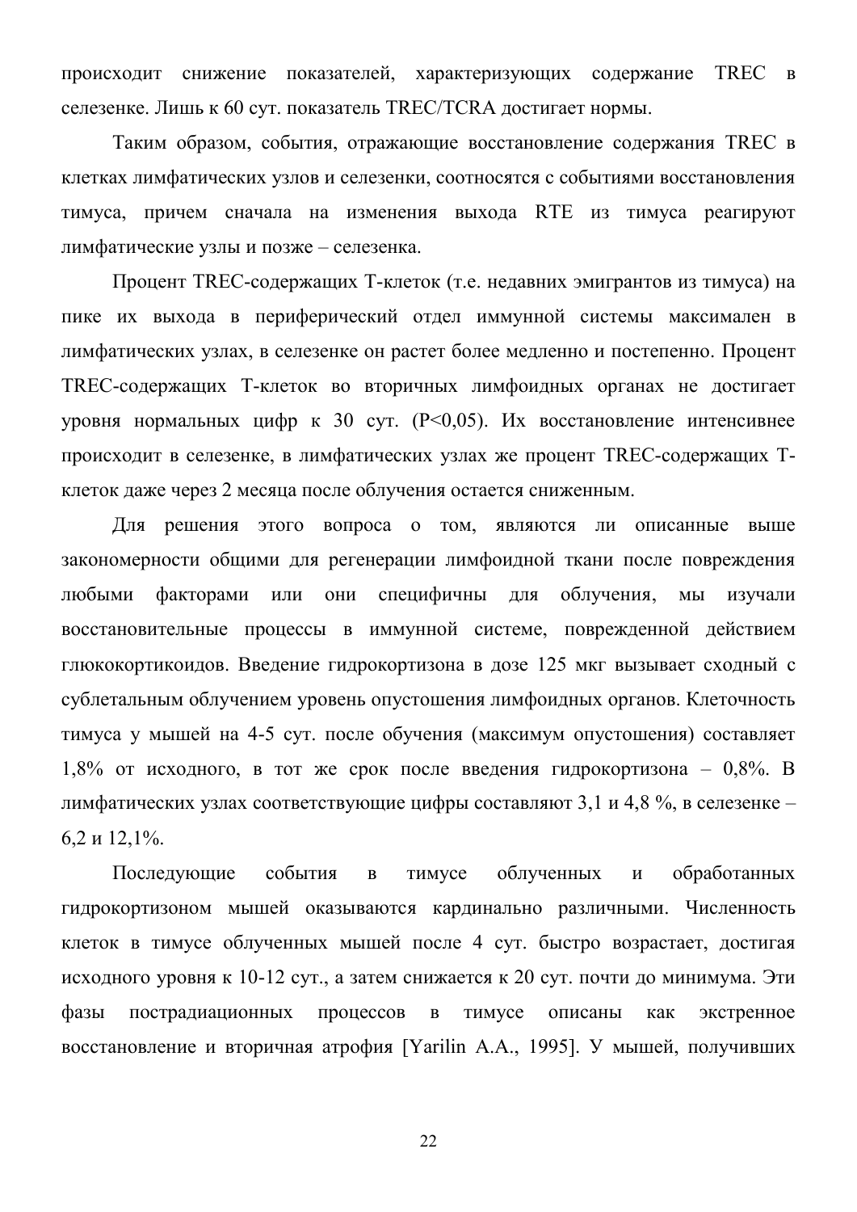происходит снижение показателей, характеризующих содержание TREC в селезенке. Лишь к 60 сут. показатель TREC/TCRA достигает нормы.

Таким образом, события, отражающие восстановление содержания TREC в клетках лимфатических узлов и селезенки, соотносятся с событиями восстановления тимуса, причем сначала на изменения выхода RTE из тимуса реагируют лимфатические узлы и позже – селезенка.

Процент TREC-содержащих Т-клеток (т.е. недавних эмигрантов из тимуса) на пике их выхода в периферический отдел иммунной системы максимален в лимфатических узлах, в селезенке он растет более медленно и постепенно. Процент TREC-содержащих Т-клеток во вторичных лимфоидных органах не достигает уровня нормальных цифр к 30 сут. ($P<0,05$). Их восстановление интенсивнее происходит в селезенке, в лимфатических узлах же процент TREC-содержащих Т-клеток даже через 2 месяца после облучения остается сниженным.

Для решения этого вопроса о том, являются ли описанные выше закономерности общими для регенерации лимфоидной ткани после повреждения любыми факторами или они специфичны для облучения, мы изучали восстановительные процессы в иммунной системе, поврежденной действием глюкокортикоидов. Введение гидрокортизона в дозе 125 мкг вызывает сходный с сублетальным облучением уровень опустошения лимфоидных органов. Клеточность тимуса у мышей на 4-5 сут. после обучения (максимум опустошения) составляет 1,8% от исходного, в тот же срок после введения гидрокортизона – 0,8%. В лимфатических узлах соответствующие цифры составляют 3,1 и 4,8 %, в селезенке – 6,2 и 12,1%.

Последующие события в тимусе облученных и обработанных гидрокортизоном мышей оказываются кардинально различными. Численность клеток в тимусе облученных мышей после 4 сут. быстро возрастает, достигая исходного уровня к 10-12 сут., а затем снижается к 20 сут. почти до минимума. Эти фазы пострадиационных процессов в тимусе описаны как экстренное восстановление и вторичная атрофия [Yarilin A.A., 1995]. У мышей, получивших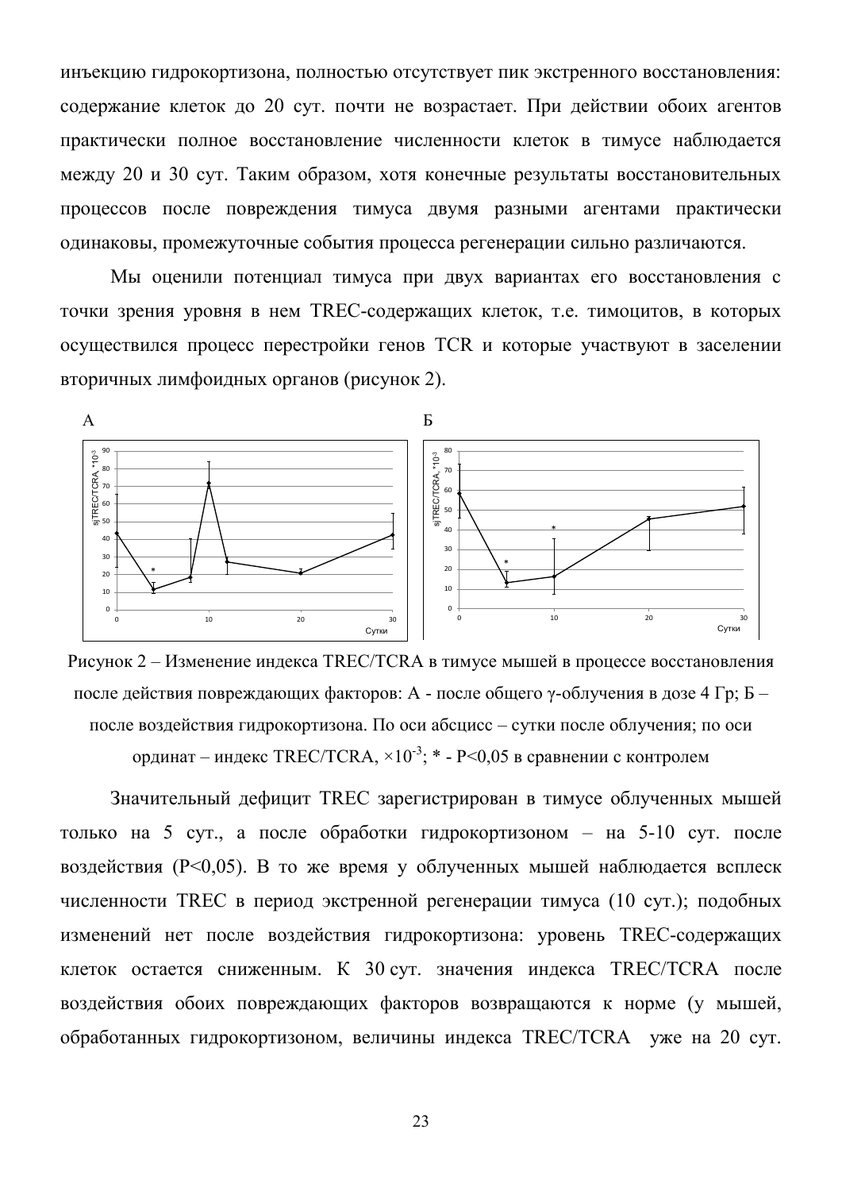инъекцию гидрокортизона, полностью отсутствует пик экстренного восстановления: содержание клеток до 20 сут. почти не возрастает. При действии обоих агентов практически полное восстановление численности клеток в тимусе наблюдается между 20 и 30 сут. Таким образом, хотя конечные результаты восстановительных процессов после повреждения тимуса двумя разными агентами практически одинаковы, промежуточные события процесса регенерации сильно различаются.

Мы оценили потенциал тимуса при двух вариантах его восстановления с точки зрения уровня в нем TREC-содержащих клеток, т.е. тимоцитов, в которых осуществился процесс перестройки генов TCR и которые участвуют в заселении вторичных лимфоидных органов (рисунок 2).

Рисунок 2 – Изменение индекса TREC/TCRA в тимусе мышей в процессе восстановления после действия повреждающих факторов: А - после общего γ-облучения в дозе 4 Гр; Б – после воздействия гидрокортизона. По оси абсцисс – сутки после облучения; по оси ординат – индекс TREC/TCRA, $\times 10^{-3}$; * - $P<0,05$ в сравнении с контролем

Значительный дефицит TREC зарегистрирован в тимусе облученных мышей только на 5 сут., а после обработки гидрокортизоном – на 5-10 сут. после воздействия ($P<0,05$). В то же время у облученных мышей наблюдается всплеск численности TREC в период экстренной регенерации тимуса (10 сут.); подобных изменений нет после воздействия гидрокортизона: уровень TREC-содержащих клеток остается сниженным. К 30 сут. значения индекса TREC/TCRA после воздействия обоих повреждающих факторов возвращаются к норме (у мышей, обработанных гидрокортизоном, величины индекса TREC/TCRA уже на 20 сут.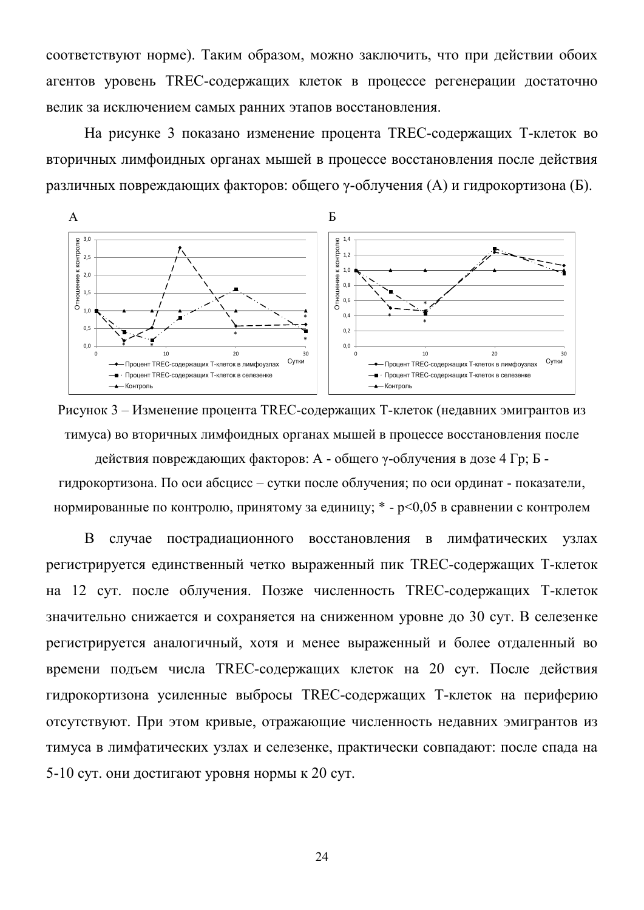соответствуют норме). Таким образом, можно заключить, что при действии обоих агентов уровень TREC-содержащих клеток в процессе регенерации достаточно велик за исключением самых ранних этапов восстановления.

На рисунке 3 показано изменение процента TREC-содержащих Т-клеток во вторичных лимфоидных органах мышей в процессе восстановления после действия различных повреждающих факторов: общего γ-облучения (А) и гидрокортизона (Б).

Рисунок 3 – Изменение процента TREC-содержащих Т-клеток (недавних эмигрантов из тимуса) во вторичных лимфоидных органах мышей в процессе восстановления после действия повреждающих факторов: А - общего γ-облучения в дозе 4 Гр; Б - гидрокортизона. По оси абсцисс – сутки после облучения; по оси ординат - показатели, нормированные по контролю, принятому за единицу; * - $p<0{,}05$ в сравнении с контролем

В случае пострадиационного восстановления в лимфатических узлах регистрируется единственный четко выраженный пик TREC-содержащих Т-клеток на 12 сут. после облучения. Позже численность TREC-содержащих Т-клеток значительно снижается и сохраняется на сниженном уровне до 30 сут. В селезенке регистрируется аналогичный, хотя и менее выраженный и более отдаленный во времени подъем числа TREC-содержащих клеток на 20 сут. После действия гидрокортизона усиленные выбросы TREC-содержащих Т-клеток на периферию отсутствуют. При этом кривые, отражающие численность недавних эмигрантов из тимуса в лимфатических узлах и селезенке, практически совпадают: после спада на 5-10 сут. они достигают уровня нормы к 20 сут.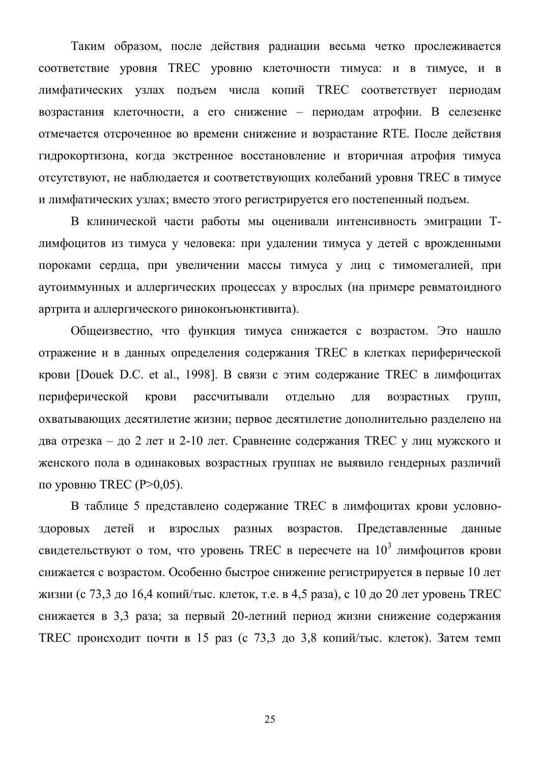Таким образом, после действия радиации весьма четко прослеживается соответствие уровня TREC уровню клеточности тимуса: и в тимусе, и в лимфатических узлах подъем числа копий TREC соответствует периодам возрастания клеточности, а его снижение – периодам атрофии. В селезенке отмечается отсроченное во времени снижение и возрастание RTE. После действия гидрокортизона, когда экстренное восстановление и вторичная атрофия тимуса отсутствуют, не наблюдается и соответствующих колебаний уровня TREC в тимусе и лимфатических узлах; вместо этого регистрируется его постепенный подъем.

В клинической части работы мы оценивали интенсивность эмиграции Т-лимфоцитов из тимуса у человека: при удалении тимуса у детей с врожденными пороками сердца, при увеличении массы тимуса у лиц с тимомегалией, при аутоиммунных и аллергических процессах у взрослых (на примере ревматоидного артрита и аллергического риноконъюнктивита).

Общеизвестно, что функция тимуса снижается с возрастом. Это нашло отражение и в данных определения содержания TREC в клетках периферической крови [Douek D.C. et al., 1998]. В связи с этим содержание TREC в лимфоцитах периферической крови рассчитывали отдельно для возрастных групп, охватывающих десятилетие жизни; первое десятилетие дополнительно разделено на два отрезка – до 2 лет и 2-10 лет. Сравнение содержания TREC у лиц мужского и женского пола в одинаковых возрастных группах не выявило гендерных различий по уровню TREC ($P>0,05$).

В таблице 5 представлено содержание TREC в лимфоцитах крови условно-здоровых детей и взрослых разных возрастов. Представленные данные свидетельствуют о том, что уровень TREC в пересчете на $10^3$ лимфоцитов крови снижается с возрастом. Особенно быстрое снижение регистрируется в первые 10 лет жизни (с 73,3 до 16,4 копий/тыс. клеток, т.е. в 4,5 раза), с 10 до 20 лет уровень TREC снижается в 3,3 раза; за первый 20-летний период жизни снижение содержания TREC происходит почти в 15 раз (с 73,3 до 3,8 копий/тыс. клеток). Затем темп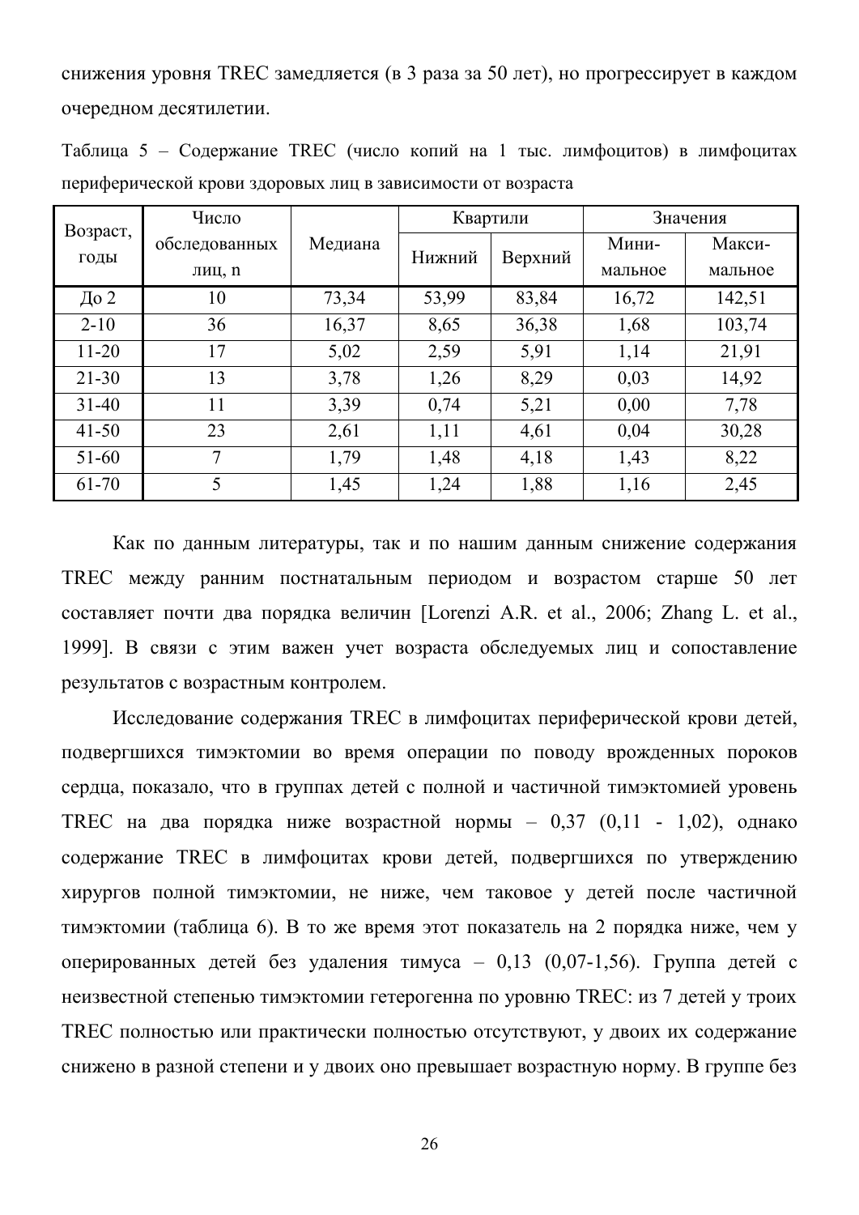снижения уровня TREC замедляется (в 3 раза за 50 лет), но прогрессирует в каждом очередном десятилетии.

Таблица 5 – Содержание TREC (число копий на 1 тыс. лимфоцитов) в лимфоцитах периферической крови здоровых лиц в зависимости от возраста

| Возраст, годы | Число обследованных лиц, n | Медиана | Квартили | | Значения | |
|---|---|---|---|---|---|---|
| | | | Нижний | Верхний | Минимальное | Максимальное |
| До 2 | 10 | 73,34 | 53,99 | 83,84 | 16,72 | 142,51 |
| 2-10 | 36 | 16,37 | 8,65 | 36,38 | 1,68 | 103,74 |
| 11-20 | 17 | 5,02 | 2,59 | 5,91 | 1,14 | 21,91 |
| 21-30 | 13 | 3,78 | 1,26 | 8,29 | 0,03 | 14,92 |
| 31-40 | 11 | 3,39 | 0,74 | 5,21 | 0,00 | 7,78 |
| 41-50 | 23 | 2,61 | 1,11 | 4,61 | 0,04 | 30,28 |
| 51-60 | 7 | 1,79 | 1,48 | 4,18 | 1,43 | 8,22 |
| 61-70 | 5 | 1,45 | 1,24 | 1,88 | 1,16 | 2,45 |

Как по данным литературы, так и по нашим данным снижение содержания TREC между ранним постнатальным периодом и возрастом старше 50 лет составляет почти два порядка величин [Lorenzi A.R. et al., 2006; Zhang L. et al., 1999]. В связи с этим важен учет возраста обследуемых лиц и сопоставление результатов с возрастным контролем.

Исследование содержания TREC в лимфоцитах периферической крови детей, подвергшихся тимэктомии во время операции по поводу врожденных пороков сердца, показало, что в группах детей с полной и частичной тимэктомией уровень TREC на два порядка ниже возрастной нормы – 0,37 (0,11 - 1,02), однако содержание TREC в лимфоцитах крови детей, подвергшихся по утверждению хирургов полной тимэктомии, не ниже, чем таковое у детей после частичной тимэктомии (таблица 6). В то же время этот показатель на 2 порядка ниже, чем у оперированных детей без удаления тимуса – 0,13 (0,07-1,56). Группа детей с неизвестной степенью тимэктомии гетерогенна по уровню TREC: из 7 детей у троих TREC полностью или практически полностью отсутствуют, у двоих их содержание снижено в разной степени и у двоих оно превышает возрастную норму. В группе без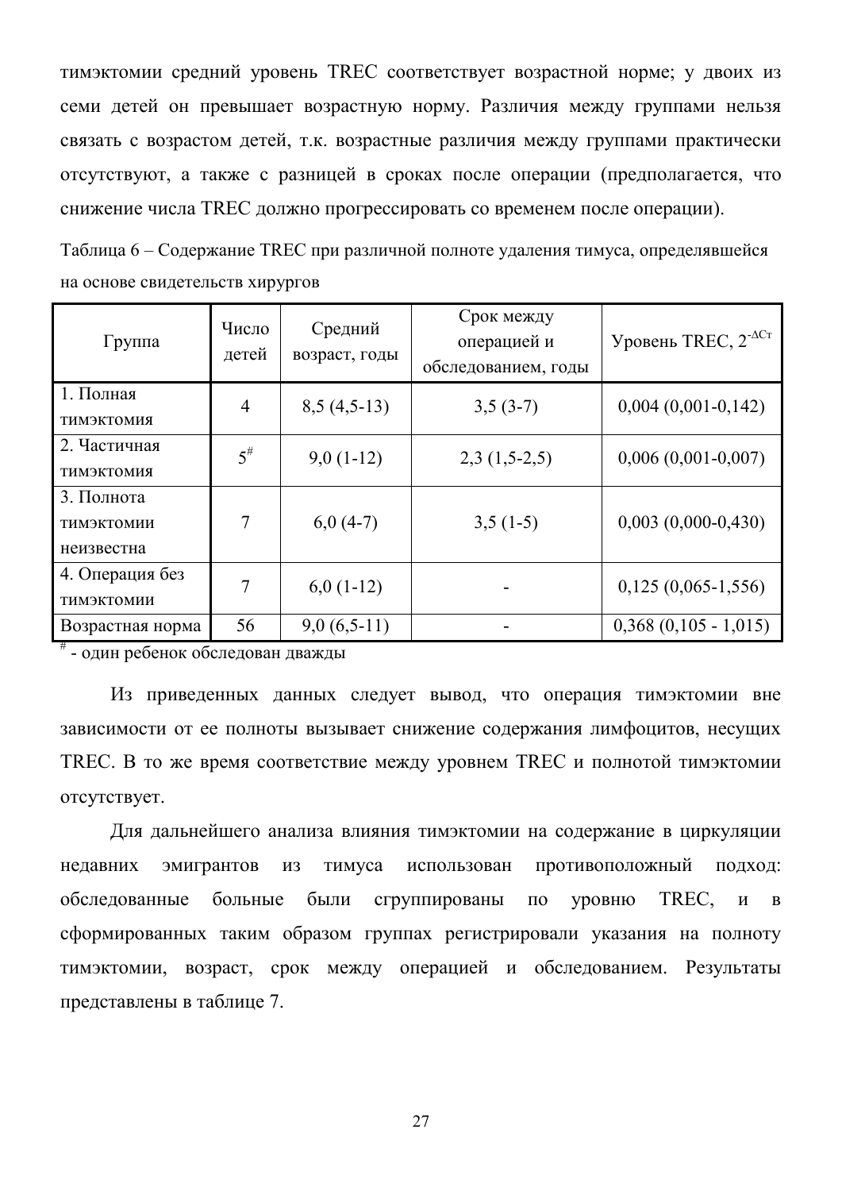тимэктомии средний уровень TREC соответствует возрастной норме; у двоих из семи детей он превышает возрастную норму. Различия между группами нельзя связать с возрастом детей, т.к. возрастные различия между группами практически отсутствуют, а также с разницей в сроках после операции (предполагается, что снижение числа TREC должно прогрессировать со временем после операции).

Таблица 6 – Содержание TREC при различной полноте удаления тимуса, определявшейся на основе свидетельств хирургов

| Группа | Число детей | Средний возраст, годы | Срок между операцией и обследованием, годы | Уровень TREC, $2^{-\Delta Ct}$ |
|---|---|---|---|---|
| 1. Полная тимэктомия | 4 | 8,5 (4,5-13) | 3,5 (3-7) | 0,004 (0,001-0,142) |
| 2. Частичная тимэктомия | 5# | 9,0 (1-12) | 2,3 (1,5-2,5) | 0,006 (0,001-0,007) |
| 3. Полнота тимэктомии неизвестна | 7 | 6,0 (4-7) | 3,5 (1-5) | 0,003 (0,000-0,430) |
| 4. Операция без тимэктомии | 7 | 6,0 (1-12) | - | 0,125 (0,065-1,556) |
| Возрастная норма | 56 | 9,0 (6,5-11) | - | 0,368 (0,105 - 1,015) |

# - один ребенок обследован дважды

Из приведенных данных следует вывод, что операция тимэктомии вне зависимости от ее полноты вызывает снижение содержания лимфоцитов, несущих TREC. В то же время соответствие между уровнем TREC и полнотой тимэктомии отсутствует.

Для дальнейшего анализа влияния тимэктомии на содержание в циркуляции недавних эмигрантов из тимуса использован противоположный подход: обследованные больные были сгруппированы по уровню TREC, и в сформированных таким образом группах регистрировали указания на полноту тимэктомии, возраст, срок между операцией и обследованием. Результаты представлены в таблице 7.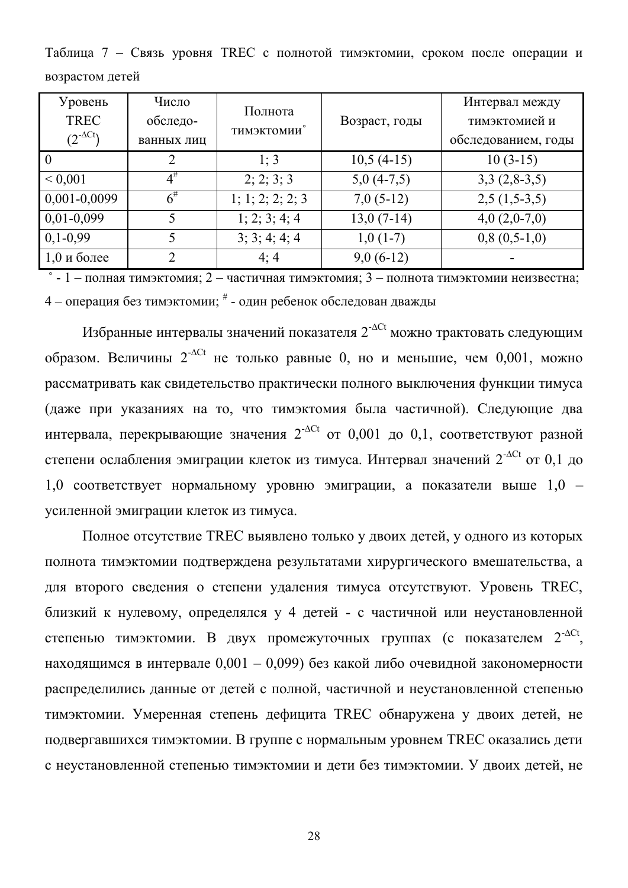Таблица 7 – Связь уровня TREC с полнотой тимэктомии, сроком после операции и возрастом детей

| Уровень TREC ($2^{-\Delta Ct}$) | Число обследо-ванных лиц | Полнота тимэктомии° | Возраст, годы | Интервал между тимэктомией и обследованием, годы |
|---|---|---|---|---|
| 0 | 2 | 1; 3 | 10,5 (4-15) | 10 (3-15) |
| < 0,001 | 4# | 2; 2; 3; 3 | 5,0 (4-7,5) | 3,3 (2,8-3,5) |
| 0,001-0,0099 | 6# | 1; 1; 2; 2; 3 | 7,0 (5-12) | 2,5 (1,5-3,5) |
| 0,01-0,099 | 5 | 1; 2; 3; 4; 4 | 13,0 (7-14) | 4,0 (2,0-7,0) |
| 0,1-0,99 | 5 | 3; 3; 4; 4; 4 | 1,0 (1-7) | 0,8 (0,5-1,0) |
| 1,0 и более | 2 | 4; 4 | 9,0 (6-12) | - |

° - 1 – полная тимэктомия; 2 – частичная тимэктомия; 3 – полнота тимэктомии неизвестна; 4 – операция без тимэктомии; # - один ребенок обследован дважды

Избранные интервалы значений показателя $2^{-\Delta Ct}$ можно трактовать следующим образом. Величины $2^{-\Delta Ct}$ не только равные 0, но и меньшие, чем 0,001, можно рассматривать как свидетельство практически полного выключения функции тимуса (даже при указаниях на то, что тимэктомия была частичной). Следующие два интервала, перекрывающие значения $2^{-\Delta Ct}$ от 0,001 до 0,1, соответствуют разной степени ослабления эмиграции клеток из тимуса. Интервал значений $2^{-\Delta Ct}$ от 0,1 до 1,0 соответствует нормальному уровню эмиграции, а показатели выше 1,0 – усиленной эмиграции клеток из тимуса.

Полное отсутствие TREC выявлено только у двоих детей, у одного из которых полнота тимэктомии подтверждена результатами хирургического вмешательства, а для второго сведения о степени удаления тимуса отсутствуют. Уровень TREC, близкий к нулевому, определялся у 4 детей - с частичной или неустановленной степенью тимэктомии. В двух промежуточных группах (с показателем $2^{-\Delta Ct}$, находящимся в интервале 0,001 – 0,099) без какой либо очевидной закономерности распределились данные от детей с полной, частичной и неустановленной степенью тимэктомии. Умеренная степень дефицита TREC обнаружена у двоих детей, не подвергавшихся тимэктомии. В группе с нормальным уровнем TREC оказались дети с неустановленной степенью тимэктомии и дети без тимэктомии. У двоих детей, не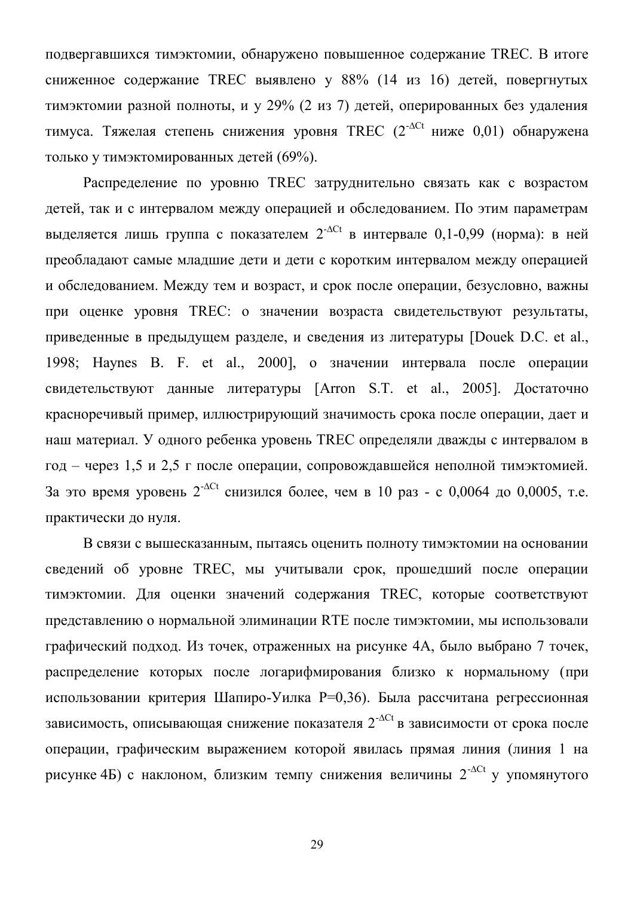подвергавшихся тимэктомии, обнаружено повышенное содержание TREC. В итоге сниженное содержание TREC выявлено у 88% (14 из 16) детей, повергнутых тимэктомии разной полноты, и у 29% (2 из 7) детей, оперированных без удаления тимуса. Тяжелая степень снижения уровня TREC ($2^{-\Delta Ct}$ ниже 0,01) обнаружена только у тимэктомированных детей (69%).

Распределение по уровню TREC затруднительно связать как с возрастом детей, так и с интервалом между операцией и обследованием. По этим параметрам выделяется лишь группа с показателем $2^{-\Delta Ct}$ в интервале 0,1-0,99 (норма): в ней преобладают самые младшие дети и дети с коротким интервалом между операцией и обследованием. Между тем и возраст, и срок после операции, безусловно, важны при оценке уровня TREC: о значении возраста свидетельствуют результаты, приведенные в предыдущем разделе, и сведения из литературы [Douek D.C. et al., 1998; Haynes B. F. et al., 2000], о значении интервала после операции свидетельствуют данные литературы [Arron S.T. et al., 2005]. Достаточно красноречивый пример, иллюстрирующий значимость срока после операции, дает и наш материал. У одного ребенка уровень TREC определяли дважды с интервалом в год – через 1,5 и 2,5 г после операции, сопровождавшейся неполной тимэктомией. За это время уровень $2^{-\Delta Ct}$ снизился более, чем в 10 раз - с 0,0064 до 0,0005, т.е. практически до нуля.

В связи с вышесказанным, пытаясь оценить полноту тимэктомии на основании сведений об уровне TREC, мы учитывали срок, прошедший после операции тимэктомии. Для оценки значений содержания TREC, которые соответствуют представлению о нормальной элиминации RTE после тимэктомии, мы использовали графический подход. Из точек, отраженных на рисунке 4А, было выбрано 7 точек, распределение которых после логарифмирования близко к нормальному (при использовании критерия Шапиро-Уилка P=0,36). Была рассчитана регрессионная зависимость, описывающая снижение показателя $2^{-\Delta Ct}$ в зависимости от срока после операции, графическим выражением которой явилась прямая линия (линия 1 на рисунке 4Б) с наклоном, близким темпу снижения величины $2^{-\Delta Ct}$ у упомянутого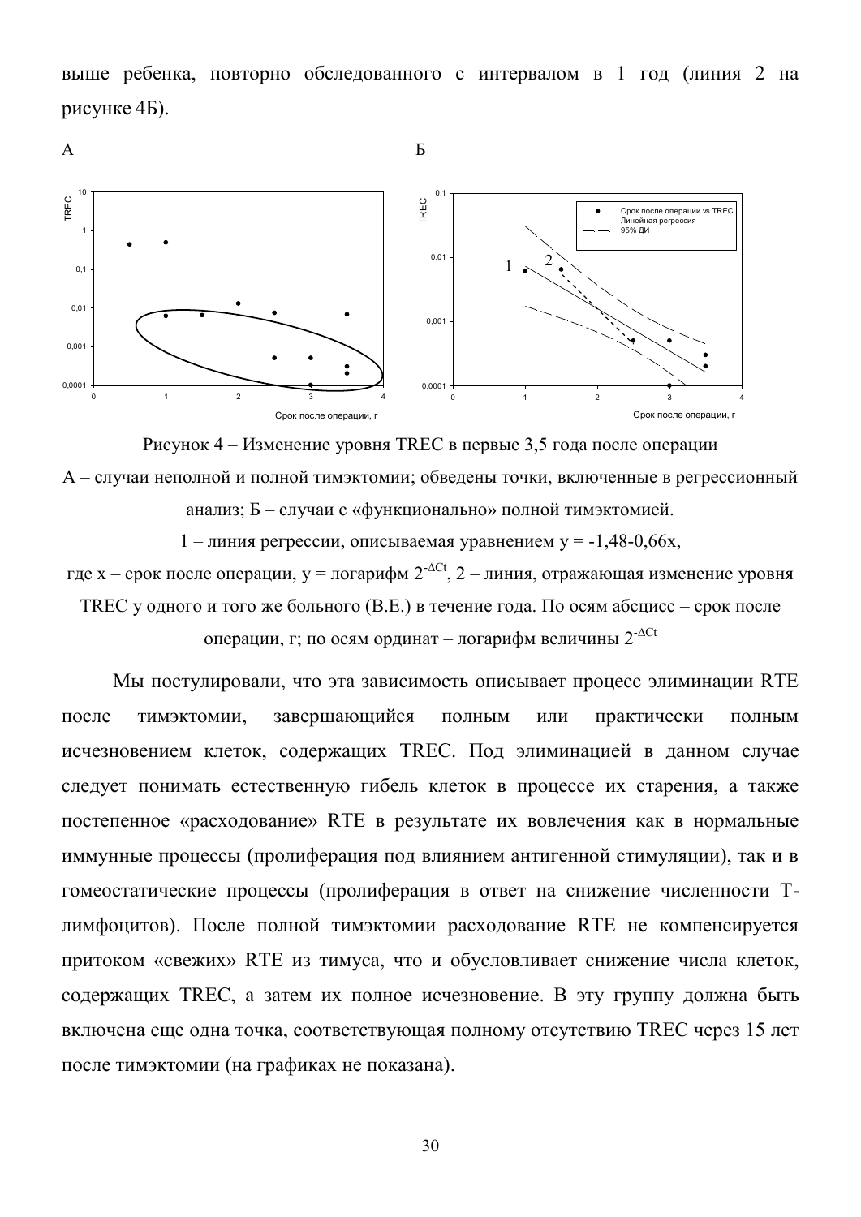выше ребенка, повторно обследованного с интервалом в 1 год (линия 2 на рисунке 4Б).

Рисунок 4 – Изменение уровня TREC в первые 3,5 года после операции

А – случаи неполной и полной тимэктомии; обведены точки, включенные в регрессионный анализ; Б – случаи с «функционально» полной тимэктомией.

1 – линия регрессии, описываемая уравнением $y = -1,48-0,66x$,

где x – срок после операции, y = логарифм $2^{-\Delta Ct}$, 2 – линия, отражающая изменение уровня TREC у одного и того же больного (В.Е.) в течение года. По осям абсцисс – срок после операции, г; по осям ординат – логарифм величины $2^{-\Delta Ct}$

Мы постулировали, что эта зависимость описывает процесс элиминации RTE после тимэктомии, завершающийся полным или практически полным исчезновением клеток, содержащих TREC. Под элиминацией в данном случае следует понимать естественную гибель клеток в процессе их старения, а также постепенное «расходование» RTE в результате их вовлечения как в нормальные иммунные процессы (пролиферация под влиянием антигенной стимуляции), так и в гомеостатические процессы (пролиферация в ответ на снижение численности Т-лимфоцитов). После полной тимэктомии расходование RTE не компенсируется притоком «свежих» RTE из тимуса, что и обусловливает снижение числа клеток, содержащих TREC, а затем их полное исчезновение. В эту группу должна быть включена еще одна точка, соответствующая полному отсутствию TREC через 15 лет после тимэктомии (на графиках не показана).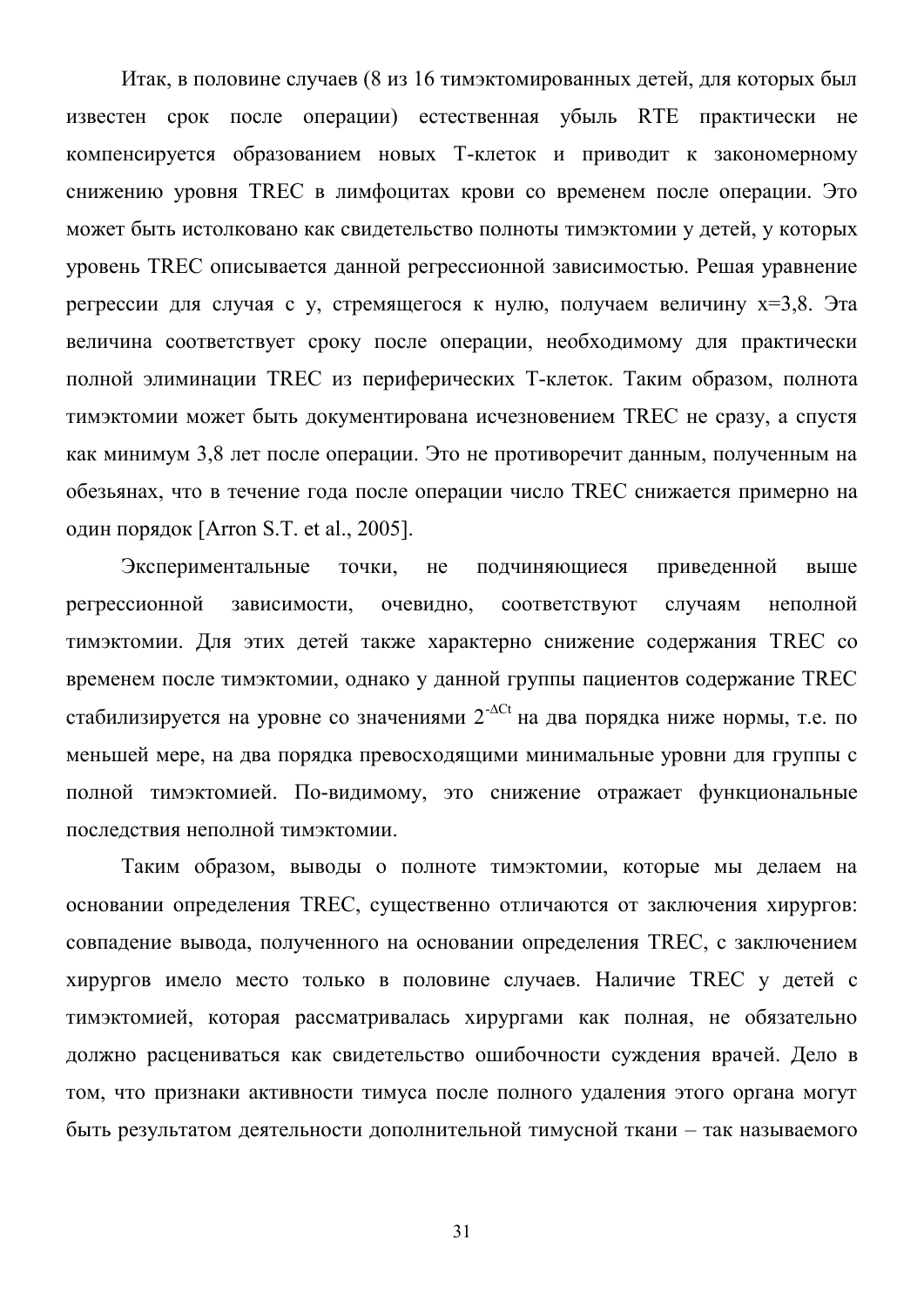Итак, в половине случаев (8 из 16 тимэктомированных детей, для которых был известен срок после операции) естественная убыль RTE практически не компенсируется образованием новых Т-клеток и приводит к закономерному снижению уровня TREC в лимфоцитах крови со временем после операции. Это может быть истолковано как свидетельство полноты тимэктомии у детей, у которых уровень TREC описывается данной регрессионной зависимостью. Решая уравнение регрессии для случая с y, стремящегося к нулю, получаем величину x=3,8. Эта величина соответствует сроку после операции, необходимому для практически полной элиминации TREC из периферических Т-клеток. Таким образом, полнота тимэктомии может быть документирована исчезновением TREC не сразу, а спустя как минимум 3,8 лет после операции. Это не противоречит данным, полученным на обезьянах, что в течение года после операции число TREC снижается примерно на один порядок [Arron S.T. et al., 2005].

Экспериментальные точки, не подчиняющиеся приведенной выше регрессионной зависимости, очевидно, соответствуют случаям неполной тимэктомии. Для этих детей также характерно снижение содержания TREC со временем после тимэктомии, однако у данной группы пациентов содержание TREC стабилизируется на уровне со значениями $2^{-\Delta Ct}$ на два порядка ниже нормы, т.е. по меньшей мере, на два порядка превосходящими минимальные уровни для группы с полной тимэктомией. По-видимому, это снижение отражает функциональные последствия неполной тимэктомии.

Таким образом, выводы о полноте тимэктомии, которые мы делаем на основании определения TREC, существенно отличаются от заключения хирургов: совпадение вывода, полученного на основании определения TREC, с заключением хирургов имело место только в половине случаев. Наличие TREC у детей с тимэктомией, которая рассматривалась хирургами как полная, не обязательно должно расцениваться как свидетельство ошибочности суждения врачей. Дело в том, что признаки активности тимуса после полного удаления этого органа могут быть результатом деятельности дополнительной тимусной ткани – так называемого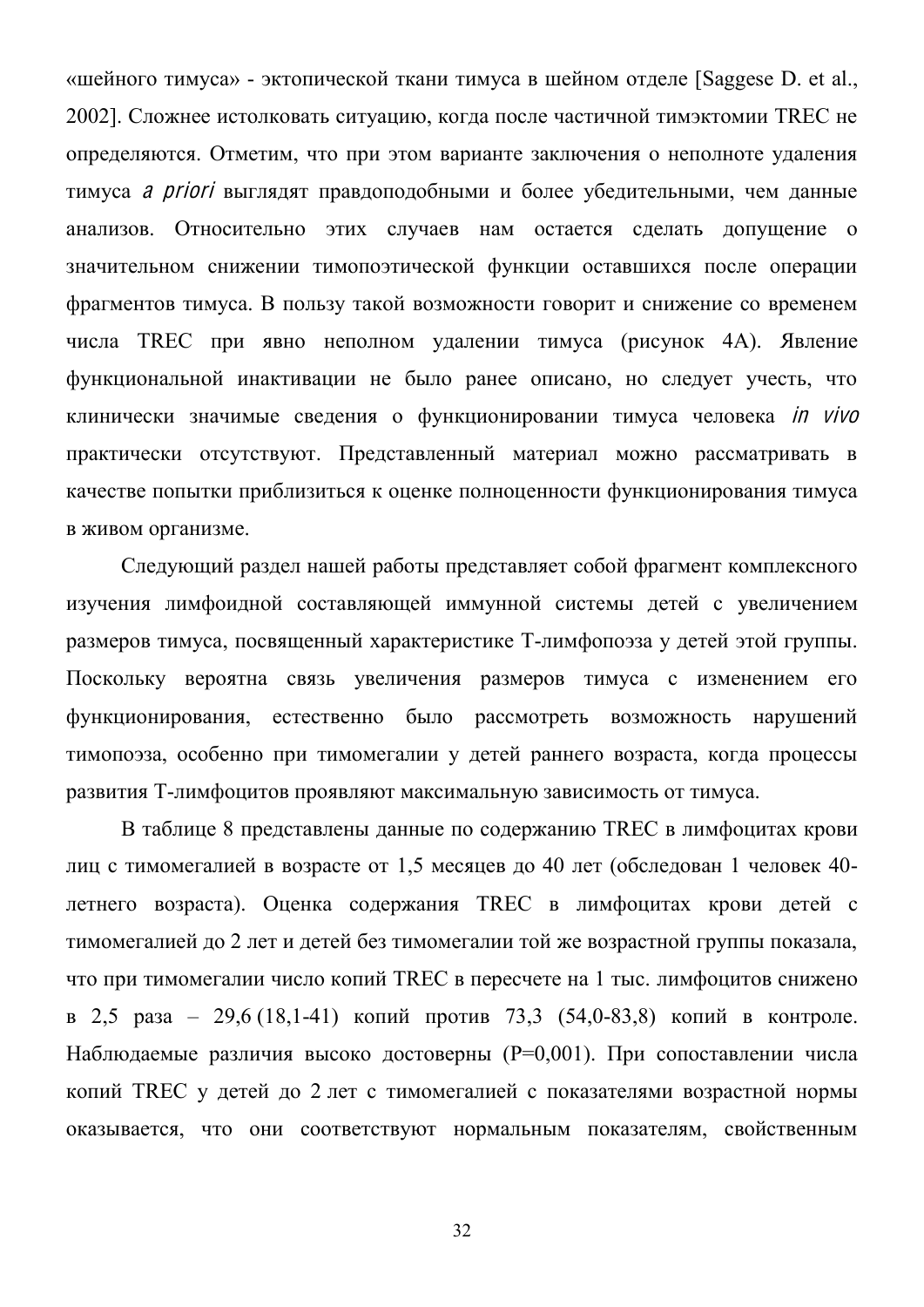«шейного тимуса» - эктопической ткани тимуса в шейном отделе [Saggese D. et al., 2002]. Сложнее истолковать ситуацию, когда после частичной тимэктомии TREC не определяются. Отметим, что при этом варианте заключения о неполноте удаления тимуса *a priori* выглядят правдоподобными и более убедительными, чем данные анализов. Относительно этих случаев нам остается сделать допущение о значительном снижении тимопоэтической функции оставшихся после операции фрагментов тимуса. В пользу такой возможности говорит и снижение со временем числа TREC при явно неполном удалении тимуса (рисунок 4А). Явление функциональной инактивации не было ранее описано, но следует учесть, что клинически значимые сведения о функционировании тимуса человека *in vivo* практически отсутствуют. Представленный материал можно рассматривать в качестве попытки приблизиться к оценке полноценности функционирования тимуса в живом организме.

Следующий раздел нашей работы представляет собой фрагмент комплексного изучения лимфоидной составляющей иммунной системы детей с увеличением размеров тимуса, посвященный характеристике Т-лимфопоэза у детей этой группы. Поскольку вероятна связь увеличения размеров тимуса с изменением его функционирования, естественно было рассмотреть возможность нарушений тимопоэза, особенно при тимомегалии у детей раннего возраста, когда процессы развития Т-лимфоцитов проявляют максимальную зависимость от тимуса.

В таблице 8 представлены данные по содержанию TREC в лимфоцитах крови лиц с тимомегалией в возрасте от 1,5 месяцев до 40 лет (обследован 1 человек 40-летнего возраста). Оценка содержания TREC в лимфоцитах крови детей с тимомегалией до 2 лет и детей без тимомегалии той же возрастной группы показала, что при тимомегалии число копий TREC в пересчете на 1 тыс. лимфоцитов снижено в 2,5 раза – 29,6 (18,1-41) копий против 73,3 (54,0-83,8) копий в контроле. Наблюдаемые различия высоко достоверны (P=0,001). При сопоставлении числа копий TREC у детей до 2 лет с тимомегалией с показателями возрастной нормы оказывается, что они соответствуют нормальным показателям, свойственным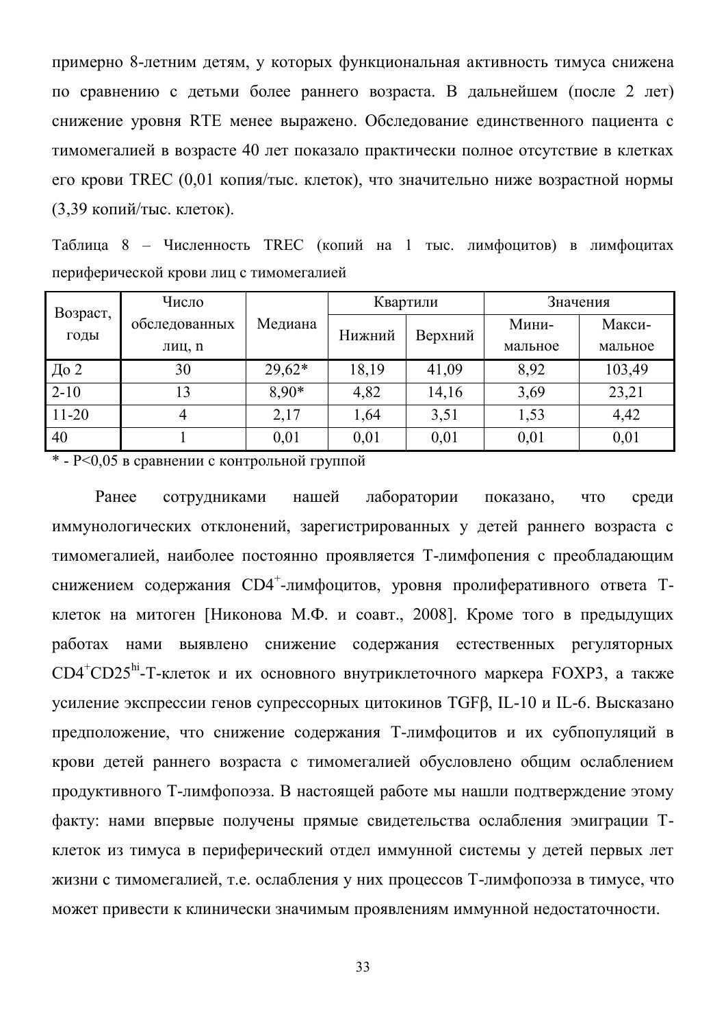примерно 8-летним детям, у которых функциональная активность тимуса снижена по сравнению с детьми более раннего возраста. В дальнейшем (после 2 лет) снижение уровня RTE менее выражено. Обследование единственного пациента с тимомегалией в возрасте 40 лет показало практически полное отсутствие в клетках его крови TREC (0,01 копия/тыс. клеток), что значительно ниже возрастной нормы (3,39 копий/тыс. клеток).

Таблица 8 – Численность TREC (копий на 1 тыс. лимфоцитов) в лимфоцитах периферической крови лиц с тимомегалией

| Возраст, годы | Число обследованных лиц, n | Медиана | Квартили | | Значения | |
|---|---|---|---|---|---|---|
| | | | Нижний | Верхний | Минимальное | Максимальное |
| До 2 | 30 | 29,62* | 18,19 | 41,09 | 8,92 | 103,49 |
| 2-10 | 13 | 8,90* | 4,82 | 14,16 | 3,69 | 23,21 |
| 11-20 | 4 | 2,17 | 1,64 | 3,51 | 1,53 | 4,42 |
| 40 | 1 | 0,01 | 0,01 | 0,01 | 0,01 | 0,01 |

\* - $P<0{,}05$ в сравнении с контрольной группой

Ранее сотрудниками нашей лаборатории показано, что среди иммунологических отклонений, зарегистрированных у детей раннего возраста с тимомегалией, наиболее постоянно проявляется Т-лимфопения с преобладающим снижением содержания $CD4^{+}$-лимфоцитов, уровня пролиферативного ответа Т-клеток на митоген [Никонова М.Ф. и соавт., 2008]. Кроме того в предыдущих работах нами выявлено снижение содержания естественных регуляторных $CD4^{+}CD25^{hi}$-Т-клеток и их основного внутриклеточного маркера FOXP3, а также усиление экспрессии генов супрессорных цитокинов TGFβ, IL-10 и IL-6. Высказано предположение, что снижение содержания Т-лимфоцитов и их субпопуляций в крови детей раннего возраста с тимомегалией обусловлено общим ослаблением продуктивного Т-лимфопоэза. В настоящей работе мы нашли подтверждение этому факту: нами впервые получены прямые свидетельства ослабления эмиграции Т-клеток из тимуса в периферический отдел иммунной системы у детей первых лет жизни с тимомегалией, т.е. ослабления у них процессов Т-лимфопоэза в тимусе, что может привести к клинически значимым проявлениям иммунной недостаточности.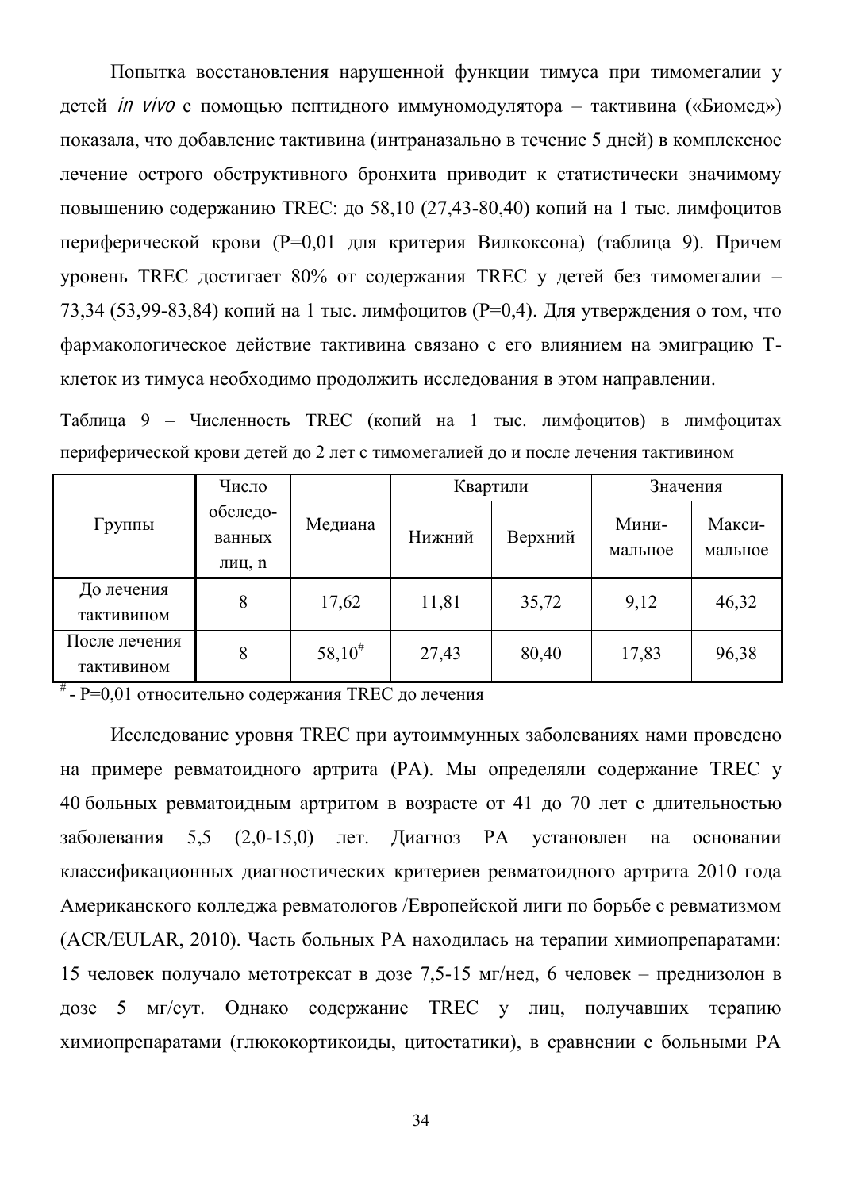Попытка восстановления нарушенной функции тимуса при тимомегалии у детей *in vivo* с помощью пептидного иммуномодулятора – тактивина («Биомед») показала, что добавление тактивина (интраназально в течение 5 дней) в комплексное лечение острого обструктивного бронхита приводит к статистически значимому повышению содержанию TREC: до 58,10 (27,43-80,40) копий на 1 тыс. лимфоцитов периферической крови (P=0,01 для критерия Вилкоксона) (таблица 9). Причем уровень TREC достигает 80% от содержания TREC у детей без тимомегалии – 73,34 (53,99-83,84) копий на 1 тыс. лимфоцитов (P=0,4). Для утверждения о том, что фармакологическое действие тактивина связано с его влиянием на эмиграцию T-клеток из тимуса необходимо продолжить исследования в этом направлении.

Таблица 9 – Численность TREC (копий на 1 тыс. лимфоцитов) в лимфоцитах периферической крови детей до 2 лет с тимомегалией до и после лечения тактивином

| Группы | Число обследо-ванных лиц, n | Медиана | Квартили | | Значения | |
|---|---|---|---|---|---|---|
| | | | Нижний | Верхний | Мини-мальное | Макси-мальное |
| До лечения тактивином | 8 | 17,62 | 11,81 | 35,72 | 9,12 | 46,32 |
| После лечения тактивином | 8 | 58,10[#] | 27,43 | 80,40 | 17,83 | 96,38 |

[#] - P=0,01 относительно содержания TREC до лечения

Исследование уровня TREC при аутоиммунных заболеваниях нами проведено на примере ревматоидного артрита (РА). Мы определяли содержание TREC у 40 больных ревматоидным артритом в возрасте от 41 до 70 лет с длительностью заболевания 5,5 (2,0-15,0) лет. Диагноз РА установлен на основании классификационных диагностических критериев ревматоидного артрита 2010 года Американского колледжа ревматологов /Европейской лиги по борьбе с ревматизмом (ACR/EULAR, 2010). Часть больных РА находилась на терапии химиопрепаратами: 15 человек получало метотрексат в дозе 7,5-15 мг/нед, 6 человек – преднизолон в дозе 5 мг/сут. Однако содержание TREC у лиц, получавших терапию химиопрепаратами (глюкокортикоиды, цитостатики), в сравнении с больными РА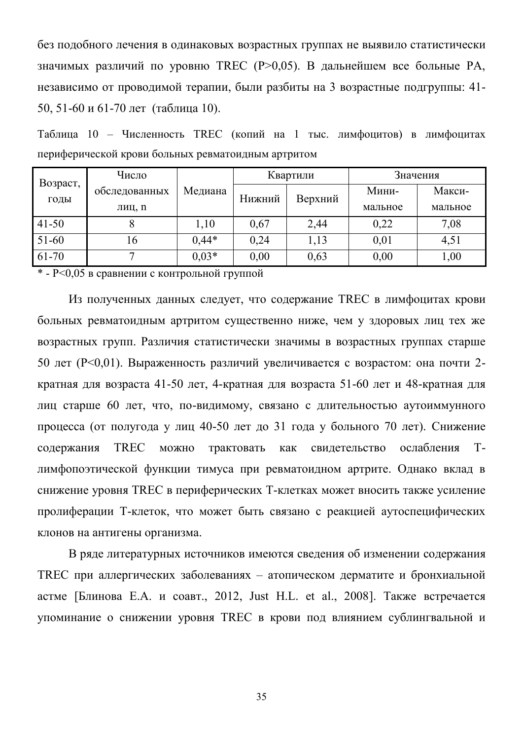без подобного лечения в одинаковых возрастных группах не выявило статистически значимых различий по уровню TREC ($P>0,05$). В дальнейшем все больные РА, независимо от проводимой терапии, были разбиты на 3 возрастные подгруппы: 41-50, 51-60 и 61-70 лет (таблица 10).

Таблица 10 – Численность TREC (копий на 1 тыс. лимфоцитов) в лимфоцитах периферической крови больных ревматоидным артритом

| Возраст, годы | Число обследованных лиц, n | Медиана | Квартили | | Значения | |
|---|---|---|---|---|---|---|
| | | | Нижний | Верхний | Минимальное | Максимальное |
| 41-50 | 8 | 1,10 | 0,67 | 2,44 | 0,22 | 7,08 |
| 51-60 | 16 | 0,44* | 0,24 | 1,13 | 0,01 | 4,51 |
| 61-70 | 7 | 0,03* | 0,00 | 0,63 | 0,00 | 1,00 |

\* - $P<0,05$ в сравнении с контрольной группой

Из полученных данных следует, что содержание TREC в лимфоцитах крови больных ревматоидным артритом существенно ниже, чем у здоровых лиц тех же возрастных групп. Различия статистически значимы в возрастных группах старше 50 лет ($P<0,01$). Выраженность различий увеличивается с возрастом: она почти 2-кратная для возраста 41-50 лет, 4-кратная для возраста 51-60 лет и 48-кратная для лиц старше 60 лет, что, по-видимому, связано с длительностью аутоиммунного процесса (от полугода у лиц 40-50 лет до 31 года у больного 70 лет). Снижение содержания TREC можно трактовать как свидетельство ослабления Т-лимфопоэтической функции тимуса при ревматоидном артрите. Однако вклад в снижение уровня TREC в периферических Т-клетках может вносить также усиление пролиферации Т-клеток, что может быть связано с реакцией аутоспецифических клонов на антигены организма.

В ряде литературных источников имеются сведения об изменении содержания TREC при аллергических заболеваниях – атопическом дерматите и бронхиальной астме [Блинова Е.А. и соавт., 2012, Just H.L. et al., 2008]. Также встречается упоминание о снижении уровня TREC в крови под влиянием сублингвальной и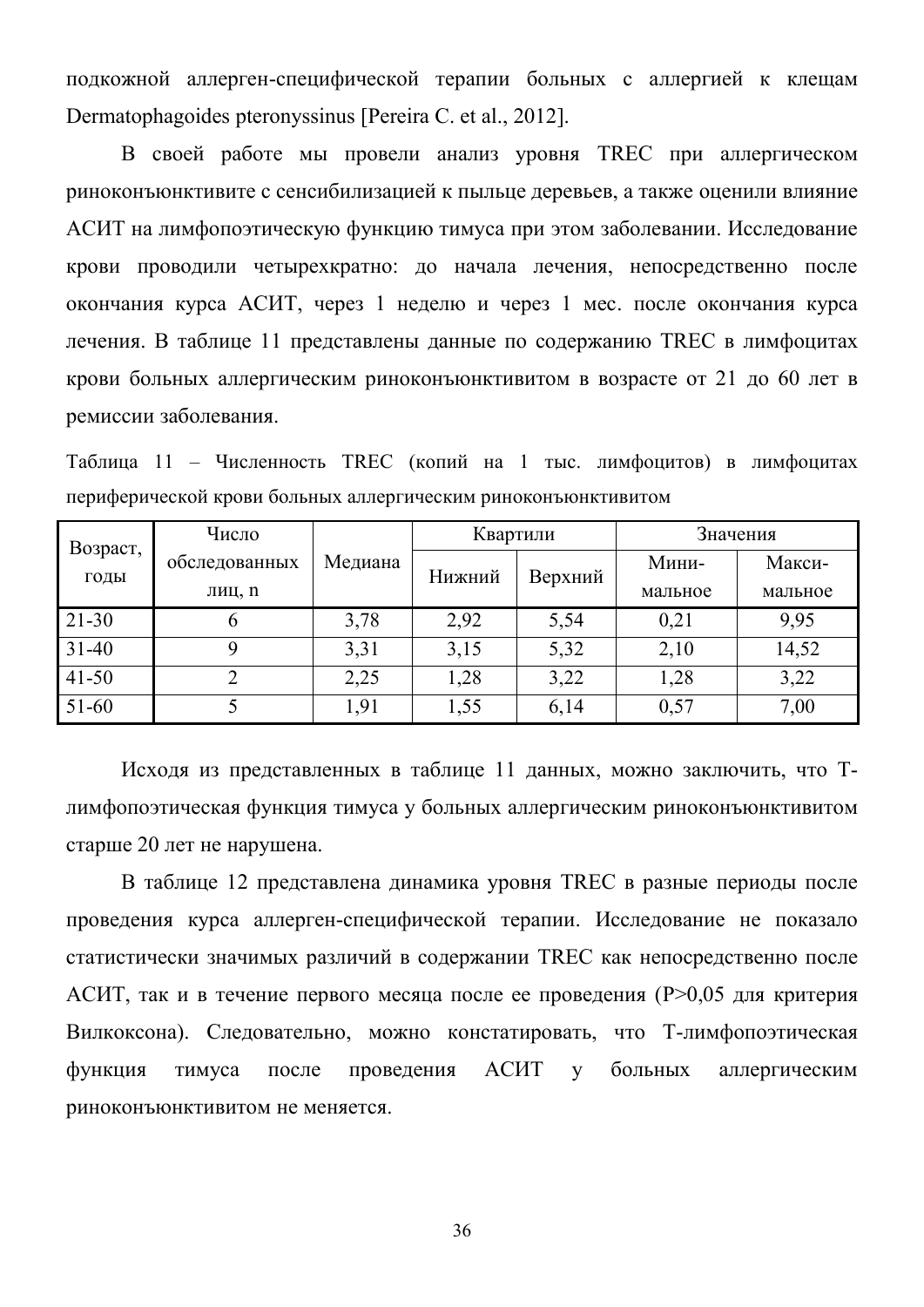подкожной аллерген-специфической терапии больных с аллергией к клещам Dermatophagoides pteronyssinus [Pereira C. et al., 2012].

В своей работе мы провели анализ уровня TREC при аллергическом риноконъюнктивите с сенсибилизацией к пыльце деревьев, а также оценили влияние АСИТ на лимфопоэтическую функцию тимуса при этом заболевании. Исследование крови проводили четырехкратно: до начала лечения, непосредственно после окончания курса АСИТ, через 1 неделю и через 1 мес. после окончания курса лечения. В таблице 11 представлены данные по содержанию TREC в лимфоцитах крови больных аллергическим риноконъюнктивитом в возрасте от 21 до 60 лет в ремиссии заболевания.

Таблица 11 – Численность TREC (копий на 1 тыс. лимфоцитов) в лимфоцитах периферической крови больных аллергическим риноконъюнктивитом

| Возраст, годы | Число обследованных лиц, n | Медиана | Квартили | | Значения | |
|---|---|---|---|---|---|---|
| | | | Нижний | Верхний | Минимальное | Максимальное |
| 21-30 | 6 | 3,78 | 2,92 | 5,54 | 0,21 | 9,95 |
| 31-40 | 9 | 3,31 | 3,15 | 5,32 | 2,10 | 14,52 |
| 41-50 | 2 | 2,25 | 1,28 | 3,22 | 1,28 | 3,22 |
| 51-60 | 5 | 1,91 | 1,55 | 6,14 | 0,57 | 7,00 |

Исходя из представленных в таблице 11 данных, можно заключить, что Т-лимфопоэтическая функция тимуса у больных аллергическим риноконъюнктивитом старше 20 лет не нарушена.

В таблице 12 представлена динамика уровня TREC в разные периоды после проведения курса аллерген-специфической терапии. Исследование не показало статистически значимых различий в содержании TREC как непосредственно после АСИТ, так и в течение первого месяца после ее проведения ($P>0,05$ для критерия Вилкоксона). Следовательно, можно констатировать, что Т-лимфопоэтическая функция тимуса после проведения АСИТ у больных аллергическим риноконъюнктивитом не меняется.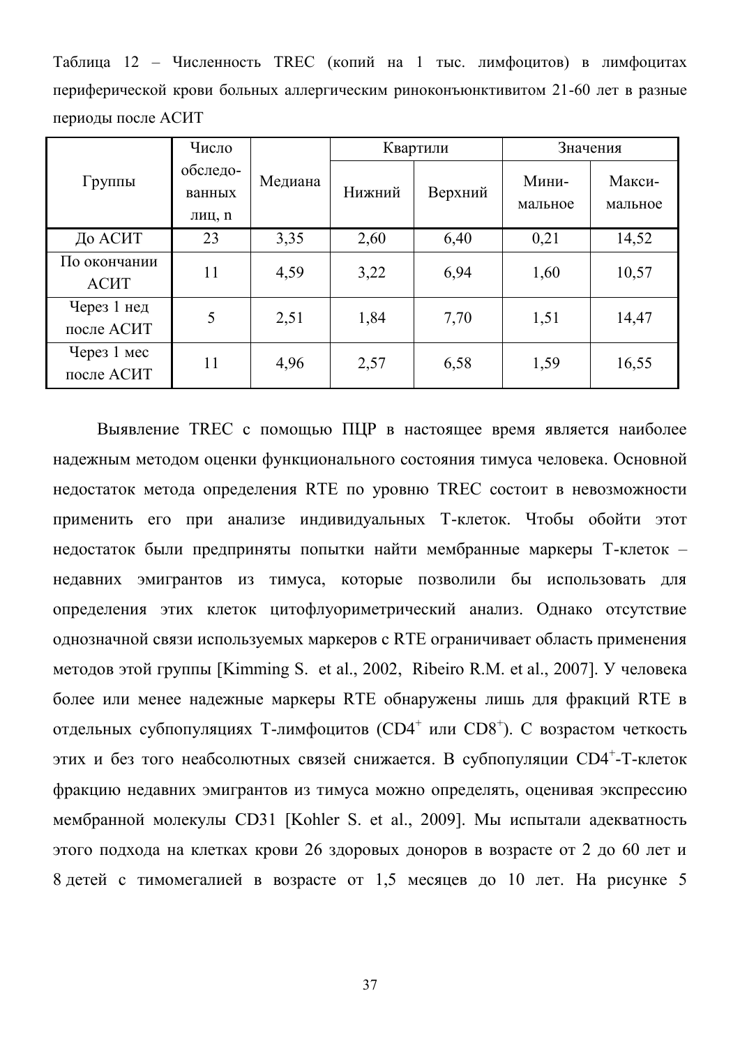Таблица 12 – Численность TREC (копий на 1 тыс. лимфоцитов) в лимфоцитах периферической крови больных аллергическим риноконъюнктивитом 21-60 лет в разные периоды после АСИТ

| Группы | Число обследо-ванных лиц, n | Медиана | Квартили | | Значения | |
|---|---|---|---|---|---|---|
| | | | Нижний | Верхний | Мини-мальное | Макси-мальное |
| До АСИТ | 23 | 3,35 | 2,60 | 6,40 | 0,21 | 14,52 |
| По окончании АСИТ | 11 | 4,59 | 3,22 | 6,94 | 1,60 | 10,57 |
| Через 1 нед после АСИТ | 5 | 2,51 | 1,84 | 7,70 | 1,51 | 14,47 |
| Через 1 мес после АСИТ | 11 | 4,96 | 2,57 | 6,58 | 1,59 | 16,55 |

Выявление TREC с помощью ПЦР в настоящее время является наиболее надежным методом оценки функционального состояния тимуса человека. Основной недостаток метода определения RTE по уровню TREC состоит в невозможности применить его при анализе индивидуальных Т-клеток. Чтобы обойти этот недостаток были предприняты попытки найти мембранные маркеры Т-клеток – недавних эмигрантов из тимуса, которые позволили бы использовать для определения этих клеток цитофлуориметрический анализ. Однако отсутствие однозначной связи используемых маркеров с RTE ограничивает область применения методов этой группы [Kimming S. et al., 2002, Ribeiro R.M. et al., 2007]. У человека более или менее надежные маркеры RTE обнаружены лишь для фракций RTE в отдельных субпопуляциях Т-лимфоцитов ($CD4^+$ или $CD8^+$). С возрастом четкость этих и без того неабсолютных связей снижается. В субпопуляции $CD4^+$-Т-клеток фракцию недавних эмигрантов из тимуса можно определять, оценивая экспрессию мембранной молекулы CD31 [Kohler S. et al., 2009]. Мы испытали адекватность этого подхода на клетках крови 26 здоровых доноров в возрасте от 2 до 60 лет и 8 детей с тимомегалией в возрасте от 1,5 месяцев до 10 лет. На рисунке 5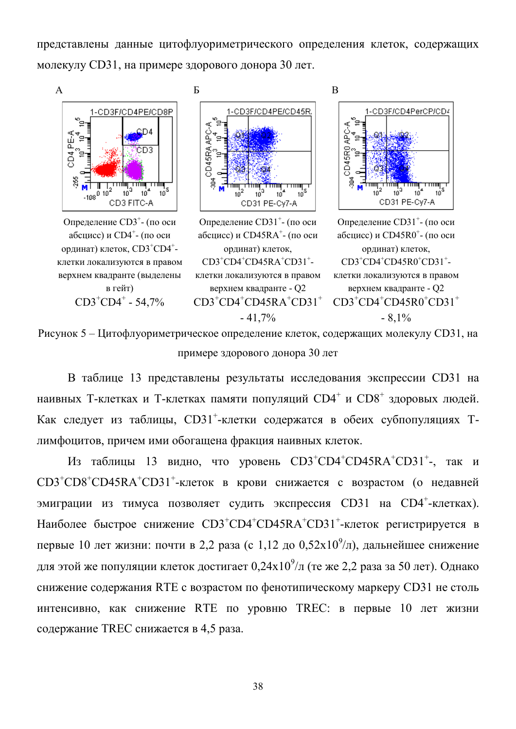представлены данные цитофлуориметрического определения клеток, содержащих молекулу CD31, на примере здорового донора 30 лет.

А

Определение $CD3^{+}$- (по оси абсцисс) и $CD4^{+}$- (по оси ординат) клеток, $CD3^{+}CD4^{+}$-клетки локализуются в правом верхнем квадранте (выделены в гейт)

$CD3^{+}CD4^{+}$ - 54,7%

Б

Определение $CD31^{+}$- (по оси абсцисс) и $CD45RA^{+}$- (по оси ординат) клеток, $CD3^{+}CD4^{+}CD45RA^{+}CD31^{+}$-клетки локализуются в правом верхнем квадранте - Q2

$CD3^{+}CD4^{+}CD45RA^{+}CD31^{+}$ - 41,7%

В

Определение $CD31^{+}$- (по оси абсцисс) и $CD45R0^{+}$- (по оси ординат) клеток, $CD3^{+}CD4^{+}CD45R0^{+}CD31^{+}$-клетки локализуются в правом верхнем квадранте - Q2

$CD3^{+}CD4^{+}CD45R0^{+}CD31^{+}$ - 8,1%

Рисунок 5 – Цитофлуориметрическое определение клеток, содержащих молекулу CD31, на примере здорового донора 30 лет

В таблице 13 представлены результаты исследования экспрессии CD31 на наивных Т-клетках и Т-клетках памяти популяций $CD4^{+}$ и $CD8^{+}$ здоровых людей. Как следует из таблицы, $CD31^{+}$-клетки содержатся в обеих субпопуляциях Т-лимфоцитов, причем ими обогащена фракция наивных клеток.

Из таблицы 13 видно, что уровень $CD3^{+}CD4^{+}CD45RA^{+}CD31^{+}$-, так и $CD3^{+}CD8^{+}CD45RA^{+}CD31^{+}$-клеток в крови снижается с возрастом (о недавней эмиграции из тимуса позволяет судить экспрессия CD31 на $CD4^{+}$-клетках). Наиболее быстрое снижение $CD3^{+}CD4^{+}CD45RA^{+}CD31^{+}$-клеток регистрируется в первые 10 лет жизни: почти в 2,2 раза (с 1,12 до $0{,}52 \times 10^{9}$/л), дальнейшее снижение для этой же популяции клеток достигает $0{,}24 \times 10^{9}$/л (те же 2,2 раза за 50 лет). Однако снижение содержания RTE с возрастом по фенотипическому маркеру CD31 не столь интенсивно, как снижение RTE по уровню TREC: в первые 10 лет жизни содержание TREC снижается в 4,5 раза.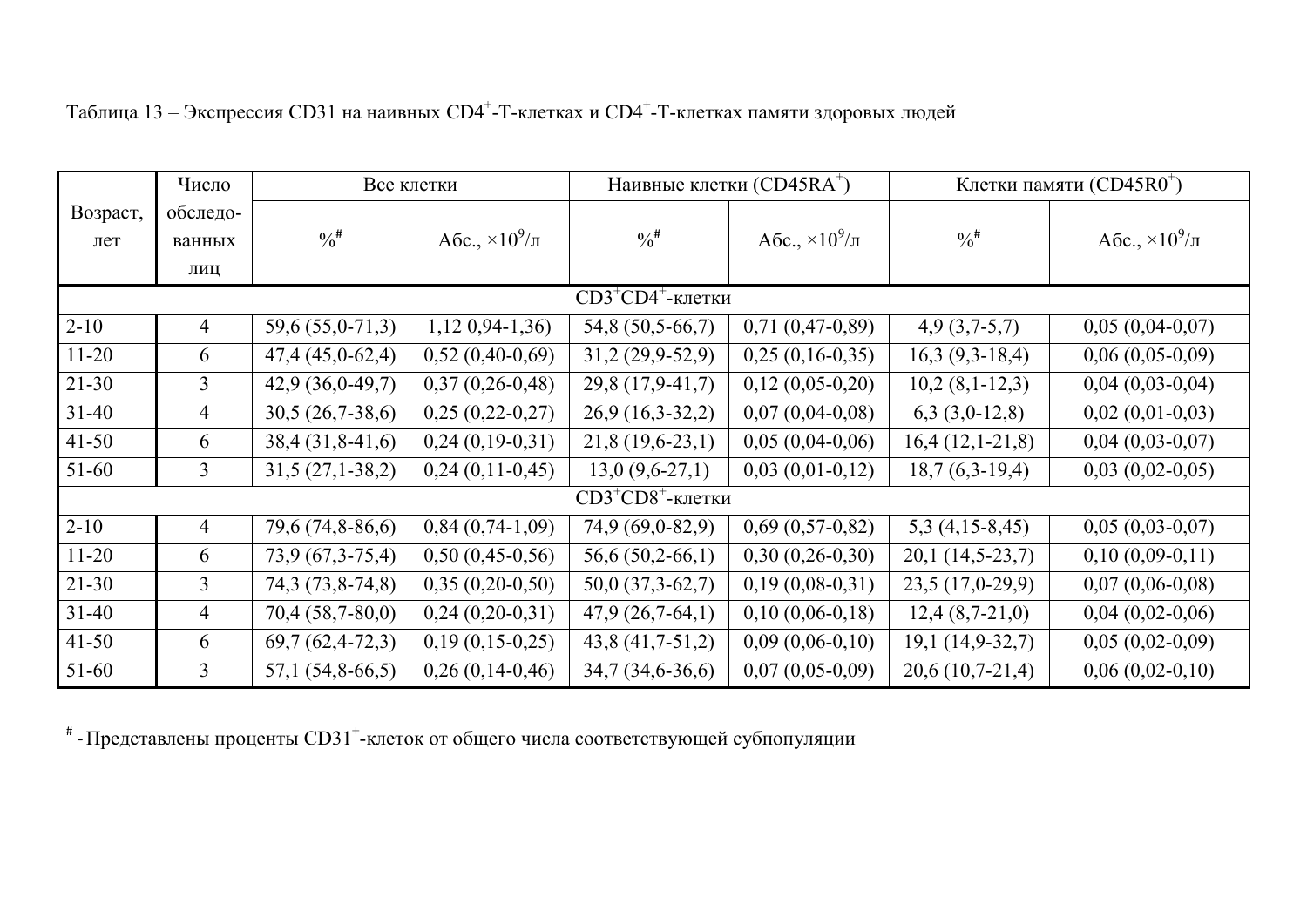Таблица 13 – Экспрессия CD31 на наивных $CD4^+$-Т-клетках и $CD4^+$-Т-клетках памяти здоровых людей

| Возраст, лет | Число обследо-ванных лиц | Все клетки | | Наивные клетки ($CD45RA^+$) | | Клетки памяти ($CD45R0^+$) | |
|---|---|---|---|---|---|---|---|
| | | %# | Абс., $\times 10^9$/л | %# | Абс., $\times 10^9$/л | %# | Абс., $\times 10^9$/л |
| $CD3^+CD4^+$-клетки | | | | | | | |
| 2-10 | 4 | 59,6 (55,0-71,3) | 1,12 0,94-1,36) | 54,8 (50,5-66,7) | 0,71 (0,47-0,89) | 4,9 (3,7-5,7) | 0,05 (0,04-0,07) |
| 11-20 | 6 | 47,4 (45,0-62,4) | 0,52 (0,40-0,69) | 31,2 (29,9-52,9) | 0,25 (0,16-0,35) | 16,3 (9,3-18,4) | 0,06 (0,05-0,09) |
| 21-30 | 3 | 42,9 (36,0-49,7) | 0,37 (0,26-0,48) | 29,8 (17,9-41,7) | 0,12 (0,05-0,20) | 10,2 (8,1-12,3) | 0,04 (0,03-0,04) |
| 31-40 | 4 | 30,5 (26,7-38,6) | 0,25 (0,22-0,27) | 26,9 (16,3-32,2) | 0,07 (0,04-0,08) | 6,3 (3,0-12,8) | 0,02 (0,01-0,03) |
| 41-50 | 6 | 38,4 (31,8-41,6) | 0,24 (0,19-0,31) | 21,8 (19,6-23,1) | 0,05 (0,04-0,06) | 16,4 (12,1-21,8) | 0,04 (0,03-0,07) |
| 51-60 | 3 | 31,5 (27,1-38,2) | 0,24 (0,11-0,45) | 13,0 (9,6-27,1) | 0,03 (0,01-0,12) | 18,7 (6,3-19,4) | 0,03 (0,02-0,05) |
| $CD3^+CD8^+$-клетки | | | | | | | |
| 2-10 | 4 | 79,6 (74,8-86,6) | 0,84 (0,74-1,09) | 74,9 (69,0-82,9) | 0,69 (0,57-0,82) | 5,3 (4,15-8,45) | 0,05 (0,03-0,07) |
| 11-20 | 6 | 73,9 (67,3-75,4) | 0,50 (0,45-0,56) | 56,6 (50,2-66,1) | 0,30 (0,26-0,30) | 20,1 (14,5-23,7) | 0,10 (0,09-0,11) |
| 21-30 | 3 | 74,3 (73,8-74,8) | 0,35 (0,20-0,50) | 50,0 (37,3-62,7) | 0,19 (0,08-0,31) | 23,5 (17,0-29,9) | 0,07 (0,06-0,08) |
| 31-40 | 4 | 70,4 (58,7-80,0) | 0,24 (0,20-0,31) | 47,9 (26,7-64,1) | 0,10 (0,06-0,18) | 12,4 (8,7-21,0) | 0,04 (0,02-0,06) |
| 41-50 | 6 | 69,7 (62,4-72,3) | 0,19 (0,15-0,25) | 43,8 (41,7-51,2) | 0,09 (0,06-0,10) | 19,1 (14,9-32,7) | 0,05 (0,02-0,09) |
| 51-60 | 3 | 57,1 (54,8-66,5) | 0,26 (0,14-0,46) | 34,7 (34,6-36,6) | 0,07 (0,05-0,09) | 20,6 (10,7-21,4) | 0,06 (0,02-0,10) |

# - Представлены проценты $CD31^+$-клеток от общего числа соответствующей субпопуляции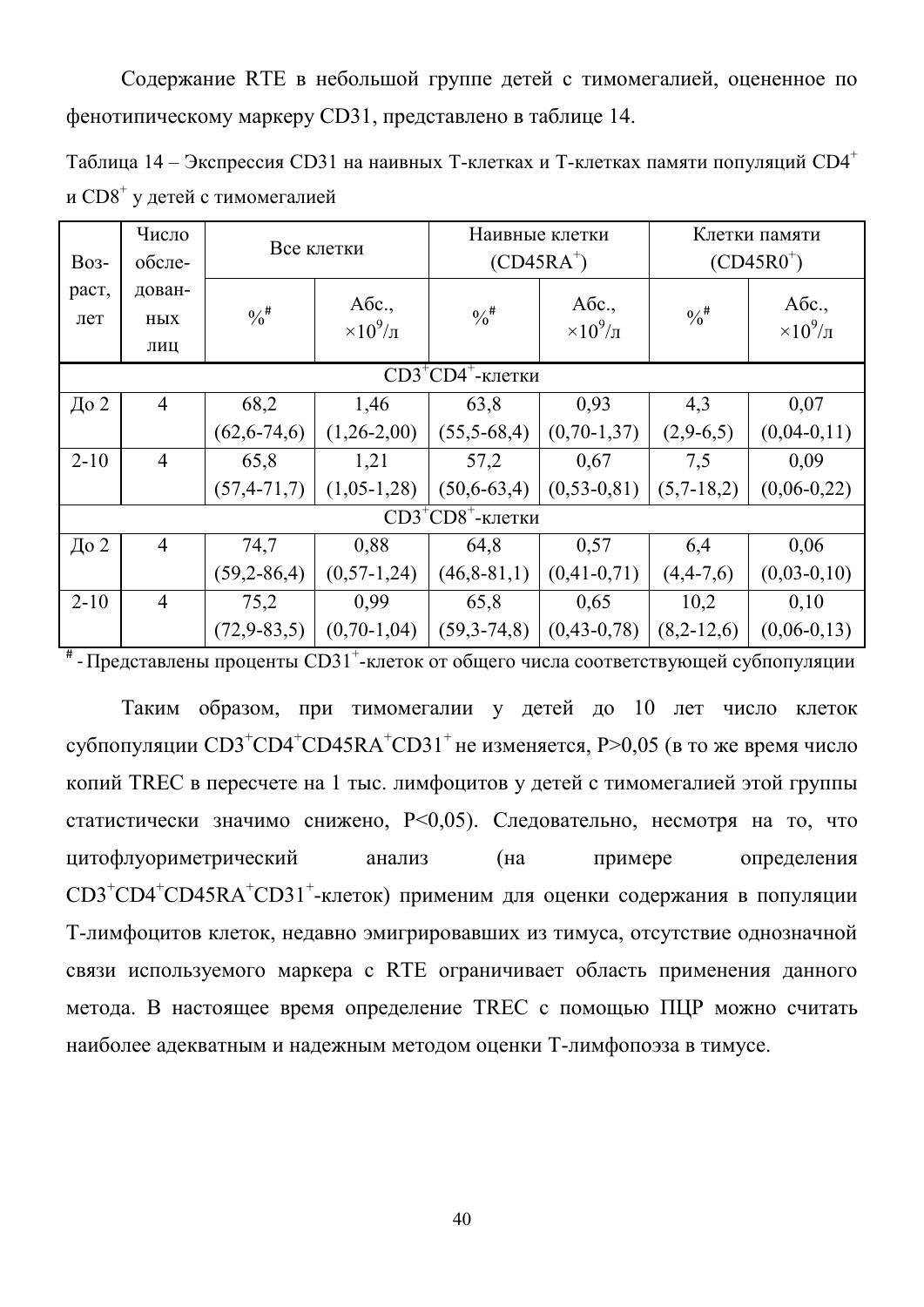Содержание RTE в небольшой группе детей с тимомегалией, оцененное по фенотипическому маркеру CD31, представлено в таблице 14.

Таблица 14 – Экспрессия CD31 на наивных Т-клетках и Т-клетках памяти популяций $CD4^+$ и $CD8^+$ у детей с тимомегалией

| Возраст, лет | Число обследованных лиц | Все клетки | | Наивные клетки ($CD45RA^+$) | | Клетки памяти ($CD45R0^+$) | |
|---|---|---|---|---|---|---|---|
| | | %[#] | Абс., $\times10^9$/л | %[#] | Абс., $\times10^9$/л | %[#] | Абс., $\times10^9$/л |
| | | | $CD3^+CD4^+$-клетки | | | | |
| До 2 | 4 | 68,2 (62,6-74,6) | 1,46 (1,26-2,00) | 63,8 (55,5-68,4) | 0,93 (0,70-1,37) | 4,3 (2,9-6,5) | 0,07 (0,04-0,11) |
| 2-10 | 4 | 65,8 (57,4-71,7) | 1,21 (1,05-1,28) | 57,2 (50,6-63,4) | 0,67 (0,53-0,81) | 7,5 (5,7-18,2) | 0,09 (0,06-0,22) |
| | | | $CD3^+CD8^+$-клетки | | | | |
| До 2 | 4 | 74,7 (59,2-86,4) | 0,88 (0,57-1,24) | 64,8 (46,8-81,1) | 0,57 (0,41-0,71) | 6,4 (4,4-7,6) | 0,06 (0,03-0,10) |
| 2-10 | 4 | 75,2 (72,9-83,5) | 0,99 (0,70-1,04) | 65,8 (59,3-74,8) | 0,65 (0,43-0,78) | 10,2 (8,2-12,6) | 0,10 (0,06-0,13) |

[#] - Представлены проценты $CD31^+$-клеток от общего числа соответствующей субпопуляции

Таким образом, при тимомегалии у детей до 10 лет число клеток субпопуляции $CD3^+CD4^+CD45RA^+CD31^+$ не изменяется, $P>0,05$ (в то же время число копий TREC в пересчете на 1 тыс. лимфоцитов у детей с тимомегалией этой группы статистически значимо снижено, $P<0,05$). Следовательно, несмотря на то, что цитофлуориметрический анализ (на примере определения $CD3^+CD4^+CD45RA^+CD31^+$-клеток) применим для оценки содержания в популяции Т-лимфоцитов клеток, недавно эмигрировавших из тимуса, отсутствие однозначной связи используемого маркера с RTE ограничивает область применения данного метода. В настоящее время определение TREC с помощью ПЦР можно считать наиболее адекватным и надежным методом оценки Т-лимфопоэза в тимусе.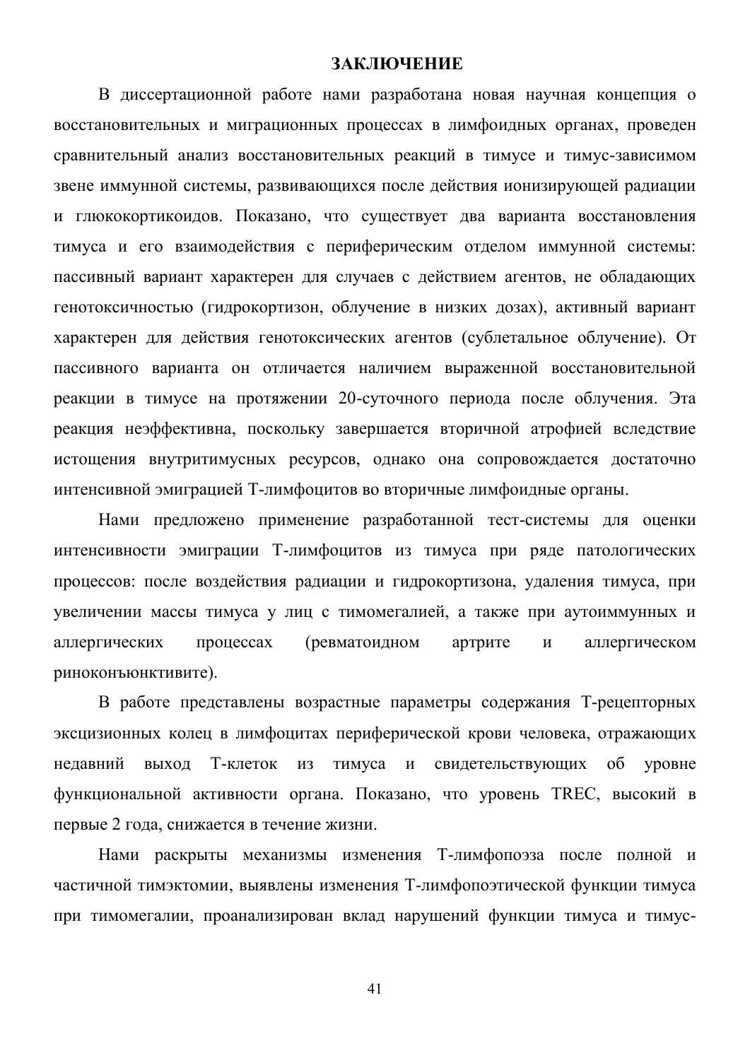# ЗАКЛЮЧЕНИЕ

В диссертационной работе нами разработана новая научная концепция о восстановительных и миграционных процессах в лимфоидных органах, проведен сравнительный анализ восстановительных реакций в тимусе и тимус-зависимом звене иммунной системы, развивающихся после действия ионизирующей радиации и глюкокортикоидов. Показано, что существует два варианта восстановления тимуса и его взаимодействия с периферическим отделом иммунной системы: пассивный вариант характерен для случаев с действием агентов, не обладающих генотоксичностью (гидрокортизон, облучение в низких дозах), активный вариант характерен для действия генотоксических агентов (сублетальное облучение). От пассивного варианта он отличается наличием выраженной восстановительной реакции в тимусе на протяжении 20-суточного периода после облучения. Эта реакция неэффективна, поскольку завершается вторичной атрофией вследствие истощения внутритимусных ресурсов, однако она сопровождается достаточно интенсивной эмиграцией Т-лимфоцитов во вторичные лимфоидные органы.

Нами предложено применение разработанной тест-системы для оценки интенсивности эмиграции Т-лимфоцитов из тимуса при ряде патологических процессов: после воздействия радиации и гидрокортизона, удаления тимуса, при увеличении массы тимуса у лиц с тимомегалией, а также при аутоиммунных и аллергических процессах (ревматоидном артрите и аллергическом риноконъюнктивите).

В работе представлены возрастные параметры содержания Т-рецепторных эксцизионных колец в лимфоцитах периферической крови человека, отражающих недавний выход Т-клеток из тимуса и свидетельствующих об уровне функциональной активности органа. Показано, что уровень TREC, высокий в первые 2 года, снижается в течение жизни.

Нами раскрыты механизмы изменения Т-лимфопоэза после полной и частичной тимэктомии, выявлены изменения Т-лимфопоэтической функции тимуса при тимомегалии, проанализирован вклад нарушений функции тимуса и тимус-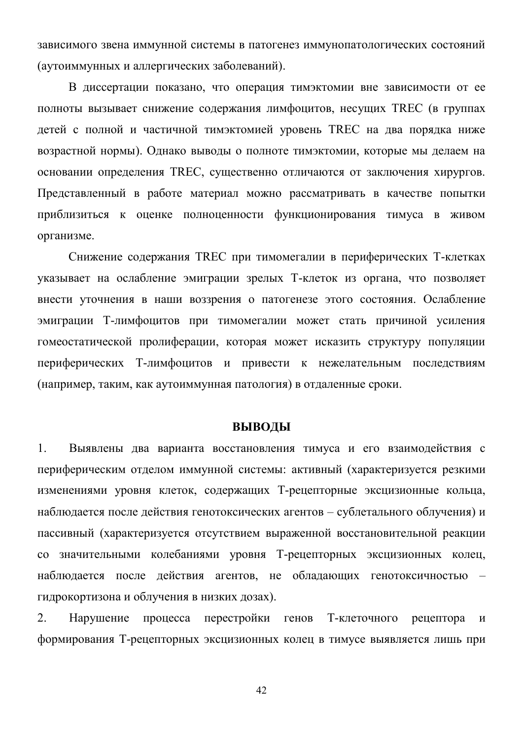зависимого звена иммунной системы в патогенез иммунопатологических состояний (аутоиммунных и аллергических заболеваний).

В диссертации показано, что операция тимэктомии вне зависимости от ее полноты вызывает снижение содержания лимфоцитов, несущих TREC (в группах детей с полной и частичной тимэктомией уровень TREC на два порядка ниже возрастной нормы). Однако выводы о полноте тимэктомии, которые мы делаем на основании определения TREC, существенно отличаются от заключения хирургов. Представленный в работе материал можно рассматривать в качестве попытки приблизиться к оценке полноценности функционирования тимуса в живом организме.

Снижение содержания TREC при тимомегалии в периферических Т-клетках указывает на ослабление эмиграции зрелых Т-клеток из органа, что позволяет внести уточнения в наши воззрения о патогенезе этого состояния. Ослабление эмиграции Т-лимфоцитов при тимомегалии может стать причиной усиления гомеостатической пролиферации, которая может исказить структуру популяции периферических Т-лимфоцитов и привести к нежелательным последствиям (например, таким, как аутоиммунная патология) в отдаленные сроки.

## ВЫВОДЫ

1. Выявлены два варианта восстановления тимуса и его взаимодействия с периферическим отделом иммунной системы: активный (характеризуется резкими изменениями уровня клеток, содержащих Т-рецепторные эксцизионные кольца, наблюдается после действия генотоксических агентов – сублетального облучения) и пассивный (характеризуется отсутствием выраженной восстановительной реакции со значительными колебаниями уровня Т-рецепторных эксцизионных колец, наблюдается после действия агентов, не обладающих генотоксичностью – гидрокортизона и облучения в низких дозах).
2. Нарушение процесса перестройки генов Т-клеточного рецептора и формирования Т-рецепторных эксцизионных колец в тимусе выявляется лишь при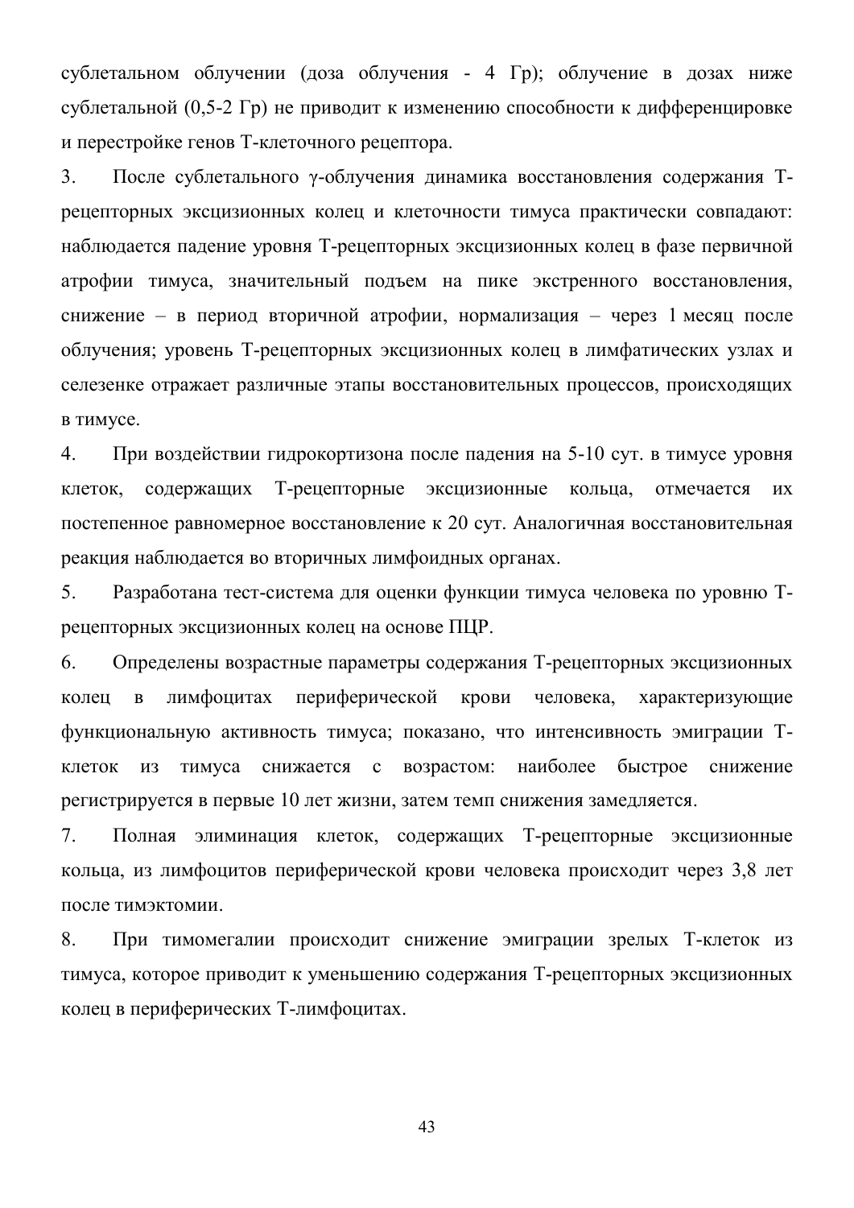сублетальном облучении (доза облучения - 4 Гр); облучение в дозах ниже сублетальной (0,5-2 Гр) не приводит к изменению способности к дифференцировке и перестройке генов Т-клеточного рецептора.

3. После сублетального γ-облучения динамика восстановления содержания Т-рецепторных эксцизионных колец и клеточности тимуса практически совпадают: наблюдается падение уровня Т-рецепторных эксцизионных колец в фазе первичной атрофии тимуса, значительный подъем на пике экстренного восстановления, снижение – в период вторичной атрофии, нормализация – через 1 месяц после облучения; уровень Т-рецепторных эксцизионных колец в лимфатических узлах и селезенке отражает различные этапы восстановительных процессов, происходящих в тимусе.

4. При воздействии гидрокортизона после падения на 5-10 сут. в тимусе уровня клеток, содержащих Т-рецепторные эксцизионные кольца, отмечается их постепенное равномерное восстановление к 20 сут. Аналогичная восстановительная реакция наблюдается во вторичных лимфоидных органах.

5. Разработана тест-система для оценки функции тимуса человека по уровню Т-рецепторных эксцизионных колец на основе ПЦР.

6. Определены возрастные параметры содержания Т-рецепторных эксцизионных колец в лимфоцитах периферической крови человека, характеризующие функциональную активность тимуса; показано, что интенсивность эмиграции Т-клеток из тимуса снижается с возрастом: наиболее быстрое снижение регистрируется в первые 10 лет жизни, затем темп снижения замедляется.

7. Полная элиминация клеток, содержащих Т-рецепторные эксцизионные кольца, из лимфоцитов периферической крови человека происходит через 3,8 лет после тимэктомии.

8. При тимомегалии происходит снижение эмиграции зрелых Т-клеток из тимуса, которое приводит к уменьшению содержания Т-рецепторных эксцизионных колец в периферических Т-лимфоцитах.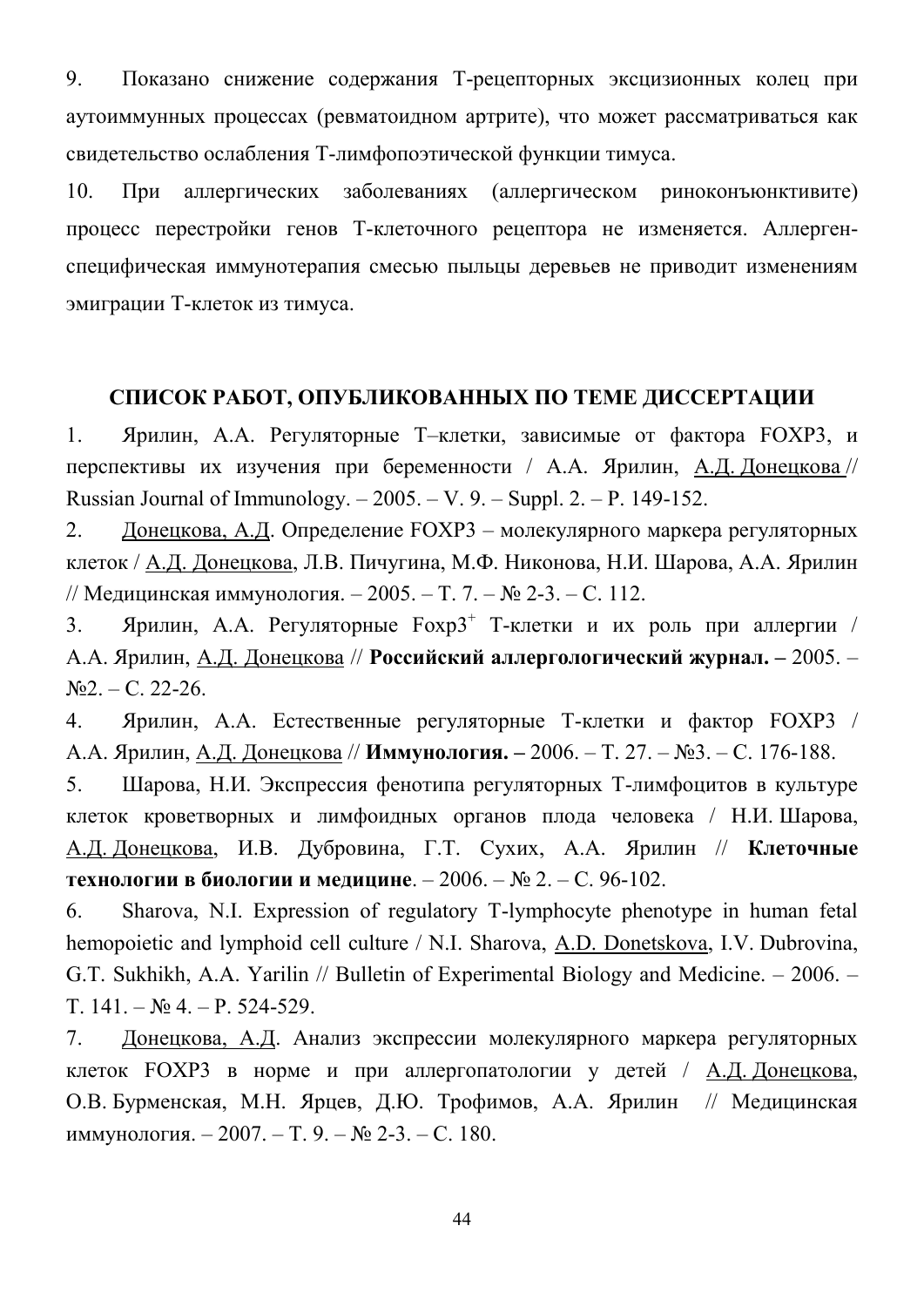9. Показано снижение содержания Т-рецепторных эксцизионных колец при аутоиммунных процессах (ревматоидном артрите), что может рассматриваться как свидетельство ослабления Т-лимфопоэтической функции тимуса.

10. При аллергических заболеваниях (аллергическом риноконъюнктивите) процесс перестройки генов Т-клеточного рецептора не изменяется. Аллерген-специфическая иммунотерапия смесью пыльцы деревьев не приводит изменениям эмиграции Т-клеток из тимуса.

## СПИСОК РАБОТ, ОПУБЛИКОВАННЫХ ПО ТЕМЕ ДИССЕРТАЦИИ

1. Ярилин, А.А. Регуляторные Т–клетки, зависимые от фактора FOXP3, и перспективы их изучения при беременности / А.А. Ярилин, А.Д. Донецкова // Russian Journal of Immunology. – 2005. – V. 9. – Suppl. 2. – P. 149-152.

2. Донецкова, А.Д. Определение FOXP3 – молекулярного маркера регуляторных клеток / А.Д. Донецкова, Л.В. Пичугина, М.Ф. Никонова, Н.И. Шарова, А.А. Ярилин // Медицинская иммунология. – 2005. – Т. 7. – № 2-3. – С. 112.

3. Ярилин, А.А. Регуляторные Foxp3$^{+}$ Т-клетки и их роль при аллергии / А.А. Ярилин, А.Д. Донецкова // **Российский аллергологический журнал. –** 2005. – №2. – С. 22-26.

4. Ярилин, А.А. Естественные регуляторные Т-клетки и фактор FOXP3 / А.А. Ярилин, А.Д. Донецкова // **Иммунология. –** 2006. – Т. 27. – №3. – С. 176-188.

5. Шарова, Н.И. Экспрессия фенотипа регуляторных Т-лимфоцитов в культуре клеток кроветворных и лимфоидных органов плода человека / Н.И. Шарова, А.Д. Донецкова, И.В. Дубровина, Г.Т. Сухих, А.А. Ярилин // **Клеточные технологии в биологии и медицине**. – 2006. – № 2. – С. 96-102.

6. Sharova, N.I. Expression of regulatory T-lymphocyte phenotype in human fetal hemopoietic and lymphoid cell culture / N.I. Sharova, A.D. Donetskova, I.V. Dubrovina, G.T. Sukhikh, A.A. Yarilin // Bulletin of Experimental Biology and Medicine. – 2006. – T. 141. – № 4. – P. 524-529.

7. Донецкова, А.Д. Анализ экспрессии молекулярного маркера регуляторных клеток FOXP3 в норме и при аллергопатологии у детей / А.Д. Донецкова, О.В. Бурменская, М.Н. Ярцев, Д.Ю. Трофимов, А.А Ярилин // Медицинская иммунология. – 2007. – Т. 9. – № 2-3. – С. 180.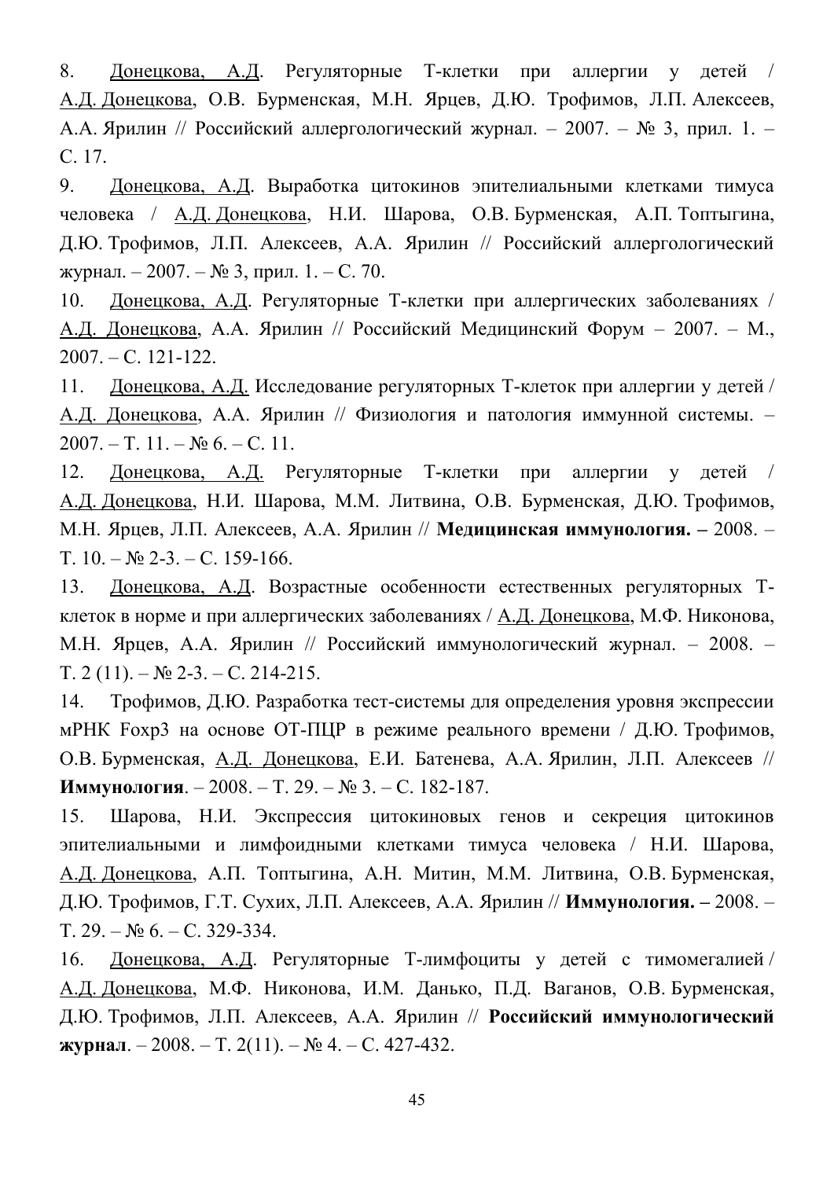8. Донецкова, А.Д. Регуляторные Т-клетки при аллергии у детей / А.Д. Донецкова, О.В. Бурменская, М.Н. Ярцев, Д.Ю. Трофимов, Л.П. Алексеев, А.А. Ярилин // Российский аллергологический журнал. – 2007. – № 3, прил. 1. – С. 17.

9. Донецкова, А.Д. Выработка цитокинов эпителиальными клетками тимуса человека / А.Д. Донецкова, Н.И. Шарова, О.В. Бурменская, А.П. Топтыгина, Д.Ю. Трофимов, Л.П. Алексеев, А.А. Ярилин // Российский аллергологический журнал. – 2007. – № 3, прил. 1. – С. 70.

10. Донецкова, А.Д. Регуляторные Т-клетки при аллергических заболеваниях / А.Д. Донецкова, А.А. Ярилин // Российский Медицинский Форум – 2007. – М., 2007. – С. 121-122.

11. Донецкова, А.Д. Исследование регуляторных Т-клеток при аллергии у детей / А.Д. Донецкова, А.А. Ярилин // Физиология и патология иммунной системы. – 2007. – Т. 11. – № 6. – С. 11.

12. Донецкова, А.Д. Регуляторные Т-клетки при аллергии у детей / А.Д. Донецкова, Н.И. Шарова, М.М. Литвина, О.В. Бурменская, Д.Ю. Трофимов, М.Н. Ярцев, Л.П. Алексеев, А.А. Ярилин // **Медицинская иммунология. –** 2008. – Т. 10. – № 2-3. – С. 159-166.

13. Донецкова, А.Д. Возрастные особенности естественных регуляторных Т-клеток в норме и при аллергических заболеваниях / А.Д. Донецкова, М.Ф. Никонова, М.Н. Ярцев, А.А. Ярилин // Российский иммунологический журнал. – 2008. – Т. 2 (11). – № 2-3. – С. 214-215.

14. Трофимов, Д.Ю. Разработка тест-системы для определения уровня экспрессии мРНК Foxp3 на основе ОТ-ПЦР в режиме реального времени / Д.Ю. Трофимов, О.В. Бурменская, А.Д. Донецкова, Е.И. Батенева, А.А. Ярилин, Л.П. Алексеев // **Иммунология**. – 2008. – Т. 29. – № 3. – С. 182-187.

15. Шарова, Н.И. Экспрессия цитокиновых генов и секреция цитокинов эпителиальными и лимфоидными клетками тимуса человека / Н.И. Шарова, А.Д. Донецкова, А.П. Топтыгина, А.Н. Митин, М.М. Литвина, О.В. Бурменская, Д.Ю. Трофимов, Г.Т. Сухих, Л.П. Алексеев, А.А. Ярилин // **Иммунология. –** 2008. – Т. 29. – № 6. – С. 329-334.

16. Донецкова, А.Д. Регуляторные Т-лимфоциты у детей с тимомегалией / А.Д. Донецкова, М.Ф. Никонова, И.М. Данько, П.Д. Ваганов, О.В. Бурменская, Д.Ю. Трофимов, Л.П. Алексеев, А.А. Ярилин // **Российский иммунологический журнал**. – 2008. – Т. 2(11). – № 4. – С. 427-432.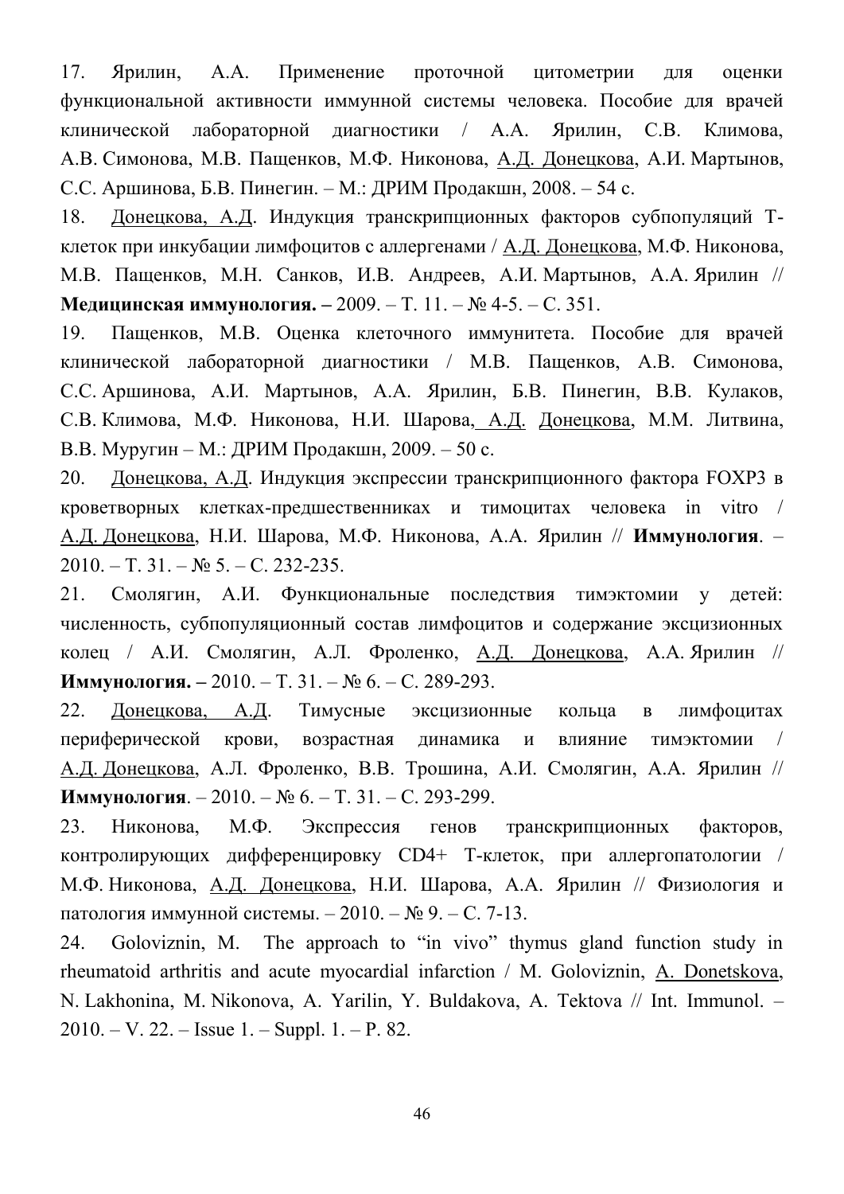17. Ярилин, А.А. Применение проточной цитометрии для оценки функциональной активности иммунной системы человека. Пособие для врачей клинической лабораторной диагностики / А.А. Ярилин, С.В. Климова, А.В. Симонова, М.В. Пащенков, М.Ф. Никонова, А.Д. Донецкова, А.И. Мартынов, С.С. Аршинова, Б.В. Пинегин. – М.: ДРИМ Продакшн, 2008. – 54 с.

18. Донецкова, А.Д. Индукция транскрипционных факторов субпопуляций Т-клеток при инкубации лимфоцитов с аллергенами / А.Д. Донецкова, М.Ф. Никонова, М.В. Пащенков, М.Н. Санков, И.В. Андреев, А.И. Мартынов, А.А. Ярилин // **Медицинская иммунология. –** 2009. – Т. 11. – № 4-5. – С. 351.

19. Пащенков, М.В. Оценка клеточного иммунитета. Пособие для врачей клинической лабораторной диагностики / М.В. Пащенков, А.В. Симонова, С.С. Аршинова, А.И. Мартынов, А.А. Ярилин, Б.В. Пинегин, В.В. Кулаков, С.В. Климова, М.Ф. Никонова, Н.И. Шарова, А.Д. Донецкова, М.М. Литвина, В.В. Муругин – М.: ДРИМ Продакшн, 2009. – 50 с.

20. Донецкова, А.Д. Индукция экспрессии транскрипционного фактора FOXP3 в кроветворных клетках-предшественниках и тимоцитах человека in vitro / А.Д. Донецкова, Н.И. Шарова, М.Ф. Никонова, А.А. Ярилин // **Иммунология**. – 2010. – Т. 31. – № 5. – С. 232-235.

21. Смолягин, А.И. Функциональные последствия тимэктомии у детей: численность, субпопуляционный состав лимфоцитов и содержание эксцизионных колец / А.И. Смолягин, А.Л. Фроленко, А.Д. Донецкова, А.А. Ярилин // **Иммунология. –** 2010. – Т. 31. – № 6. – С. 289-293.

22. Донецкова, А.Д. Тимусные эксцизионные кольца в лимфоцитах периферической крови, возрастная динамика и влияние тимэктомии / А.Д. Донецкова, А.Л. Фроленко, В.В. Трошина, А.И. Смолягин, А.А. Ярилин // **Иммунология**. – 2010. – № 6. – Т. 31. – С. 293-299.

23. Никонова, М.Ф. Экспрессия генов транскрипционных факторов, контролирующих дифференцировку CD4+ Т-клеток, при аллергопатологии / М.Ф. Никонова, А.Д. Донецкова, Н.И. Шарова, А.А. Ярилин // Физиология и патология иммунной системы. – 2010. – № 9. – С. 7-13.

24. Goloviznin, M. The approach to “in vivo” thymus gland function study in rheumatoid arthritis and acute myocardial infarction / M. Goloviznin, A. Donetskova, N. Lakhonina, M. Nikonova, A. Yarilin, Y. Buldakova, A. Tektova // Int. Immunol. – 2010. – V. 22. – Issue 1. – Suppl. 1. – P. 82.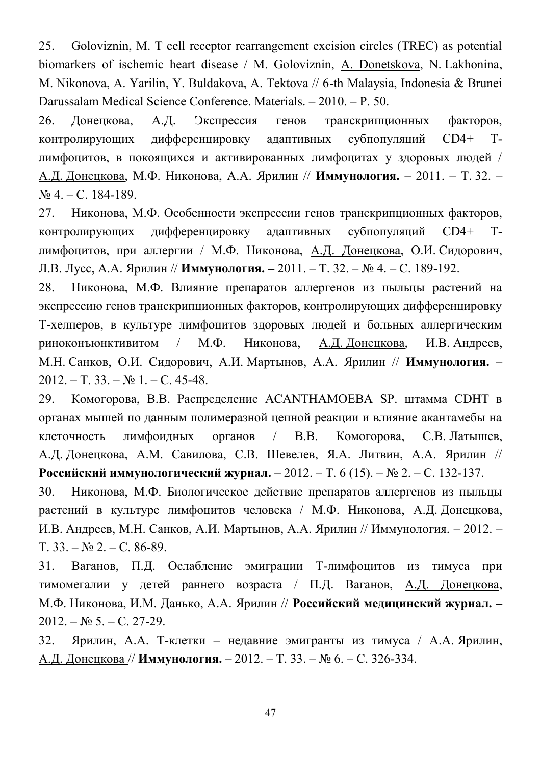25. Goloviznin, M. T cell receptor rearrangement excision circles (TREC) as potential biomarkers of ischemic heart disease / M. Goloviznin, A. Donetskova, N. Lakhonina, M. Nikonova, A. Yarilin, Y. Buldakova, A. Tektova // 6-th Malaysia, Indonesia & Brunei Darussalam Medical Science Conference. Materials. – 2010. – P. 50.

26. Донецкова, А.Д. Экспрессия генов транскрипционных факторов, контролирующих дифференцировку адаптивных субпопуляций CD4+ Т-лимфоцитов, в покоящихся и активированных лимфоцитах у здоровых людей / А.Д. Донецкова, М.Ф. Никонова, А.А. Ярилин // **Иммунология. –** 2011. – Т. 32. – № 4. – С. 184-189.

27. Никонова, М.Ф. Особенности экспрессии генов транскрипционных факторов, контролирующих дифференцировку адаптивных субпопуляций CD4+ Т-лимфоцитов, при аллергии / М.Ф. Никонова, А.Д. Донецкова, О.И. Сидорович, Л.В. Лусс, А.А. Ярилин // **Иммунология. –** 2011. – Т. 32. – № 4. – С. 189-192.

28. Никонова, М.Ф. Влияние препаратов аллергенов из пыльцы растений на экспрессию генов транскрипционных факторов, контролирующих дифференцировку Т-хелперов, в культуре лимфоцитов здоровых людей и больных аллергическим риноконъюнктивитом / М.Ф. Никонова, А.Д. Донецкова, И.В. Андреев, М.Н. Санков, О.И. Сидорович, А.И. Мартынов, А.А. Ярилин // **Иммунология. –** 2012. – Т. 33. – № 1. – С. 45-48.

29. Комогорова, В.В. Распределение ACANTHAMOEBA SP. штамма CDHT в органах мышей по данным полимеразной цепной реакции и влияние акантамебы на клеточность лимфоидных органов / В.В. Комогорова, С.В. Латышев, А.Д. Донецкова, А.М. Савилова, С.В. Шевелев, Я.А. Литвин, А.А. Ярилин // **Российский иммунологический журнал. –** 2012. – Т. 6 (15). – № 2. – С. 132-137.

30. Никонова, М.Ф. Биологическое действие препаратов аллергенов из пыльцы растений в культуре лимфоцитов человека / М.Ф. Никонова, А.Д. Донецкова, И.В. Андреев, М.Н. Санков, А.И. Мартынов, А.А. Ярилин // Иммунология. – 2012. – Т. 33. – № 2. – С. 86-89.

31. Ваганов, П.Д. Ослабление эмиграции Т-лимфоцитов из тимуса при тимомегалии у детей раннего возраста / П.Д. Ваганов, А.Д. Донецкова, М.Ф. Никонова, И.М. Данько, А.А. Ярилин // **Российский медицинский журнал. –** 2012. – № 5. – С. 27-29.

32. Ярилин, А.А. Т-клетки – недавние эмигранты из тимуса / А.А. Ярилин, А.Д. Донецкова // **Иммунология. –** 2012. – Т. 33. – № 6. – С. 326-334.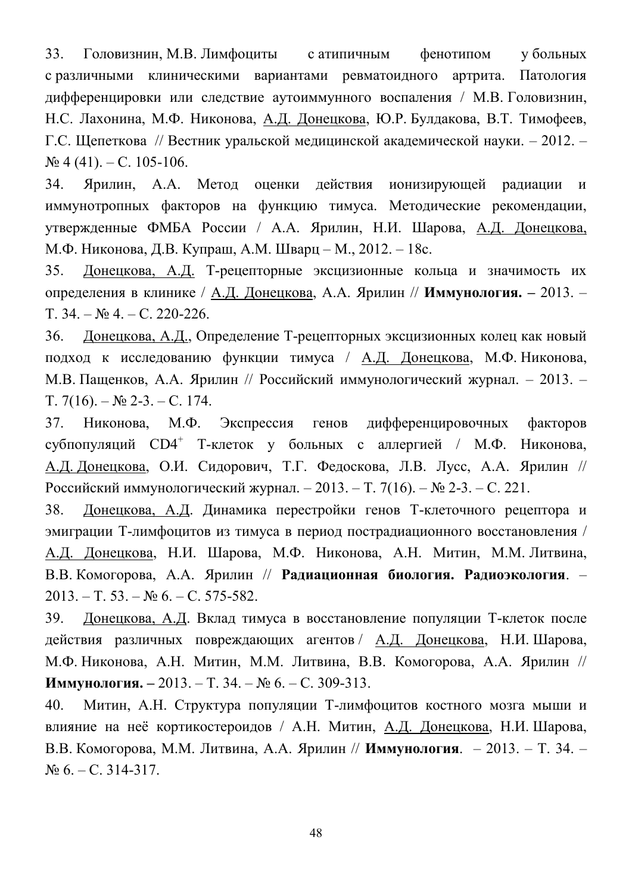33. Головизнин, М.В. Лимфоциты с атипичным фенотипом у больных с различными клиническими вариантами ревматоидного артрита. Патология дифференцировки или следствие аутоиммунного воспаления / М.В. Головизнин, Н.С. Лахонина, М.Ф. Никонова, <u>А.Д. Донецкова</u>, Ю.Р. Булдакова, В.Т. Тимофеев, Г.С. Щепеткова // Вестник уральской медицинской академической науки. – 2012. – № 4 (41). – С. 105-106.

34. Ярилин, А.А. Метод оценки действия ионизирующей радиации и иммунотропных факторов на функцию тимуса. Методические рекомендации, утвержденные ФМБА России / А.А. Ярилин, Н.И. Шарова, <u>А.Д. Донецкова,</u> М.Ф. Никонова, Д.В. Купраш, А.М. Шварц – М., 2012. – 18с.

35. <u>Донецкова, А.Д.</u> Т-рецепторные эксцизионные кольца и значимость их определения в клинике / <u>А.Д. Донецкова</u>, А.А. Ярилин // **Иммунология. –** 2013. – Т. 34. – № 4. – С. 220-226.

36. <u>Донецкова, А.Д.</u>, Определение Т-рецепторных эксцизионных колец как новый подход к исследованию функции тимуса / <u>А.Д. Донецкова</u>, М.Ф. Никонова, М.В. Пащенков, А.А. Ярилин // Российский иммунологический журнал. – 2013. – Т. 7(16). – № 2-3. – С. 174.

37. Никонова, М.Ф. Экспрессия генов дифференцировочных факторов субпопуляций $CD4^+$ Т-клеток у больных с аллергией / М.Ф. Никонова, <u>А.Д. Донецкова</u>, О.И. Сидорович, Т.Г. Федоскова, Л.В. Лусс, А.А. Ярилин // Российский иммунологический журнал. – 2013. – Т. 7(16). – № 2-3. – С. 221.

38. <u>Донецкова, А.Д</u>. Динамика перестройки генов Т-клеточного рецептора и эмиграции Т-лимфоцитов из тимуса в период пострадиационного восстановления / <u>А.Д. Донецкова</u>, Н.И. Шарова, М.Ф. Никонова, А.Н. Митин, М.М. Литвина, В.В. Комогорова, А.А. Ярилин // **Радиационная биология. Радиоэкология**. – 2013. – Т. 53. – № 6. – С. 575-582.

39. <u>Донецкова, А.Д</u>. Вклад тимуса в восстановление популяции Т-клеток после действия различных повреждающих агентов / <u>А.Д. Донецкова</u>, Н.И. Шарова, М.Ф. Никонова, А.Н. Митин, М.М. Литвина, В.В. Комогорова, А.А. Ярилин // **Иммунология. –** 2013. – Т. 34. – № 6. – С. 309-313.

40. Митин, А.Н. Структура популяции Т-лимфоцитов костного мозга мыши и влияние на неё кортикостероидов / А.Н. Митин, <u>А.Д. Донецкова</u>, Н.И. Шарова, В.В. Комогорова, М.М. Литвина, А.А. Ярилин // **Иммунология**. – 2013. – Т. 34. – № 6. – С. 314-317.